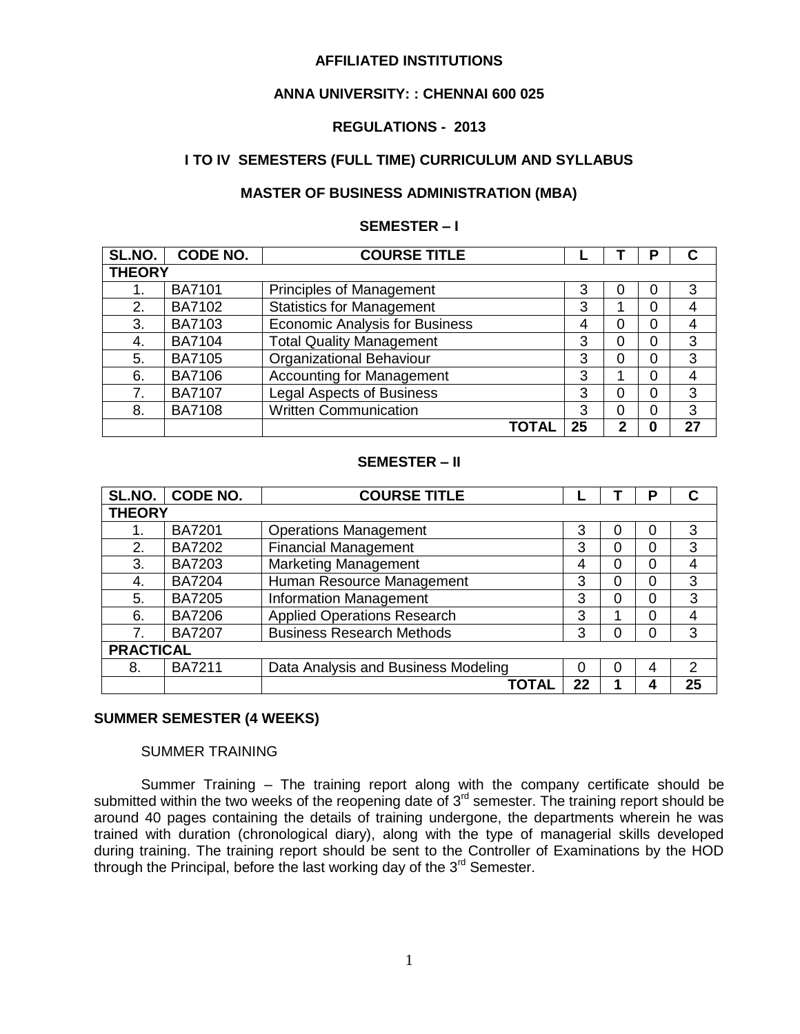**AFFILIATED INSTITUTIONS**

**ANNA UNIVERSITY: : CHENNAI 600 025**

**REGULATIONS - 2013**

**I TO IV SEMESTERS (FULL TIME) CURRICULUM AND SYLLABUS**

**MASTER OF BUSINESS ADMINISTRATION (MBA)**

**SEMESTER – I**

| SL.NO. | CODE NO. | COURSE TITLE | L | T | P | C |
|---|---|---|---|---|---|---|
| **THEORY** | | | | | | |
| 1. | BA7101 | Principles of Management | 3 | 0 | 0 | 3 |
| 2. | BA7102 | Statistics for Management | 3 | 1 | 0 | 4 |
| 3. | BA7103 | Economic Analysis for Business | 4 | 0 | 0 | 4 |
| 4. | BA7104 | Total Quality Management | 3 | 0 | 0 | 3 |
| 5. | BA7105 | Organizational Behaviour | 3 | 0 | 0 | 3 |
| 6. | BA7106 | Accounting for Management | 3 | 1 | 0 | 4 |
| 7. | BA7107 | Legal Aspects of Business | 3 | 0 | 0 | 3 |
| 8. | BA7108 | Written Communication | 3 | 0 | 0 | 3 |
| | | **TOTAL** | **25** | **2** | **0** | **27** |

**SEMESTER – II**

| SL.NO. | CODE NO. | COURSE TITLE | L | T | P | C |
|---|---|---|---|---|---|---|
| **THEORY** | | | | | | |
| 1. | BA7201 | Operations Management | 3 | 0 | 0 | 3 |
| 2. | BA7202 | Financial Management | 3 | 0 | 0 | 3 |
| 3. | BA7203 | Marketing Management | 4 | 0 | 0 | 4 |
| 4. | BA7204 | Human Resource Management | 3 | 0 | 0 | 3 |
| 5. | BA7205 | Information Management | 3 | 0 | 0 | 3 |
| 6. | BA7206 | Applied Operations Research | 3 | 1 | 0 | 4 |
| 7. | BA7207 | Business Research Methods | 3 | 0 | 0 | 3 |
| **PRACTICAL** | | | | | | |
| 8. | BA7211 | Data Analysis and Business Modeling | 0 | 0 | 4 | 2 |
| | | **TOTAL** | **22** | **1** | **4** | **25** |

**SUMMER SEMESTER (4 WEEKS)**

SUMMER TRAINING

Summer Training – The training report along with the company certificate should be submitted within the two weeks of the reopening date of 3rd semester. The training report should be around 40 pages containing the details of training undergone, the departments wherein he was trained with duration (chronological diary), along with the type of managerial skills developed during training. The training report should be sent to the Controller of Examinations by the HOD through the Principal, before the last working day of the 3rd Semester.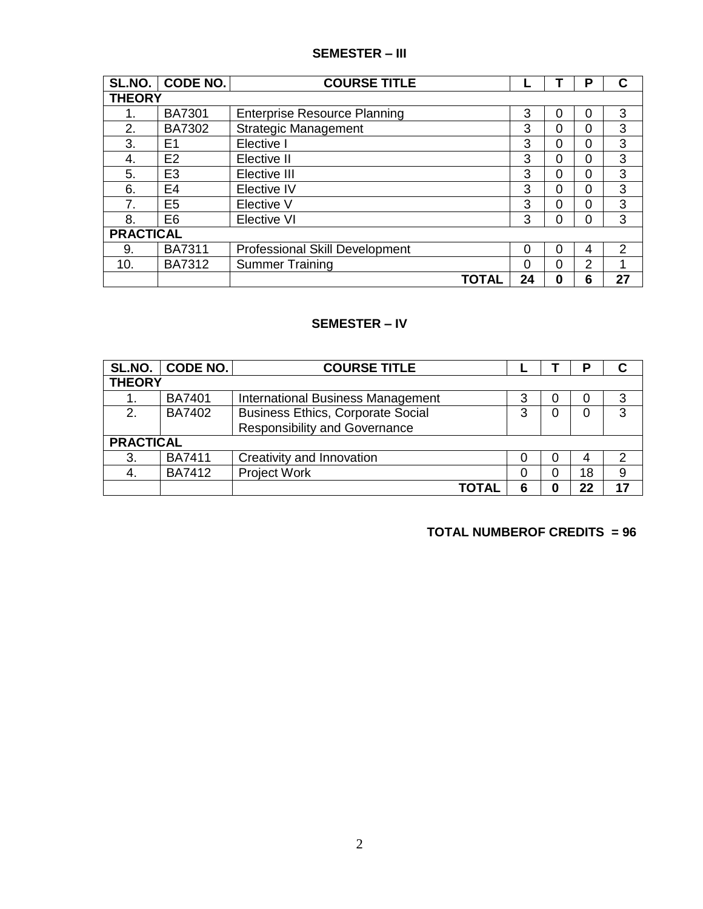**SEMESTER – III**

| SL.NO. | CODE NO. | COURSE TITLE | L | T | P | C |
|---|---|---|---|---|---|---|
| **THEORY** | | | | | | |
| 1. | BA7301 | Enterprise Resource Planning | 3 | 0 | 0 | 3 |
| 2. | BA7302 | Strategic Management | 3 | 0 | 0 | 3 |
| 3. | E1 | Elective I | 3 | 0 | 0 | 3 |
| 4. | E2 | Elective II | 3 | 0 | 0 | 3 |
| 5. | E3 | Elective III | 3 | 0 | 0 | 3 |
| 6. | E4 | Elective IV | 3 | 0 | 0 | 3 |
| 7. | E5 | Elective V | 3 | 0 | 0 | 3 |
| 8. | E6 | Elective VI | 3 | 0 | 0 | 3 |
| **PRACTICAL** | | | | | | |
| 9. | BA7311 | Professional Skill Development | 0 | 0 | 4 | 2 |
| 10. | BA7312 | Summer Training | 0 | 0 | 2 | 1 |
| | | **TOTAL** | **24** | **0** | **6** | **27** |

**SEMESTER – IV**

| SL.NO. | CODE NO. | COURSE TITLE | L | T | P | C |
|---|---|---|---|---|---|---|
| **THEORY** | | | | | | |
| 1. | BA7401 | International Business Management | 3 | 0 | 0 | 3 |
| 2. | BA7402 | Business Ethics, Corporate Social Responsibility and Governance | 3 | 0 | 0 | 3 |
| **PRACTICAL** | | | | | | |
| 3. | BA7411 | Creativity and Innovation | 0 | 0 | 4 | 2 |
| 4. | BA7412 | Project Work | 0 | 0 | 18 | 9 |
| | | **TOTAL** | **6** | **0** | **22** | **17** |

**TOTAL NUMBEROF CREDITS = 96**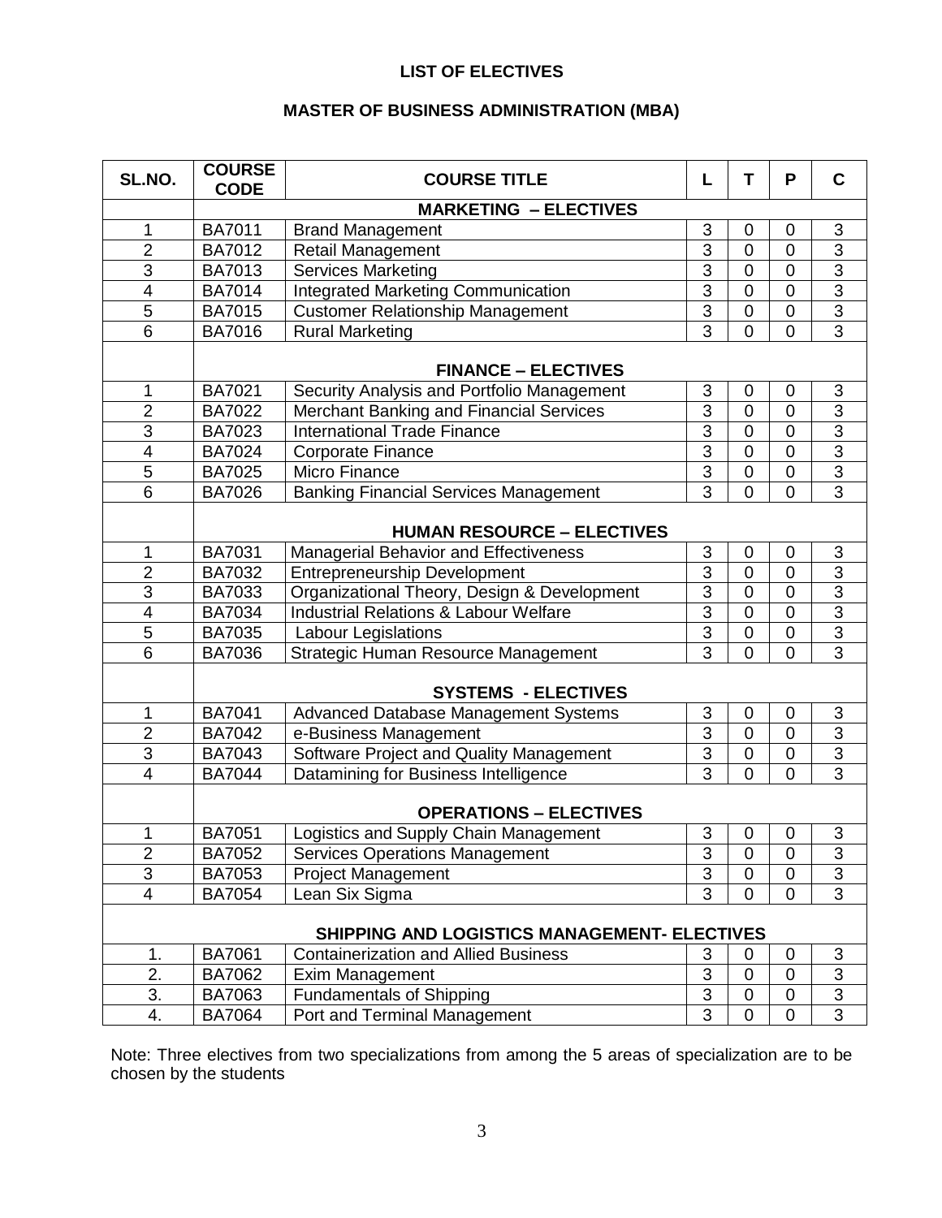**LIST OF ELECTIVES**

**MASTER OF BUSINESS ADMINISTRATION (MBA)**

| SL.NO. | COURSE CODE | COURSE TITLE | L | T | P | C |
|---|---|---|---|---|---|---|
| | **MARKETING – ELECTIVES** | | | | | |
| 1 | BA7011 | Brand Management | 3 | 0 | 0 | 3 |
| 2 | BA7012 | Retail Management | 3 | 0 | 0 | 3 |
| 3 | BA7013 | Services Marketing | 3 | 0 | 0 | 3 |
| 4 | BA7014 | Integrated Marketing Communication | 3 | 0 | 0 | 3 |
| 5 | BA7015 | Customer Relationship Management | 3 | 0 | 0 | 3 |
| 6 | BA7016 | Rural Marketing | 3 | 0 | 0 | 3 |
| | **FINANCE – ELECTIVES** | | | | | |
| 1 | BA7021 | Security Analysis and Portfolio Management | 3 | 0 | 0 | 3 |
| 2 | BA7022 | Merchant Banking and Financial Services | 3 | 0 | 0 | 3 |
| 3 | BA7023 | International Trade Finance | 3 | 0 | 0 | 3 |
| 4 | BA7024 | Corporate Finance | 3 | 0 | 0 | 3 |
| 5 | BA7025 | Micro Finance | 3 | 0 | 0 | 3 |
| 6 | BA7026 | Banking Financial Services Management | 3 | 0 | 0 | 3 |
| | **HUMAN RESOURCE – ELECTIVES** | | | | | |
| 1 | BA7031 | Managerial Behavior and Effectiveness | 3 | 0 | 0 | 3 |
| 2 | BA7032 | Entrepreneurship Development | 3 | 0 | 0 | 3 |
| 3 | BA7033 | Organizational Theory, Design & Development | 3 | 0 | 0 | 3 |
| 4 | BA7034 | Industrial Relations & Labour Welfare | 3 | 0 | 0 | 3 |
| 5 | BA7035 | Labour Legislations | 3 | 0 | 0 | 3 |
| 6 | BA7036 | Strategic Human Resource Management | 3 | 0 | 0 | 3 |
| | **SYSTEMS - ELECTIVES** | | | | | |
| 1 | BA7041 | Advanced Database Management Systems | 3 | 0 | 0 | 3 |
| 2 | BA7042 | e-Business Management | 3 | 0 | 0 | 3 |
| 3 | BA7043 | Software Project and Quality Management | 3 | 0 | 0 | 3 |
| 4 | BA7044 | Datamining for Business Intelligence | 3 | 0 | 0 | 3 |
| | **OPERATIONS – ELECTIVES** | | | | | |
| 1 | BA7051 | Logistics and Supply Chain Management | 3 | 0 | 0 | 3 |
| 2 | BA7052 | Services Operations Management | 3 | 0 | 0 | 3 |
| 3 | BA7053 | Project Management | 3 | 0 | 0 | 3 |
| 4 | BA7054 | Lean Six Sigma | 3 | 0 | 0 | 3 |
| **SHIPPING AND LOGISTICS MANAGEMENT- ELECTIVES** | | | | | | |
| 1. | BA7061 | Containerization and Allied Business | 3 | 0 | 0 | 3 |
| 2. | BA7062 | Exim Management | 3 | 0 | 0 | 3 |
| 3. | BA7063 | Fundamentals of Shipping | 3 | 0 | 0 | 3 |
| 4. | BA7064 | Port and Terminal Management | 3 | 0 | 0 | 3 |

Note: Three electives from two specializations from among the 5 areas of specialization are to be chosen by the students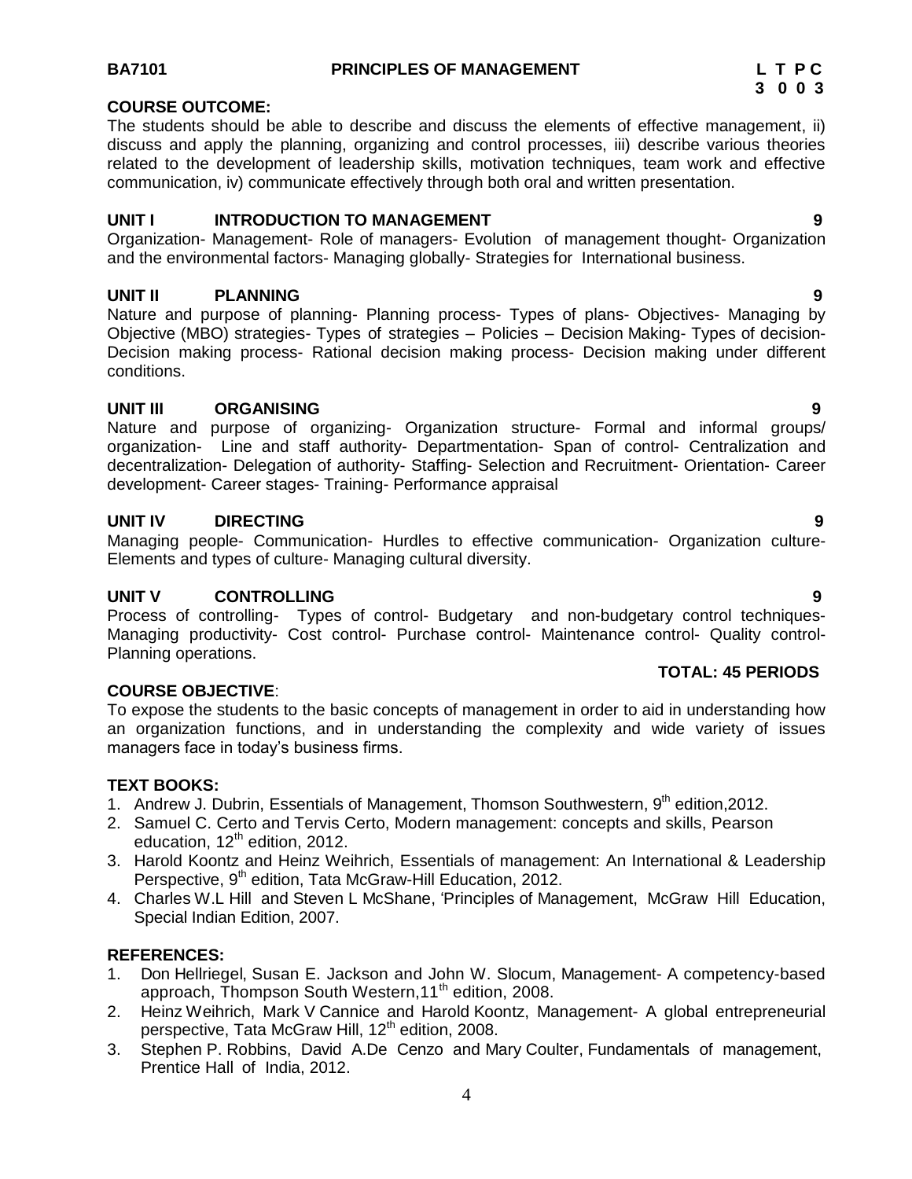**BA7101 PRINCIPLES OF MANAGEMENT**

| L | T | P | C |
|---|---|---|---|
| 3 | 0 | 0 | 3 |

**COURSE OUTCOME:**

The students should be able to describe and discuss the elements of effective management, ii) discuss and apply the planning, organizing and control processes, iii) describe various theories related to the development of leadership skills, motivation techniques, team work and effective communication, iv) communicate effectively through both oral and written presentation.

**UNIT I INTRODUCTION TO MANAGEMENT 9**

Organization- Management- Role of managers- Evolution of management thought- Organization and the environmental factors- Managing globally- Strategies for International business.

**UNIT II PLANNING 9**

Nature and purpose of planning- Planning process- Types of plans- Objectives- Managing by Objective (MBO) strategies- Types of strategies – Policies – Decision Making- Types of decision- Decision making process- Rational decision making process- Decision making under different conditions.

**UNIT III ORGANISING 9**

Nature and purpose of organizing- Organization structure- Formal and informal groups/ organization- Line and staff authority- Departmentation- Span of control- Centralization and decentralization- Delegation of authority- Staffing- Selection and Recruitment- Orientation- Career development- Career stages- Training- Performance appraisal

**UNIT IV DIRECTING 9**

Managing people- Communication- Hurdles to effective communication- Organization culture- Elements and types of culture- Managing cultural diversity.

**UNIT V CONTROLLING 9**

Process of controlling- Types of control- Budgetary and non-budgetary control techniques- Managing productivity- Cost control- Purchase control- Maintenance control- Quality control- Planning operations.

**TOTAL: 45 PERIODS**

**COURSE OBJECTIVE**:

To expose the students to the basic concepts of management in order to aid in understanding how an organization functions, and in understanding the complexity and wide variety of issues managers face in today's business firms.

**TEXT BOOKS:**

1. Andrew J. Dubrin, Essentials of Management, Thomson Southwestern, 9th edition,2012.
2. Samuel C. Certo and Tervis Certo, Modern management: concepts and skills, Pearson education, 12th edition, 2012.
3. Harold Koontz and Heinz Weihrich, Essentials of management: An International & Leadership Perspective, 9th edition, Tata McGraw-Hill Education, 2012.
4. Charles W.L Hill and Steven L McShane, 'Principles of Management, McGraw Hill Education, Special Indian Edition, 2007.

**REFERENCES:**

1. Don Hellriegel, Susan E. Jackson and John W. Slocum, Management- A competency-based approach, Thompson South Western,11th edition, 2008.
2. Heinz Weihrich, Mark V Cannice and Harold Koontz, Management- A global entrepreneurial perspective, Tata McGraw Hill, 12th edition, 2008.
3. Stephen P. Robbins, David A.De Cenzo and Mary Coulter, Fundamentals of management, Prentice Hall of India, 2012.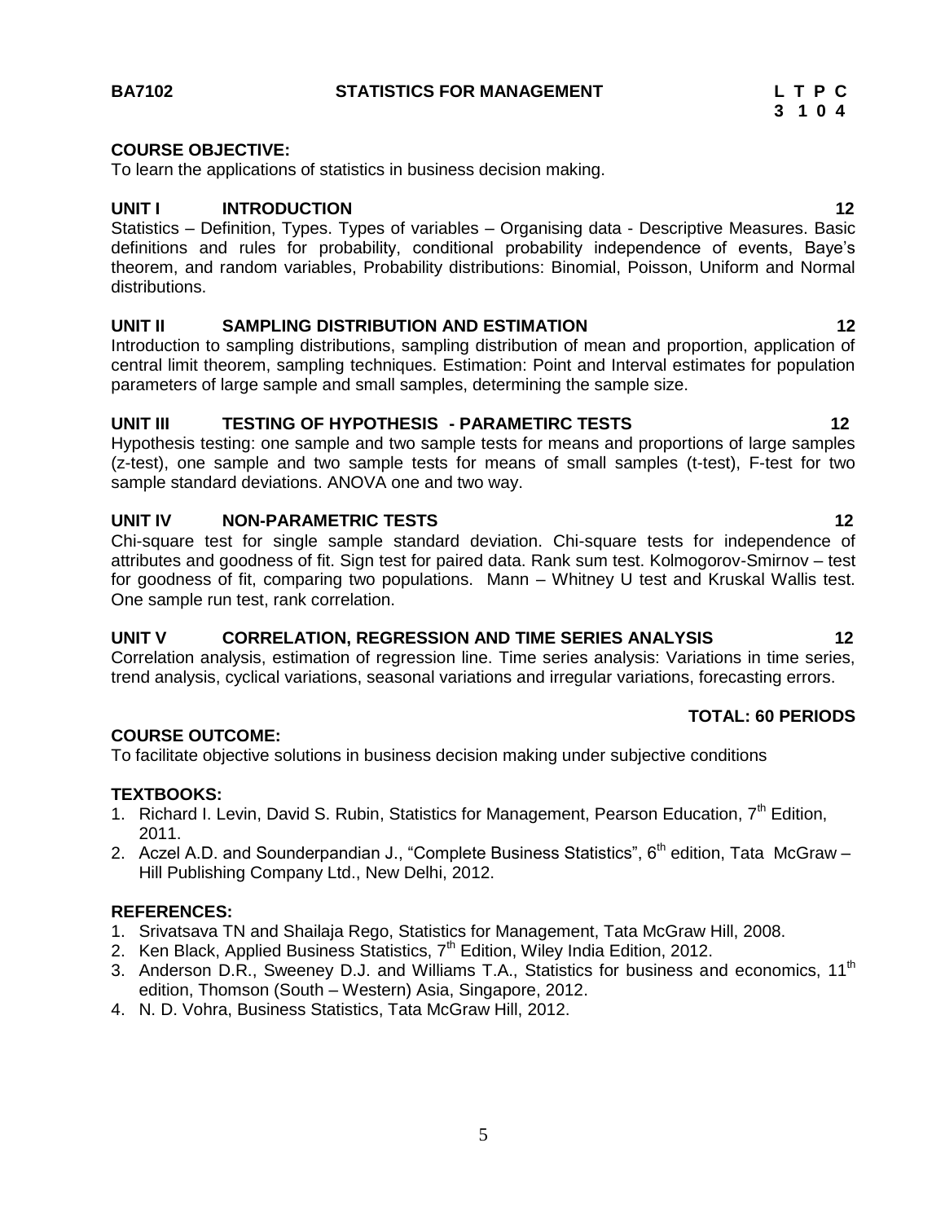## BA7102 STATISTICS FOR MANAGEMENT

| L | T | P | C |
|---|---|---|---|
| 3 | 1 | 0 | 4 |

**COURSE OBJECTIVE:**

To learn the applications of statistics in business decision making.

**UNIT I INTRODUCTION 12**

Statistics – Definition, Types. Types of variables – Organising data - Descriptive Measures. Basic definitions and rules for probability, conditional probability independence of events, Baye's theorem, and random variables, Probability distributions: Binomial, Poisson, Uniform and Normal distributions.

**UNIT II SAMPLING DISTRIBUTION AND ESTIMATION 12**

Introduction to sampling distributions, sampling distribution of mean and proportion, application of central limit theorem, sampling techniques. Estimation: Point and Interval estimates for population parameters of large sample and small samples, determining the sample size.

**UNIT III TESTING OF HYPOTHESIS - PARAMETIRC TESTS 12**

Hypothesis testing: one sample and two sample tests for means and proportions of large samples (z-test), one sample and two sample tests for means of small samples (t-test), F-test for two sample standard deviations. ANOVA one and two way.

**UNIT IV NON-PARAMETRIC TESTS 12**

Chi-square test for single sample standard deviation. Chi-square tests for independence of attributes and goodness of fit. Sign test for paired data. Rank sum test. Kolmogorov-Smirnov – test for goodness of fit, comparing two populations. Mann – Whitney U test and Kruskal Wallis test. One sample run test, rank correlation.

**UNIT V CORRELATION, REGRESSION AND TIME SERIES ANALYSIS 12**

Correlation analysis, estimation of regression line. Time series analysis: Variations in time series, trend analysis, cyclical variations, seasonal variations and irregular variations, forecasting errors.

**TOTAL: 60 PERIODS**

**COURSE OUTCOME:**

To facilitate objective solutions in business decision making under subjective conditions

**TEXTBOOKS:**

1. Richard I. Levin, David S. Rubin, Statistics for Management, Pearson Education, 7th Edition, 2011.
2. Aczel A.D. and Sounderpandian J., "Complete Business Statistics", 6th edition, Tata McGraw – Hill Publishing Company Ltd., New Delhi, 2012.

**REFERENCES:**

1. Srivatsava TN and Shailaja Rego, Statistics for Management, Tata McGraw Hill, 2008.
2. Ken Black, Applied Business Statistics, 7th Edition, Wiley India Edition, 2012.
3. Anderson D.R., Sweeney D.J. and Williams T.A., Statistics for business and economics, 11th edition, Thomson (South – Western) Asia, Singapore, 2012.
4. N. D. Vohra, Business Statistics, Tata McGraw Hill, 2012.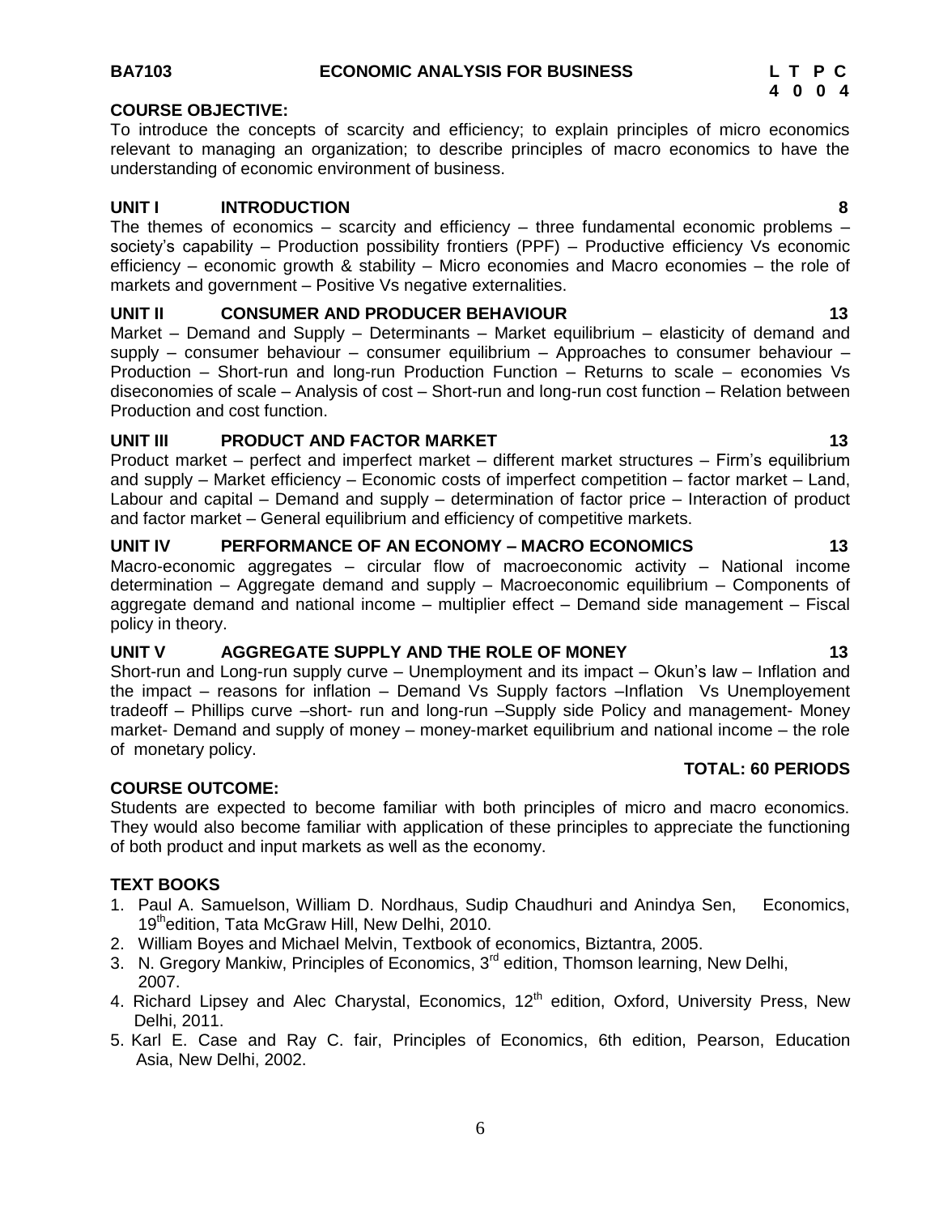**BA7103 ECONOMIC ANALYSIS FOR BUSINESS**

| L | T | P | C |
|---|---|---|---|
| 4 | 0 | 0 | 4 |

**COURSE OBJECTIVE:**

To introduce the concepts of scarcity and efficiency; to explain principles of micro economics relevant to managing an organization; to describe principles of macro economics to have the understanding of economic environment of business.

**UNIT I INTRODUCTION 8**

The themes of economics – scarcity and efficiency – three fundamental economic problems – society's capability – Production possibility frontiers (PPF) – Productive efficiency Vs economic efficiency – economic growth & stability – Micro economies and Macro economies – the role of markets and government – Positive Vs negative externalities.

**UNIT II CONSUMER AND PRODUCER BEHAVIOUR 13**

Market – Demand and Supply – Determinants – Market equilibrium – elasticity of demand and supply – consumer behaviour – consumer equilibrium – Approaches to consumer behaviour – Production – Short-run and long-run Production Function – Returns to scale – economies Vs diseconomies of scale – Analysis of cost – Short-run and long-run cost function – Relation between Production and cost function.

**UNIT III PRODUCT AND FACTOR MARKET 13**

Product market – perfect and imperfect market – different market structures – Firm's equilibrium and supply – Market efficiency – Economic costs of imperfect competition – factor market – Land, Labour and capital – Demand and supply – determination of factor price – Interaction of product and factor market – General equilibrium and efficiency of competitive markets.

**UNIT IV PERFORMANCE OF AN ECONOMY – MACRO ECONOMICS 13**

Macro-economic aggregates – circular flow of macroeconomic activity – National income determination – Aggregate demand and supply – Macroeconomic equilibrium – Components of aggregate demand and national income – multiplier effect – Demand side management – Fiscal policy in theory.

**UNIT V AGGREGATE SUPPLY AND THE ROLE OF MONEY 13**

Short-run and Long-run supply curve – Unemployment and its impact – Okun's law – Inflation and the impact – reasons for inflation – Demand Vs Supply factors –Inflation Vs Unemployement tradeoff – Phillips curve –short- run and long-run –Supply side Policy and management- Money market- Demand and supply of money – money-market equilibrium and national income – the role of monetary policy.

**TOTAL: 60 PERIODS**

**COURSE OUTCOME:**

Students are expected to become familiar with both principles of micro and macro economics. They would also become familiar with application of these principles to appreciate the functioning of both product and input markets as well as the economy.

**TEXT BOOKS**

1. Paul A. Samuelson, William D. Nordhaus, Sudip Chaudhuri and Anindya Sen, Economics, 19th edition, Tata McGraw Hill, New Delhi, 2010.
2. William Boyes and Michael Melvin, Textbook of economics, Biztantra, 2005.
3. N. Gregory Mankiw, Principles of Economics, 3rd edition, Thomson learning, New Delhi, 2007.
4. Richard Lipsey and Alec Charystal, Economics, 12th edition, Oxford, University Press, New Delhi, 2011.
5. Karl E. Case and Ray C. fair, Principles of Economics, 6th edition, Pearson, Education Asia, New Delhi, 2002.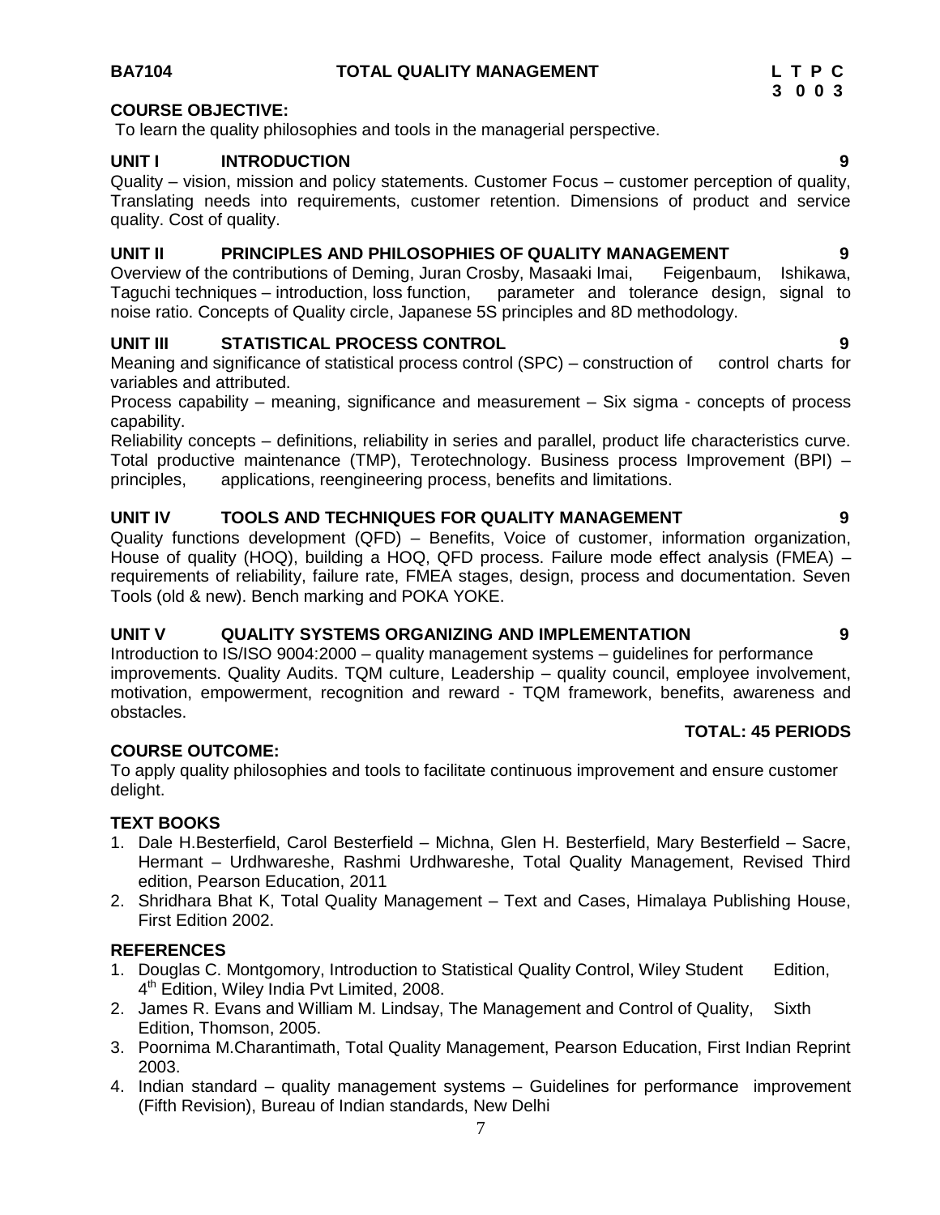**BA7104 TOTAL QUALITY MANAGEMENT**

| L | T | P | C |
|---|---|---|---|
| 3 | 0 | 0 | 3 |

**COURSE OBJECTIVE:**

To learn the quality philosophies and tools in the managerial perspective.

**UNIT I INTRODUCTION 9**

Quality – vision, mission and policy statements. Customer Focus – customer perception of quality, Translating needs into requirements, customer retention. Dimensions of product and service quality. Cost of quality.

**UNIT II PRINCIPLES AND PHILOSOPHIES OF QUALITY MANAGEMENT 9**

Overview of the contributions of Deming, Juran Crosby, Masaaki Imai, Feigenbaum, Ishikawa, Taguchi techniques – introduction, loss function, parameter and tolerance design, signal to noise ratio. Concepts of Quality circle, Japanese 5S principles and 8D methodology.

**UNIT III STATISTICAL PROCESS CONTROL 9**

Meaning and significance of statistical process control (SPC) – construction of control charts for variables and attributed.

Process capability – meaning, significance and measurement – Six sigma - concepts of process capability.

Reliability concepts – definitions, reliability in series and parallel, product life characteristics curve. Total productive maintenance (TMP), Terotechnology. Business process Improvement (BPI) – principles, applications, reengineering process, benefits and limitations.

**UNIT IV TOOLS AND TECHNIQUES FOR QUALITY MANAGEMENT 9**

Quality functions development (QFD) – Benefits, Voice of customer, information organization, House of quality (HOQ), building a HOQ, QFD process. Failure mode effect analysis (FMEA) – requirements of reliability, failure rate, FMEA stages, design, process and documentation. Seven Tools (old & new). Bench marking and POKA YOKE.

**UNIT V QUALITY SYSTEMS ORGANIZING AND IMPLEMENTATION 9**

Introduction to IS/ISO 9004:2000 – quality management systems – guidelines for performance improvements. Quality Audits. TQM culture, Leadership – quality council, employee involvement, motivation, empowerment, recognition and reward - TQM framework, benefits, awareness and obstacles.

**TOTAL: 45 PERIODS**

**COURSE OUTCOME:**

To apply quality philosophies and tools to facilitate continuous improvement and ensure customer delight.

**TEXT BOOKS**

1. Dale H.Besterfield, Carol Besterfield – Michna, Glen H. Besterfield, Mary Besterfield – Sacre, Hermant – Urdhwareshe, Rashmi Urdhwareshe, Total Quality Management, Revised Third edition, Pearson Education, 2011
2. Shridhara Bhat K, Total Quality Management – Text and Cases, Himalaya Publishing House, First Edition 2002.

**REFERENCES**

1. Douglas C. Montgomory, Introduction to Statistical Quality Control, Wiley Student Edition, 4th Edition, Wiley India Pvt Limited, 2008.
2. James R. Evans and William M. Lindsay, The Management and Control of Quality, Sixth Edition, Thomson, 2005.
3. Poornima M.Charantimath, Total Quality Management, Pearson Education, First Indian Reprint 2003.
4. Indian standard – quality management systems – Guidelines for performance improvement (Fifth Revision), Bureau of Indian standards, New Delhi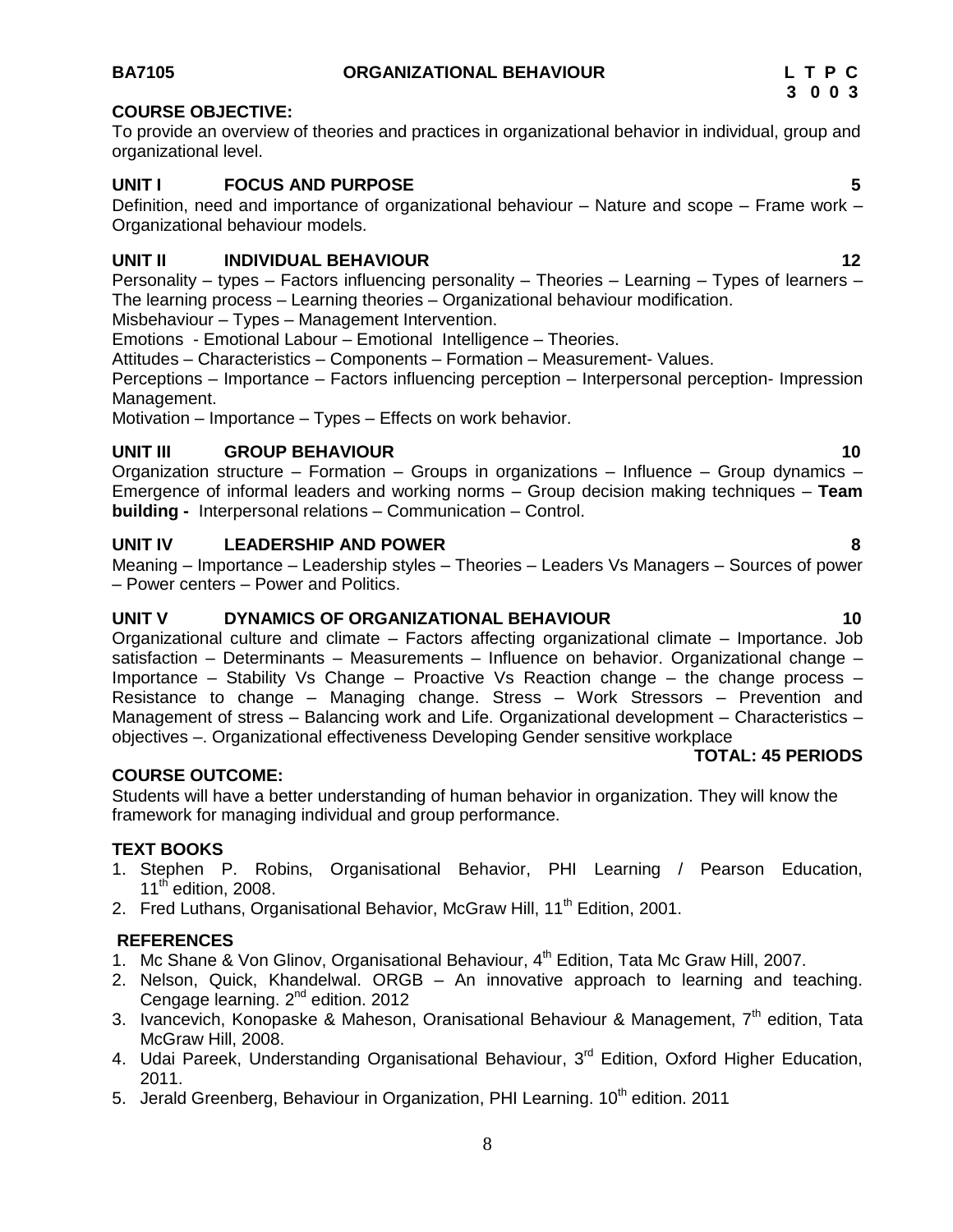**BA7105 ORGANIZATIONAL BEHAVIOUR**

| L | T | P | C |
|---|---|---|---|
| 3 | 0 | 0 | 3 |

**COURSE OBJECTIVE:**

To provide an overview of theories and practices in organizational behavior in individual, group and organizational level.

**UNIT I FOCUS AND PURPOSE 5**

Definition, need and importance of organizational behaviour – Nature and scope – Frame work – Organizational behaviour models.

**UNIT II INDIVIDUAL BEHAVIOUR 12**

Personality – types – Factors influencing personality – Theories – Learning – Types of learners – The learning process – Learning theories – Organizational behaviour modification.
Misbehaviour – Types – Management Intervention.
Emotions - Emotional Labour – Emotional Intelligence – Theories.
Attitudes – Characteristics – Components – Formation – Measurement- Values.
Perceptions – Importance – Factors influencing perception – Interpersonal perception- Impression Management.
Motivation – Importance – Types – Effects on work behavior.

**UNIT III GROUP BEHAVIOUR 10**

Organization structure – Formation – Groups in organizations – Influence – Group dynamics – Emergence of informal leaders and working norms – Group decision making techniques – **Team building -** Interpersonal relations – Communication – Control.

**UNIT IV LEADERSHIP AND POWER 8**

Meaning – Importance – Leadership styles – Theories – Leaders Vs Managers – Sources of power – Power centers – Power and Politics.

**UNIT V DYNAMICS OF ORGANIZATIONAL BEHAVIOUR 10**

Organizational culture and climate – Factors affecting organizational climate – Importance. Job satisfaction – Determinants – Measurements – Influence on behavior. Organizational change – Importance – Stability Vs Change – Proactive Vs Reaction change – the change process – Resistance to change – Managing change. Stress – Work Stressors – Prevention and Management of stress – Balancing work and Life. Organizational development – Characteristics – objectives –. Organizational effectiveness Developing Gender sensitive workplace

**TOTAL: 45 PERIODS**

**COURSE OUTCOME:**

Students will have a better understanding of human behavior in organization. They will know the framework for managing individual and group performance.

**TEXT BOOKS**

1. Stephen P. Robins, Organisational Behavior, PHI Learning / Pearson Education, 11th edition, 2008.
2. Fred Luthans, Organisational Behavior, McGraw Hill, 11th Edition, 2001.

**REFERENCES**

1. Mc Shane & Von Glinov, Organisational Behaviour, 4th Edition, Tata Mc Graw Hill, 2007.
2. Nelson, Quick, Khandelwal. ORGB – An innovative approach to learning and teaching. Cengage learning. 2nd edition. 2012
3. Ivancevich, Konopaske & Maheson, Oranisational Behaviour & Management, 7th edition, Tata McGraw Hill, 2008.
4. Udai Pareek, Understanding Organisational Behaviour, 3rd Edition, Oxford Higher Education, 2011.
5. Jerald Greenberg, Behaviour in Organization, PHI Learning. 10th edition. 2011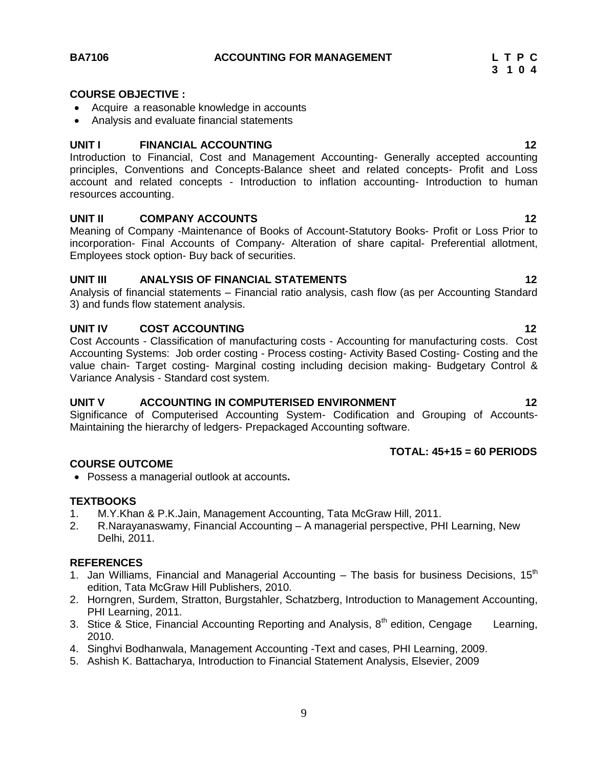**BA7106 ACCOUNTING FOR MANAGEMENT**

| L | T | P | C |
|---|---|---|---|
| 3 | 1 | 0 | 4 |

**COURSE OBJECTIVE :**

- Acquire a reasonable knowledge in accounts
- Analysis and evaluate financial statements

**UNIT I FINANCIAL ACCOUNTING** **12**

Introduction to Financial, Cost and Management Accounting- Generally accepted accounting principles, Conventions and Concepts-Balance sheet and related concepts- Profit and Loss account and related concepts - Introduction to inflation accounting- Introduction to human resources accounting.

**UNIT II COMPANY ACCOUNTS** **12**

Meaning of Company -Maintenance of Books of Account-Statutory Books- Profit or Loss Prior to incorporation- Final Accounts of Company- Alteration of share capital- Preferential allotment, Employees stock option- Buy back of securities.

**UNIT III ANALYSIS OF FINANCIAL STATEMENTS** **12**

Analysis of financial statements – Financial ratio analysis, cash flow (as per Accounting Standard 3) and funds flow statement analysis.

**UNIT IV COST ACCOUNTING** **12**

Cost Accounts - Classification of manufacturing costs - Accounting for manufacturing costs. Cost Accounting Systems: Job order costing - Process costing- Activity Based Costing- Costing and the value chain- Target costing- Marginal costing including decision making- Budgetary Control & Variance Analysis - Standard cost system.

**UNIT V ACCOUNTING IN COMPUTERISED ENVIRONMENT** **12**

Significance of Computerised Accounting System- Codification and Grouping of Accounts- Maintaining the hierarchy of ledgers- Prepackaged Accounting software.

**TOTAL: 45+15 = 60 PERIODS**

**COURSE OUTCOME**

- Possess a managerial outlook at accounts**.**

**TEXTBOOKS**

1. M.Y.Khan & P.K.Jain, Management Accounting, Tata McGraw Hill, 2011.
2. R.Narayanaswamy, Financial Accounting – A managerial perspective, PHI Learning, New Delhi, 2011.

**REFERENCES**

1. Jan Williams, Financial and Managerial Accounting – The basis for business Decisions, 15th edition, Tata McGraw Hill Publishers, 2010.
2. Horngren, Surdem, Stratton, Burgstahler, Schatzberg, Introduction to Management Accounting, PHI Learning, 2011.
3. Stice & Stice, Financial Accounting Reporting and Analysis, 8th edition, Cengage Learning, 2010.
4. Singhvi Bodhanwala, Management Accounting -Text and cases, PHI Learning, 2009.
5. Ashish K. Battacharya, Introduction to Financial Statement Analysis, Elsevier, 2009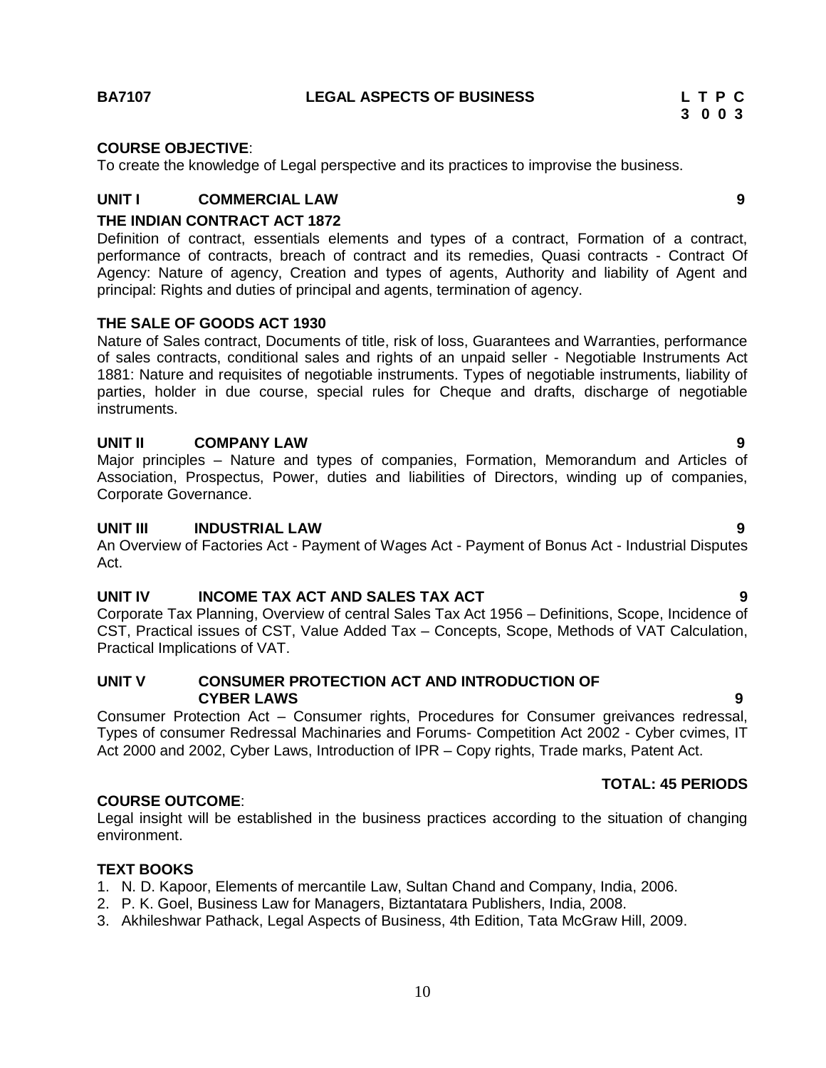**BA7107 LEGAL ASPECTS OF BUSINESS**

| L | T | P | C |
|---|---|---|---|
| 3 | 0 | 0 | 3 |

**COURSE OBJECTIVE**:

To create the knowledge of Legal perspective and its practices to improvise the business.

**UNIT I COMMERCIAL LAW** **9**

**THE INDIAN CONTRACT ACT 1872**

Definition of contract, essentials elements and types of a contract, Formation of a contract, performance of contracts, breach of contract and its remedies, Quasi contracts - Contract Of Agency: Nature of agency, Creation and types of agents, Authority and liability of Agent and principal: Rights and duties of principal and agents, termination of agency.

**THE SALE OF GOODS ACT 1930**

Nature of Sales contract, Documents of title, risk of loss, Guarantees and Warranties, performance of sales contracts, conditional sales and rights of an unpaid seller - Negotiable Instruments Act 1881: Nature and requisites of negotiable instruments. Types of negotiable instruments, liability of parties, holder in due course, special rules for Cheque and drafts, discharge of negotiable instruments.

**UNIT II COMPANY LAW** **9**

Major principles – Nature and types of companies, Formation, Memorandum and Articles of Association, Prospectus, Power, duties and liabilities of Directors, winding up of companies, Corporate Governance.

**UNIT III INDUSTRIAL LAW** **9**

An Overview of Factories Act - Payment of Wages Act - Payment of Bonus Act - Industrial Disputes Act.

**UNIT IV INCOME TAX ACT AND SALES TAX ACT** **9**

Corporate Tax Planning, Overview of central Sales Tax Act 1956 – Definitions, Scope, Incidence of CST, Practical issues of CST, Value Added Tax – Concepts, Scope, Methods of VAT Calculation, Practical Implications of VAT.

**UNIT V CONSUMER PROTECTION ACT AND INTRODUCTION OF CYBER LAWS** **9**

Consumer Protection Act – Consumer rights, Procedures for Consumer greivances redressal, Types of consumer Redressal Machinaries and Forums- Competition Act 2002 - Cyber cvimes, IT Act 2000 and 2002, Cyber Laws, Introduction of IPR – Copy rights, Trade marks, Patent Act.

**TOTAL: 45 PERIODS**

**COURSE OUTCOME**:

Legal insight will be established in the business practices according to the situation of changing environment.

**TEXT BOOKS**

1. N. D. Kapoor, Elements of mercantile Law, Sultan Chand and Company, India, 2006.
2. P. K. Goel, Business Law for Managers, Biztantatara Publishers, India, 2008.
3. Akhileshwar Pathack, Legal Aspects of Business, 4th Edition, Tata McGraw Hill, 2009.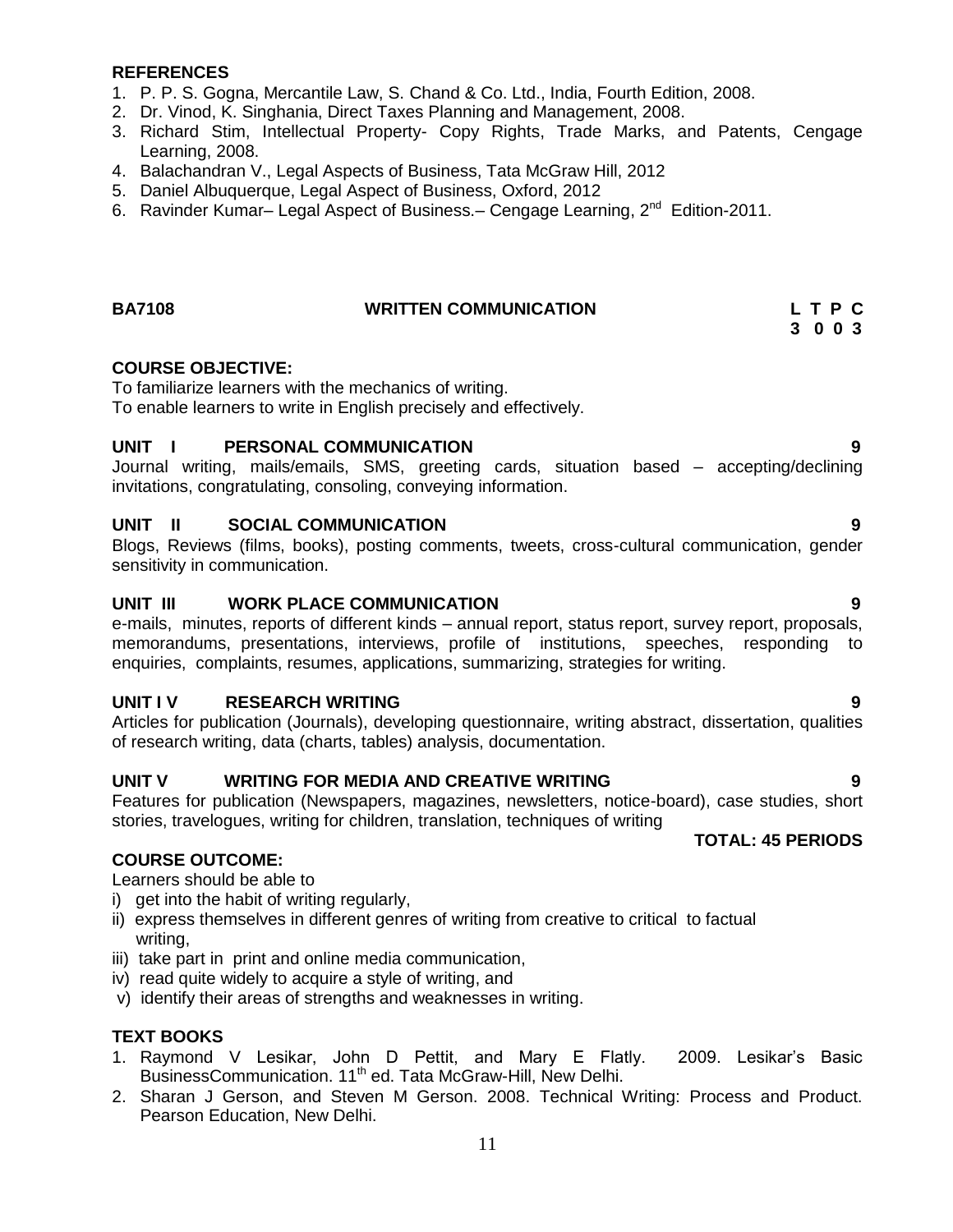## REFERENCES

1. P. P. S. Gogna, Mercantile Law, S. Chand & Co. Ltd., India, Fourth Edition, 2008.
2. Dr. Vinod, K. Singhania, Direct Taxes Planning and Management, 2008.
3. Richard Stim, Intellectual Property- Copy Rights, Trade Marks, and Patents, Cengage Learning, 2008.
4. Balachandran V., Legal Aspects of Business, Tata McGraw Hill, 2012
5. Daniel Albuquerque, Legal Aspect of Business, Oxford, 2012
6. Ravinder Kumar– Legal Aspect of Business.– Cengage Learning, 2nd Edition-2011.

## BA7108 WRITTEN COMMUNICATION

| L | T | P | C |
|---|---|---|---|
| 3 | 0 | 0 | 3 |

### COURSE OBJECTIVE:

To familiarize learners with the mechanics of writing.
To enable learners to write in English precisely and effectively.

### UNIT I PERSONAL COMMUNICATION — 9

Journal writing, mails/emails, SMS, greeting cards, situation based – accepting/declining invitations, congratulating, consoling, conveying information.

### UNIT II SOCIAL COMMUNICATION — 9

Blogs, Reviews (films, books), posting comments, tweets, cross-cultural communication, gender sensitivity in communication.

### UNIT III WORK PLACE COMMUNICATION — 9

e-mails, minutes, reports of different kinds – annual report, status report, survey report, proposals, memorandums, presentations, interviews, profile of institutions, speeches, responding to enquiries, complaints, resumes, applications, summarizing, strategies for writing.

### UNIT I V RESEARCH WRITING — 9

Articles for publication (Journals), developing questionnaire, writing abstract, dissertation, qualities of research writing, data (charts, tables) analysis, documentation.

### UNIT V WRITING FOR MEDIA AND CREATIVE WRITING — 9

Features for publication (Newspapers, magazines, newsletters, notice-board), case studies, short stories, travelogues, writing for children, translation, techniques of writing

**TOTAL: 45 PERIODS**

### COURSE OUTCOME:

Learners should be able to

i) get into the habit of writing regularly,
ii) express themselves in different genres of writing from creative to critical to factual writing,
iii) take part in print and online media communication,
iv) read quite widely to acquire a style of writing, and
v) identify their areas of strengths and weaknesses in writing.

### TEXT BOOKS

1. Raymond V Lesikar, John D Pettit, and Mary E Flatly. 2009. Lesikar's Basic BusinessCommunication. 11th ed. Tata McGraw-Hill, New Delhi.
2. Sharan J Gerson, and Steven M Gerson. 2008. Technical Writing: Process and Product. Pearson Education, New Delhi.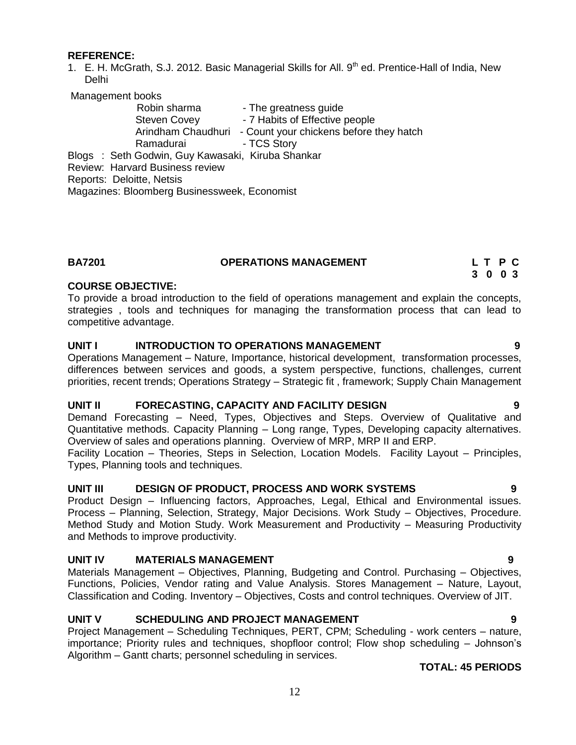**REFERENCE:**

1. E. H. McGrath, S.J. 2012. Basic Managerial Skills for All. 9th ed. Prentice-Hall of India, New Delhi

Management books

Robin sharma - The greatness guide
Steven Covey - 7 Habits of Effective people
Arindham Chaudhuri - Count your chickens before they hatch
Ramadurai - TCS Story

Blogs : Seth Godwin, Guy Kawasaki, Kiruba Shankar
Review: Harvard Business review
Reports: Deloitte, Netsis
Magazines: Bloomberg Businessweek, Economist

## BA7201 OPERATIONS MANAGEMENT

| L | T | P | C |
|---|---|---|---|
| 3 | 0 | 0 | 3 |

**COURSE OBJECTIVE:**

To provide a broad introduction to the field of operations management and explain the concepts, strategies , tools and techniques for managing the transformation process that can lead to competitive advantage.

**UNIT I INTRODUCTION TO OPERATIONS MANAGEMENT 9**

Operations Management – Nature, Importance, historical development, transformation processes, differences between services and goods, a system perspective, functions, challenges, current priorities, recent trends; Operations Strategy – Strategic fit , framework; Supply Chain Management

**UNIT II FORECASTING, CAPACITY AND FACILITY DESIGN 9**

Demand Forecasting – Need, Types, Objectives and Steps. Overview of Qualitative and Quantitative methods. Capacity Planning – Long range, Types, Developing capacity alternatives. Overview of sales and operations planning. Overview of MRP, MRP II and ERP.

Facility Location – Theories, Steps in Selection, Location Models. Facility Layout – Principles, Types, Planning tools and techniques.

**UNIT III DESIGN OF PRODUCT, PROCESS AND WORK SYSTEMS 9**

Product Design – Influencing factors, Approaches, Legal, Ethical and Environmental issues. Process – Planning, Selection, Strategy, Major Decisions. Work Study – Objectives, Procedure. Method Study and Motion Study. Work Measurement and Productivity – Measuring Productivity and Methods to improve productivity.

**UNIT IV MATERIALS MANAGEMENT 9**

Materials Management – Objectives, Planning, Budgeting and Control. Purchasing – Objectives, Functions, Policies, Vendor rating and Value Analysis. Stores Management – Nature, Layout, Classification and Coding. Inventory – Objectives, Costs and control techniques. Overview of JIT.

**UNIT V SCHEDULING AND PROJECT MANAGEMENT 9**

Project Management – Scheduling Techniques, PERT, CPM; Scheduling - work centers – nature, importance; Priority rules and techniques, shopfloor control; Flow shop scheduling – Johnson's Algorithm – Gantt charts; personnel scheduling in services.

**TOTAL: 45 PERIODS**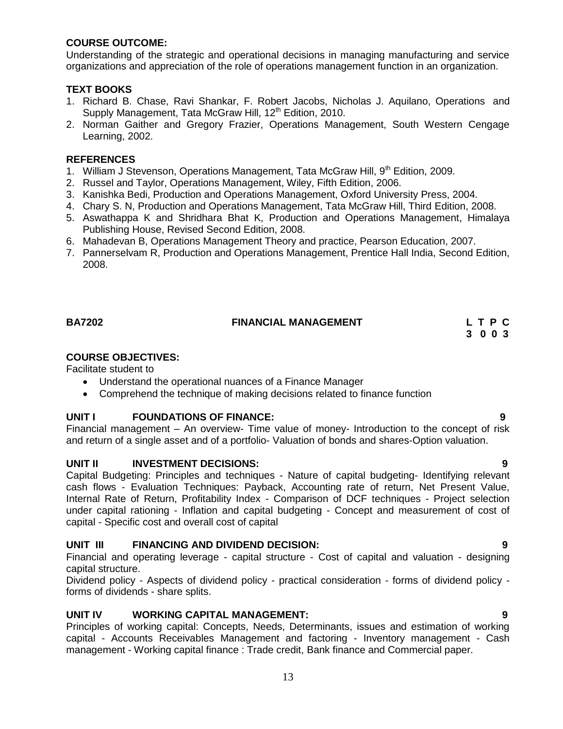**COURSE OUTCOME:**

Understanding of the strategic and operational decisions in managing manufacturing and service organizations and appreciation of the role of operations management function in an organization.

**TEXT BOOKS**

1. Richard B. Chase, Ravi Shankar, F. Robert Jacobs, Nicholas J. Aquilano, Operations and Supply Management, Tata McGraw Hill, 12th Edition, 2010.
2. Norman Gaither and Gregory Frazier, Operations Management, South Western Cengage Learning, 2002.

**REFERENCES**

1. William J Stevenson, Operations Management, Tata McGraw Hill, 9th Edition, 2009.
2. Russel and Taylor, Operations Management, Wiley, Fifth Edition, 2006.
3. Kanishka Bedi, Production and Operations Management, Oxford University Press, 2004.
4. Chary S. N, Production and Operations Management, Tata McGraw Hill, Third Edition, 2008.
5. Aswathappa K and Shridhara Bhat K, Production and Operations Management, Himalaya Publishing House, Revised Second Edition, 2008.
6. Mahadevan B, Operations Management Theory and practice, Pearson Education, 2007.
7. Pannerselvam R, Production and Operations Management, Prentice Hall India, Second Edition, 2008.

## BA7202 FINANCIAL MANAGEMENT

**L T P C**
**3 0 0 3**

**COURSE OBJECTIVES:**

Facilitate student to

- Understand the operational nuances of a Finance Manager
- Comprehend the technique of making decisions related to finance function

**UNIT I FOUNDATIONS OF FINANCE: 9**

Financial management – An overview- Time value of money- Introduction to the concept of risk and return of a single asset and of a portfolio- Valuation of bonds and shares-Option valuation.

**UNIT II INVESTMENT DECISIONS: 9**

Capital Budgeting: Principles and techniques - Nature of capital budgeting- Identifying relevant cash flows - Evaluation Techniques: Payback, Accounting rate of return, Net Present Value, Internal Rate of Return, Profitability Index - Comparison of DCF techniques - Project selection under capital rationing - Inflation and capital budgeting - Concept and measurement of cost of capital - Specific cost and overall cost of capital

**UNIT III FINANCING AND DIVIDEND DECISION: 9**

Financial and operating leverage - capital structure - Cost of capital and valuation - designing capital structure.

Dividend policy - Aspects of dividend policy - practical consideration - forms of dividend policy - forms of dividends - share splits.

**UNIT IV WORKING CAPITAL MANAGEMENT: 9**

Principles of working capital: Concepts, Needs, Determinants, issues and estimation of working capital - Accounts Receivables Management and factoring - Inventory management - Cash management - Working capital finance : Trade credit, Bank finance and Commercial paper.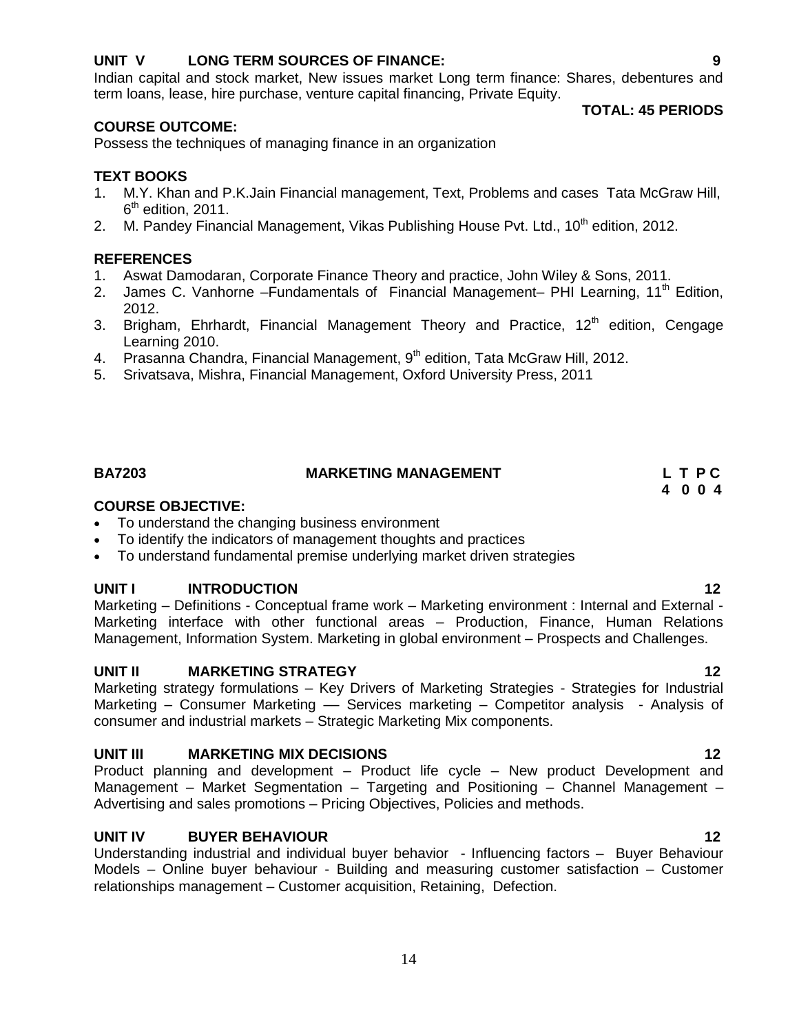### UNIT V LONG TERM SOURCES OF FINANCE: 9

Indian capital and stock market, New issues market Long term finance: Shares, debentures and term loans, lease, hire purchase, venture capital financing, Private Equity.

**TOTAL: 45 PERIODS**

### COURSE OUTCOME:

Possess the techniques of managing finance in an organization

### TEXT BOOKS

1. M.Y. Khan and P.K.Jain Financial management, Text, Problems and cases Tata McGraw Hill, 6th edition, 2011.
2. M. Pandey Financial Management, Vikas Publishing House Pvt. Ltd., 10th edition, 2012.

### REFERENCES

1. Aswat Damodaran, Corporate Finance Theory and practice, John Wiley & Sons, 2011.
2. James C. Vanhorne –Fundamentals of Financial Management– PHI Learning, 11th Edition, 2012.
3. Brigham, Ehrhardt, Financial Management Theory and Practice, 12th edition, Cengage Learning 2010.
4. Prasanna Chandra, Financial Management, 9th edition, Tata McGraw Hill, 2012.
5. Srivatsava, Mishra, Financial Management, Oxford University Press, 2011

## BA7203 MARKETING MANAGEMENT

| L | T | P | C |
|---|---|---|---|
| 4 | 0 | 0 | 4 |

### COURSE OBJECTIVE:

- To understand the changing business environment
- To identify the indicators of management thoughts and practices
- To understand fundamental premise underlying market driven strategies

### UNIT I INTRODUCTION 12

Marketing – Definitions - Conceptual frame work – Marketing environment : Internal and External - Marketing interface with other functional areas – Production, Finance, Human Relations Management, Information System. Marketing in global environment – Prospects and Challenges.

### UNIT II MARKETING STRATEGY 12

Marketing strategy formulations – Key Drivers of Marketing Strategies - Strategies for Industrial Marketing – Consumer Marketing –– Services marketing – Competitor analysis - Analysis of consumer and industrial markets – Strategic Marketing Mix components.

### UNIT III MARKETING MIX DECISIONS 12

Product planning and development – Product life cycle – New product Development and Management – Market Segmentation – Targeting and Positioning – Channel Management – Advertising and sales promotions – Pricing Objectives, Policies and methods.

### UNIT IV BUYER BEHAVIOUR 12

Understanding industrial and individual buyer behavior - Influencing factors – Buyer Behaviour Models – Online buyer behaviour - Building and measuring customer satisfaction – Customer relationships management – Customer acquisition, Retaining, Defection.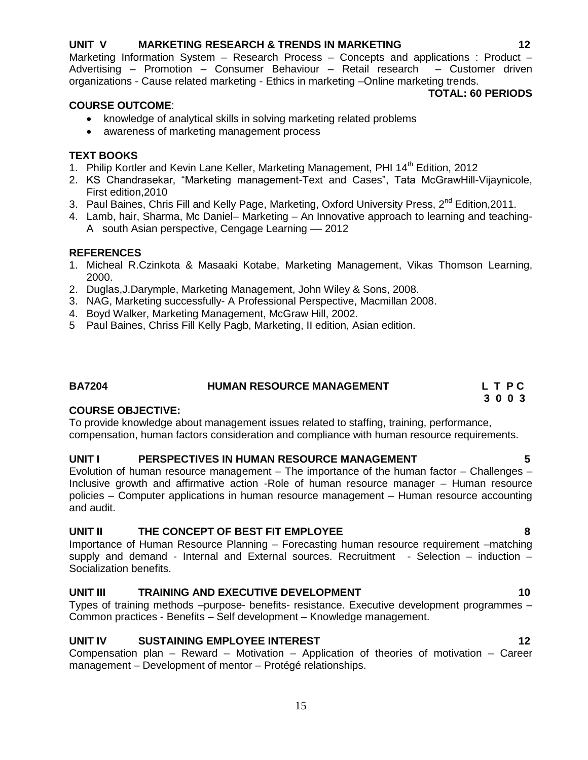**UNIT V MARKETING RESEARCH & TRENDS IN MARKETING 12**

Marketing Information System – Research Process – Concepts and applications : Product – Advertising – Promotion – Consumer Behaviour – Retail research – Customer driven organizations - Cause related marketing - Ethics in marketing –Online marketing trends.

**TOTAL: 60 PERIODS**

**COURSE OUTCOME**:

- knowledge of analytical skills in solving marketing related problems
- awareness of marketing management process

**TEXT BOOKS**

1. Philip Kortler and Kevin Lane Keller, Marketing Management, PHI 14th Edition, 2012
2. KS Chandrasekar, "Marketing management-Text and Cases", Tata McGrawHill-Vijaynicole, First edition,2010
3. Paul Baines, Chris Fill and Kelly Page, Marketing, Oxford University Press, 2nd Edition,2011.
4. Lamb, hair, Sharma, Mc Daniel– Marketing – An Innovative approach to learning and teaching- A south Asian perspective, Cengage Learning –– 2012

**REFERENCES**

1. Micheal R.Czinkota & Masaaki Kotabe, Marketing Management, Vikas Thomson Learning, 2000.
2. Duglas,J.Darymple, Marketing Management, John Wiley & Sons, 2008.
3. NAG, Marketing successfully- A Professional Perspective, Macmillan 2008.
4. Boyd Walker, Marketing Management, McGraw Hill, 2002.
5. Paul Baines, Chriss Fill Kelly Pagb, Marketing, II edition, Asian edition.

## BA7204 HUMAN RESOURCE MANAGEMENT

| L | T | P | C |
|---|---|---|---|
| 3 | 0 | 0 | 3 |

**COURSE OBJECTIVE:**

To provide knowledge about management issues related to staffing, training, performance, compensation, human factors consideration and compliance with human resource requirements.

**UNIT I PERSPECTIVES IN HUMAN RESOURCE MANAGEMENT 5**

Evolution of human resource management – The importance of the human factor – Challenges – Inclusive growth and affirmative action -Role of human resource manager – Human resource policies – Computer applications in human resource management – Human resource accounting and audit.

**UNIT II THE CONCEPT OF BEST FIT EMPLOYEE 8**

Importance of Human Resource Planning – Forecasting human resource requirement –matching supply and demand - Internal and External sources. Recruitment - Selection – induction – Socialization benefits.

**UNIT III TRAINING AND EXECUTIVE DEVELOPMENT 10**

Types of training methods –purpose- benefits- resistance. Executive development programmes – Common practices - Benefits – Self development – Knowledge management.

**UNIT IV SUSTAINING EMPLOYEE INTEREST 12**

Compensation plan – Reward – Motivation – Application of theories of motivation – Career management – Development of mentor – Protégé relationships.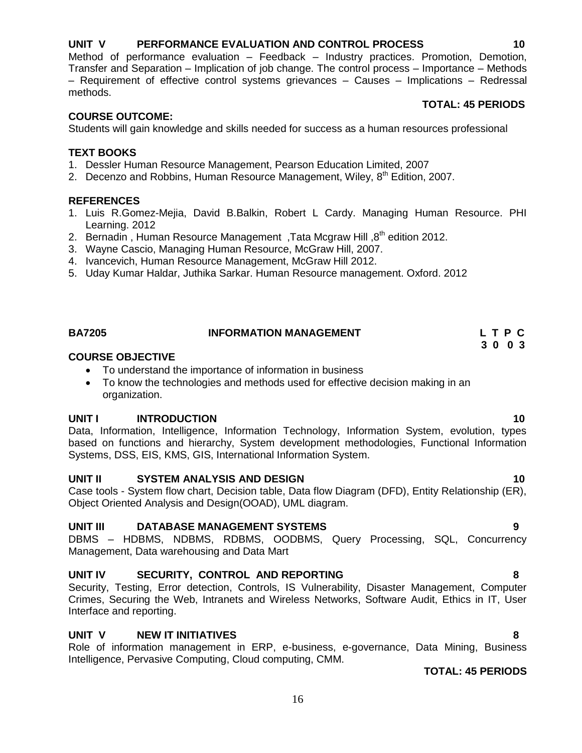**UNIT V PERFORMANCE EVALUATION AND CONTROL PROCESS 10**

Method of performance evaluation – Feedback – Industry practices. Promotion, Demotion, Transfer and Separation – Implication of job change. The control process – Importance – Methods – Requirement of effective control systems grievances – Causes – Implications – Redressal methods.

**TOTAL: 45 PERIODS**

**COURSE OUTCOME:**

Students will gain knowledge and skills needed for success as a human resources professional

**TEXT BOOKS**

1. Dessler Human Resource Management, Pearson Education Limited, 2007
2. Decenzo and Robbins, Human Resource Management, Wiley, 8th Edition, 2007.

**REFERENCES**

1. Luis R.Gomez-Mejia, David B.Balkin, Robert L Cardy. Managing Human Resource. PHI Learning. 2012
2. Bernadin , Human Resource Management ,Tata Mcgraw Hill ,8th edition 2012.
3. Wayne Cascio, Managing Human Resource, McGraw Hill, 2007.
4. Ivancevich, Human Resource Management, McGraw Hill 2012.
5. Uday Kumar Haldar, Juthika Sarkar. Human Resource management. Oxford. 2012

## BA7205 INFORMATION MANAGEMENT

**L T P C**
**3 0 0 3**

**COURSE OBJECTIVE**

- To understand the importance of information in business
- To know the technologies and methods used for effective decision making in an organization.

**UNIT I INTRODUCTION 10**

Data, Information, Intelligence, Information Technology, Information System, evolution, types based on functions and hierarchy, System development methodologies, Functional Information Systems, DSS, EIS, KMS, GIS, International Information System.

**UNIT II SYSTEM ANALYSIS AND DESIGN 10**

Case tools - System flow chart, Decision table, Data flow Diagram (DFD), Entity Relationship (ER), Object Oriented Analysis and Design(OOAD), UML diagram.

**UNIT III DATABASE MANAGEMENT SYSTEMS 9**

DBMS – HDBMS, NDBMS, RDBMS, OODBMS, Query Processing, SQL, Concurrency Management, Data warehousing and Data Mart

**UNIT IV SECURITY, CONTROL AND REPORTING 8**

Security, Testing, Error detection, Controls, IS Vulnerability, Disaster Management, Computer Crimes, Securing the Web, Intranets and Wireless Networks, Software Audit, Ethics in IT, User Interface and reporting.

**UNIT V NEW IT INITIATIVES 8**

Role of information management in ERP, e-business, e-governance, Data Mining, Business Intelligence, Pervasive Computing, Cloud computing, CMM.

**TOTAL: 45 PERIODS**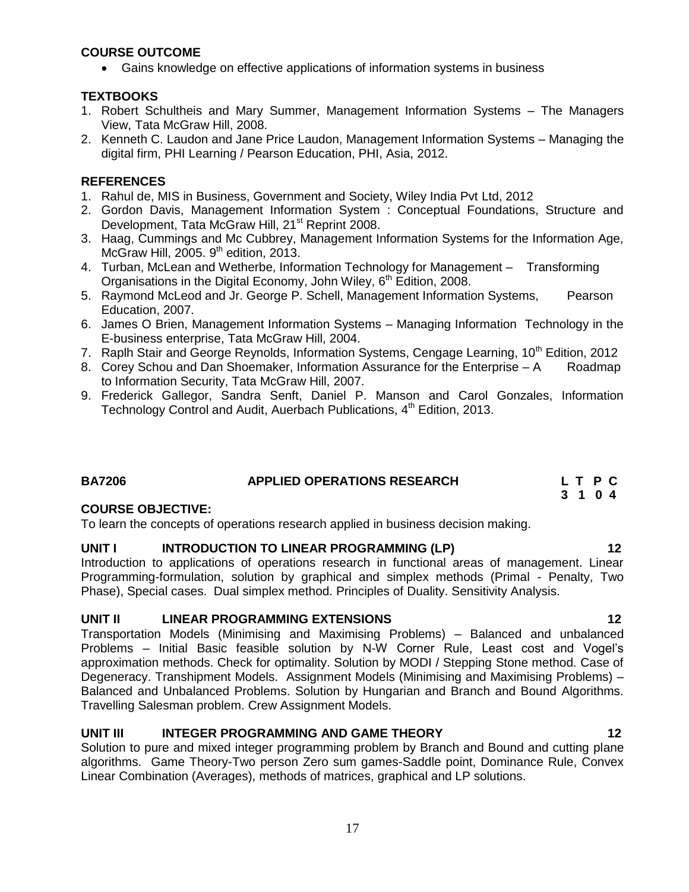### COURSE OUTCOME

- Gains knowledge on effective applications of information systems in business

### TEXTBOOKS

1. Robert Schultheis and Mary Summer, Management Information Systems – The Managers View, Tata McGraw Hill, 2008.
2. Kenneth C. Laudon and Jane Price Laudon, Management Information Systems – Managing the digital firm, PHI Learning / Pearson Education, PHI, Asia, 2012.

### REFERENCES

1. Rahul de, MIS in Business, Government and Society, Wiley India Pvt Ltd, 2012
2. Gordon Davis, Management Information System : Conceptual Foundations, Structure and Development, Tata McGraw Hill, 21st Reprint 2008.
3. Haag, Cummings and Mc Cubbrey, Management Information Systems for the Information Age, McGraw Hill, 2005. 9th edition, 2013.
4. Turban, McLean and Wetherbe, Information Technology for Management – Transforming Organisations in the Digital Economy, John Wiley, 6th Edition, 2008.
5. Raymond McLeod and Jr. George P. Schell, Management Information Systems, Pearson Education, 2007.
6. James O Brien, Management Information Systems – Managing Information Technology in the E-business enterprise, Tata McGraw Hill, 2004.
7. Raplh Stair and George Reynolds, Information Systems, Cengage Learning, 10th Edition, 2012
8. Corey Schou and Dan Shoemaker, Information Assurance for the Enterprise – A Roadmap to Information Security, Tata McGraw Hill, 2007.
9. Frederick Gallegor, Sandra Senft, Daniel P. Manson and Carol Gonzales, Information Technology Control and Audit, Auerbach Publications, 4th Edition, 2013.

## BA7206 APPLIED OPERATIONS RESEARCH

| L | T | P | C |
|---|---|---|---|
| 3 | 1 | 0 | 4 |

### COURSE OBJECTIVE:

To learn the concepts of operations research applied in business decision making.

### UNIT I INTRODUCTION TO LINEAR PROGRAMMING (LP) 12

Introduction to applications of operations research in functional areas of management. Linear Programming-formulation, solution by graphical and simplex methods (Primal - Penalty, Two Phase), Special cases. Dual simplex method. Principles of Duality. Sensitivity Analysis.

### UNIT II LINEAR PROGRAMMING EXTENSIONS 12

Transportation Models (Minimising and Maximising Problems) – Balanced and unbalanced Problems – Initial Basic feasible solution by N-W Corner Rule, Least cost and Vogel's approximation methods. Check for optimality. Solution by MODI / Stepping Stone method. Case of Degeneracy. Transhipment Models. Assignment Models (Minimising and Maximising Problems) – Balanced and Unbalanced Problems. Solution by Hungarian and Branch and Bound Algorithms. Travelling Salesman problem. Crew Assignment Models.

### UNIT III INTEGER PROGRAMMING AND GAME THEORY 12

Solution to pure and mixed integer programming problem by Branch and Bound and cutting plane algorithms. Game Theory-Two person Zero sum games-Saddle point, Dominance Rule, Convex Linear Combination (Averages), methods of matrices, graphical and LP solutions.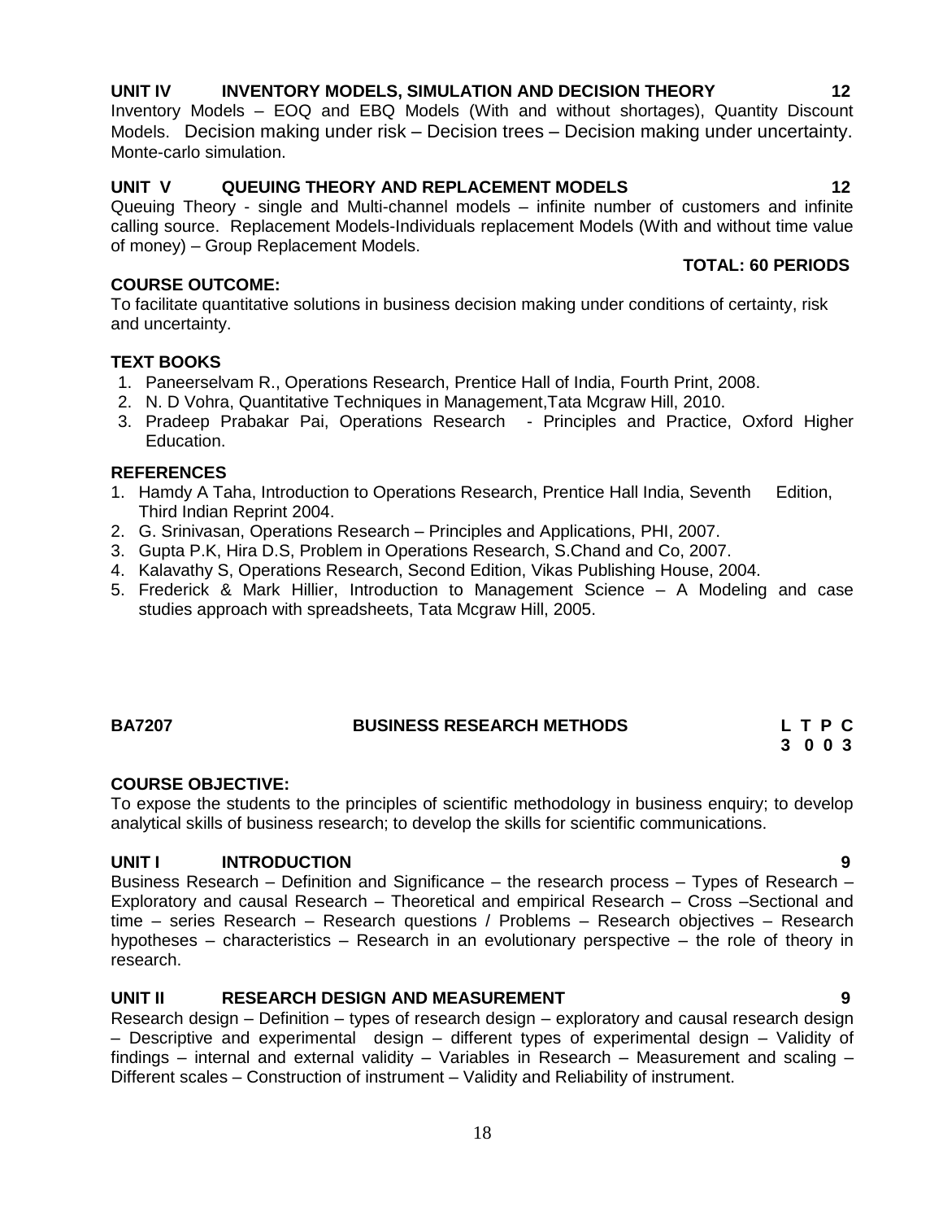**UNIT IV INVENTORY MODELS, SIMULATION AND DECISION THEORY 12**

Inventory Models – EOQ and EBQ Models (With and without shortages), Quantity Discount Models. Decision making under risk – Decision trees – Decision making under uncertainty. Monte-carlo simulation.

**UNIT V QUEUING THEORY AND REPLACEMENT MODELS 12**

Queuing Theory - single and Multi-channel models – infinite number of customers and infinite calling source. Replacement Models-Individuals replacement Models (With and without time value of money) – Group Replacement Models.

**TOTAL: 60 PERIODS**

**COURSE OUTCOME:**

To facilitate quantitative solutions in business decision making under conditions of certainty, risk and uncertainty.

**TEXT BOOKS**

1. Paneerselvam R., Operations Research, Prentice Hall of India, Fourth Print, 2008.
2. N. D Vohra, Quantitative Techniques in Management,Tata Mcgraw Hill, 2010.
3. Pradeep Prabakar Pai, Operations Research - Principles and Practice, Oxford Higher Education.

**REFERENCES**

1. Hamdy A Taha, Introduction to Operations Research, Prentice Hall India, Seventh Edition, Third Indian Reprint 2004.
2. G. Srinivasan, Operations Research – Principles and Applications, PHI, 2007.
3. Gupta P.K, Hira D.S, Problem in Operations Research, S.Chand and Co, 2007.
4. Kalavathy S, Operations Research, Second Edition, Vikas Publishing House, 2004.
5. Frederick & Mark Hillier, Introduction to Management Science – A Modeling and case studies approach with spreadsheets, Tata Mcgraw Hill, 2005.

**BA7207 BUSINESS RESEARCH METHODS**

| L | T | P | C |
|---|---|---|---|
| 3 | 0 | 0 | 3 |

**COURSE OBJECTIVE:**

To expose the students to the principles of scientific methodology in business enquiry; to develop analytical skills of business research; to develop the skills for scientific communications.

**UNIT I INTRODUCTION 9**

Business Research – Definition and Significance – the research process – Types of Research – Exploratory and causal Research – Theoretical and empirical Research – Cross –Sectional and time – series Research – Research questions / Problems – Research objectives – Research hypotheses – characteristics – Research in an evolutionary perspective – the role of theory in research.

**UNIT II RESEARCH DESIGN AND MEASUREMENT 9**

Research design – Definition – types of research design – exploratory and causal research design – Descriptive and experimental design – different types of experimental design – Validity of findings – internal and external validity – Variables in Research – Measurement and scaling – Different scales – Construction of instrument – Validity and Reliability of instrument.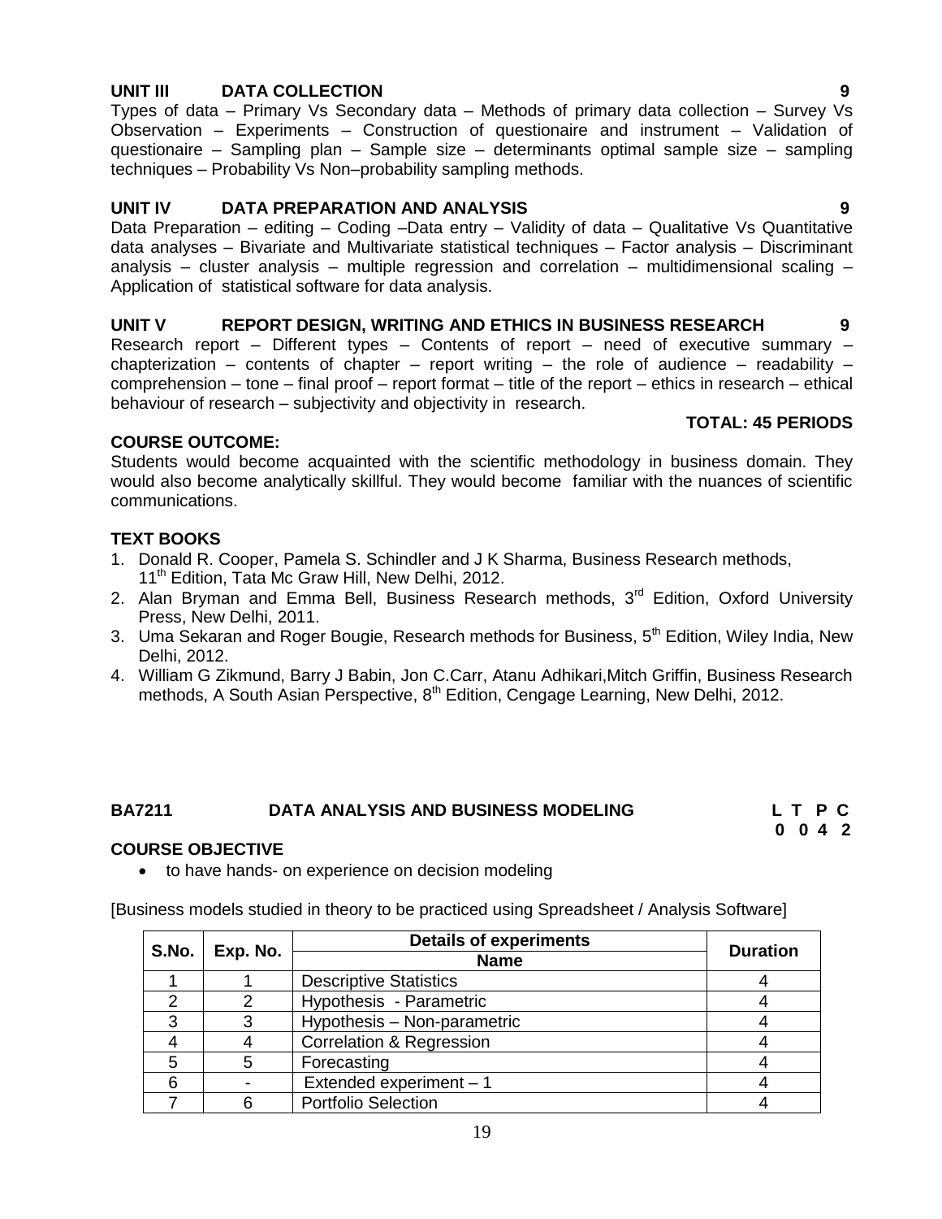**UNIT III DATA COLLECTION 9**

Types of data – Primary Vs Secondary data – Methods of primary data collection – Survey Vs Observation – Experiments – Construction of questionaire and instrument – Validation of questionaire – Sampling plan – Sample size – determinants optimal sample size – sampling techniques – Probability Vs Non–probability sampling methods.

**UNIT IV DATA PREPARATION AND ANALYSIS 9**

Data Preparation – editing – Coding –Data entry – Validity of data – Qualitative Vs Quantitative data analyses – Bivariate and Multivariate statistical techniques – Factor analysis – Discriminant analysis – cluster analysis – multiple regression and correlation – multidimensional scaling – Application of statistical software for data analysis.

**UNIT V REPORT DESIGN, WRITING AND ETHICS IN BUSINESS RESEARCH 9**

Research report – Different types – Contents of report – need of executive summary – chapterization – contents of chapter – report writing – the role of audience – readability – comprehension – tone – final proof – report format – title of the report – ethics in research – ethical behaviour of research – subjectivity and objectivity in research.

**TOTAL: 45 PERIODS**

**COURSE OUTCOME:**

Students would become acquainted with the scientific methodology in business domain. They would also become analytically skillful. They would become familiar with the nuances of scientific communications.

**TEXT BOOKS**

1. Donald R. Cooper, Pamela S. Schindler and J K Sharma, Business Research methods, 11th Edition, Tata Mc Graw Hill, New Delhi, 2012.
2. Alan Bryman and Emma Bell, Business Research methods, 3rd Edition, Oxford University Press, New Delhi, 2011.
3. Uma Sekaran and Roger Bougie, Research methods for Business, 5th Edition, Wiley India, New Delhi, 2012.
4. William G Zikmund, Barry J Babin, Jon C.Carr, Atanu Adhikari,Mitch Griffin, Business Research methods, A South Asian Perspective, 8th Edition, Cengage Learning, New Delhi, 2012.

**BA7211 DATA ANALYSIS AND BUSINESS MODELING L T P C**
**0 0 4 2**

**COURSE OBJECTIVE**

- to have hands- on experience on decision modeling

[Business models studied in theory to be practiced using Spreadsheet / Analysis Software]

| S.No. | Exp. No. | Details of experiments | Duration |
|---|---|---|---|
| | | Name | |
| 1 | 1 | Descriptive Statistics | 4 |
| 2 | 2 | Hypothesis - Parametric | 4 |
| 3 | 3 | Hypothesis – Non-parametric | 4 |
| 4 | 4 | Correlation & Regression | 4 |
| 5 | 5 | Forecasting | 4 |
| 6 | - | Extended experiment – 1 | 4 |
| 7 | 6 | Portfolio Selection | 4 |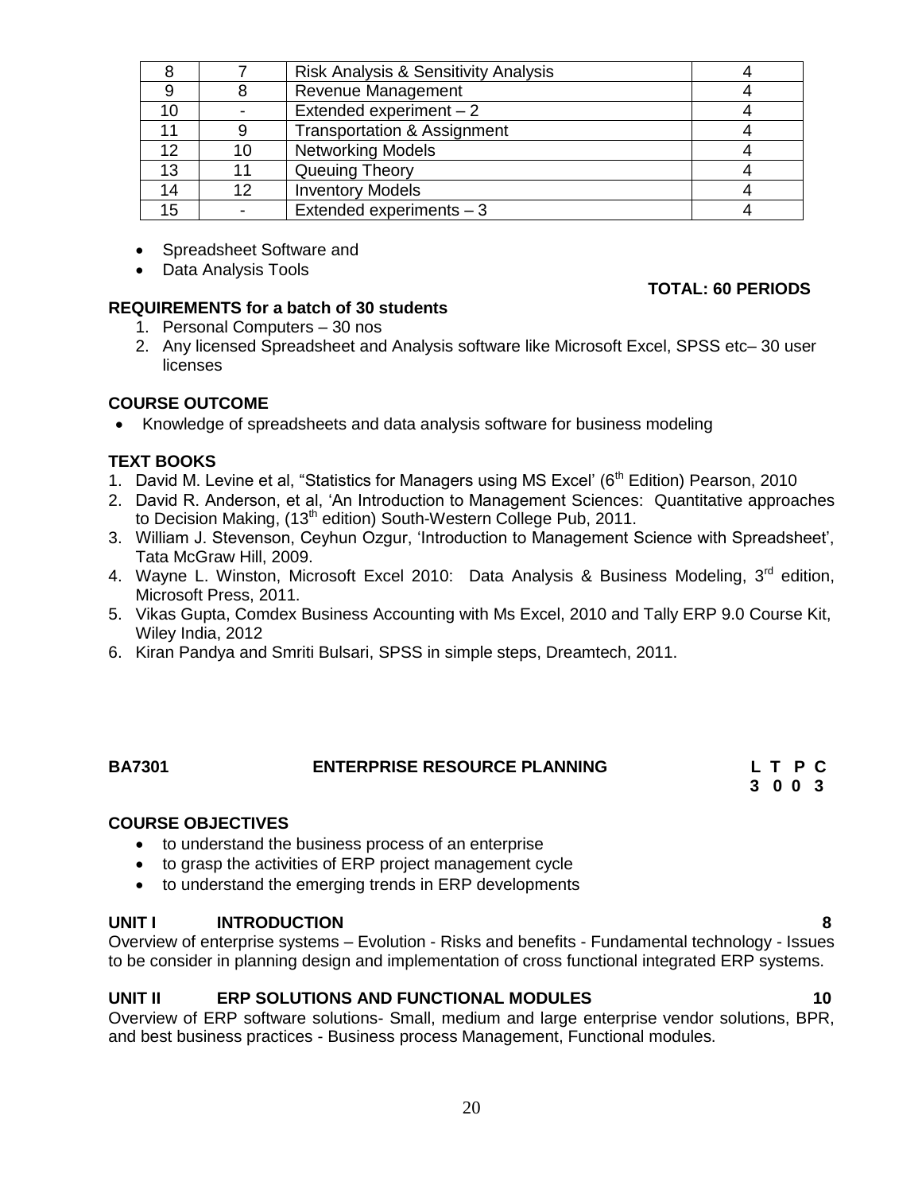| 8 | 7 | Risk Analysis & Sensitivity Analysis | 4 |
|---|---|---|---|
| 9 | 8 | Revenue Management | 4 |
| 10 | - | Extended experiment – 2 | 4 |
| 11 | 9 | Transportation & Assignment | 4 |
| 12 | 10 | Networking Models | 4 |
| 13 | 11 | Queuing Theory | 4 |
| 14 | 12 | Inventory Models | 4 |
| 15 | - | Extended experiments – 3 | 4 |

- Spreadsheet Software and
- Data Analysis Tools

**TOTAL: 60 PERIODS**

**REQUIREMENTS for a batch of 30 students**

1. Personal Computers – 30 nos
2. Any licensed Spreadsheet and Analysis software like Microsoft Excel, SPSS etc– 30 user licenses

**COURSE OUTCOME**

- Knowledge of spreadsheets and data analysis software for business modeling

**TEXT BOOKS**

1. David M. Levine et al, "Statistics for Managers using MS Excel' (6th Edition) Pearson, 2010
2. David R. Anderson, et al, 'An Introduction to Management Sciences: Quantitative approaches to Decision Making, (13th edition) South-Western College Pub, 2011.
3. William J. Stevenson, Ceyhun Ozgur, 'Introduction to Management Science with Spreadsheet', Tata McGraw Hill, 2009.
4. Wayne L. Winston, Microsoft Excel 2010: Data Analysis & Business Modeling, 3rd edition, Microsoft Press, 2011.
5. Vikas Gupta, Comdex Business Accounting with Ms Excel, 2010 and Tally ERP 9.0 Course Kit, Wiley India, 2012
6. Kiran Pandya and Smriti Bulsari, SPSS in simple steps, Dreamtech, 2011.

## BA7301 ENTERPRISE RESOURCE PLANNING

**L T P C**
**3 0 0 3**

**COURSE OBJECTIVES**

- to understand the business process of an enterprise
- to grasp the activities of ERP project management cycle
- to understand the emerging trends in ERP developments

**UNIT I INTRODUCTION 8**

Overview of enterprise systems – Evolution - Risks and benefits - Fundamental technology - Issues to be consider in planning design and implementation of cross functional integrated ERP systems.

**UNIT II ERP SOLUTIONS AND FUNCTIONAL MODULES 10**

Overview of ERP software solutions- Small, medium and large enterprise vendor solutions, BPR, and best business practices - Business process Management, Functional modules.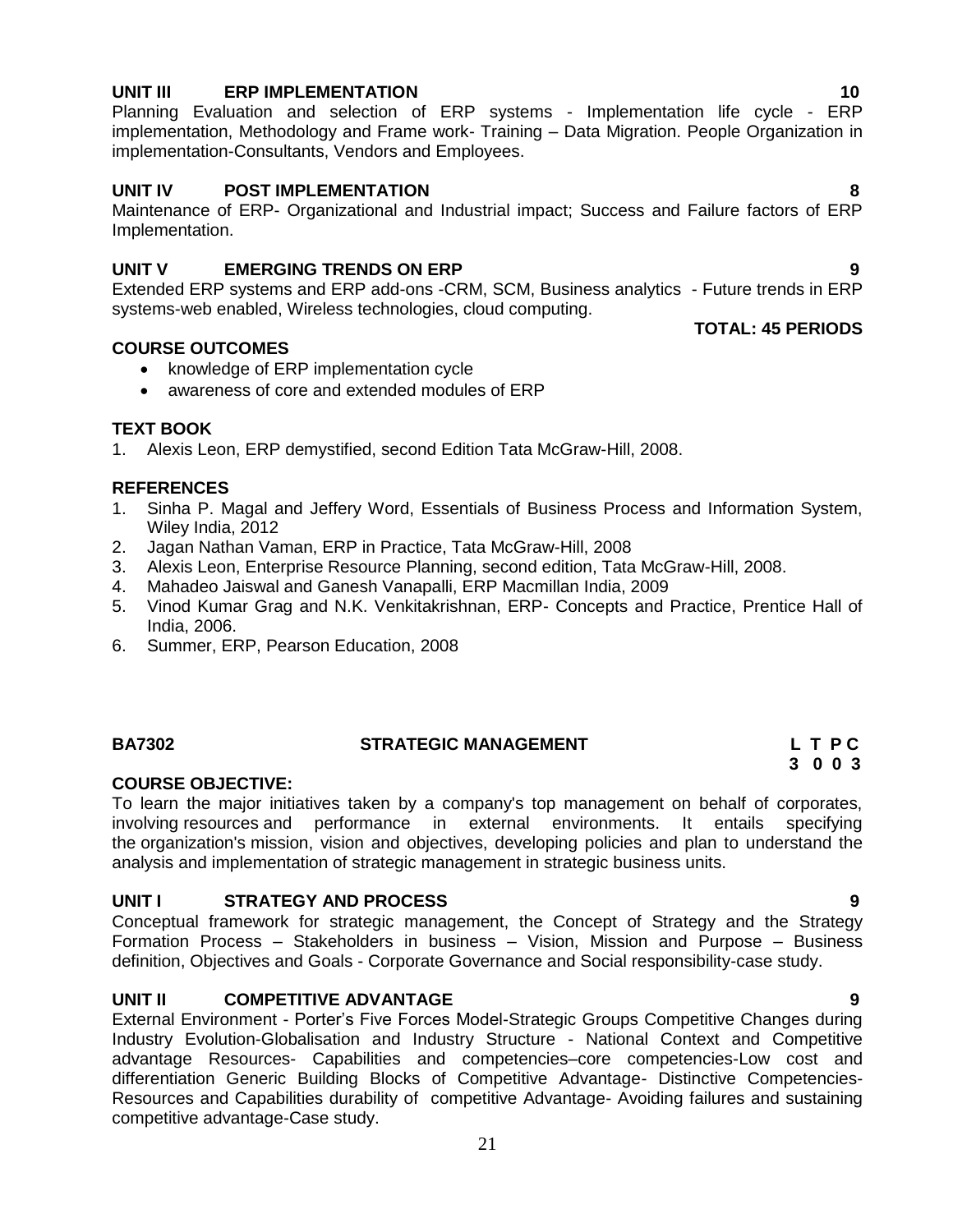### UNIT III ERP IMPLEMENTATION 10

Planning Evaluation and selection of ERP systems - Implementation life cycle - ERP implementation, Methodology and Frame work- Training – Data Migration. People Organization in implementation-Consultants, Vendors and Employees.

### UNIT IV POST IMPLEMENTATION 8

Maintenance of ERP- Organizational and Industrial impact; Success and Failure factors of ERP Implementation.

### UNIT V EMERGING TRENDS ON ERP 9

Extended ERP systems and ERP add-ons -CRM, SCM, Business analytics - Future trends in ERP systems-web enabled, Wireless technologies, cloud computing.

**TOTAL: 45 PERIODS**

### COURSE OUTCOMES

- knowledge of ERP implementation cycle
- awareness of core and extended modules of ERP

### TEXT BOOK

1. Alexis Leon, ERP demystified, second Edition Tata McGraw-Hill, 2008.

### REFERENCES

1. Sinha P. Magal and Jeffery Word, Essentials of Business Process and Information System, Wiley India, 2012
2. Jagan Nathan Vaman, ERP in Practice, Tata McGraw-Hill, 2008
3. Alexis Leon, Enterprise Resource Planning, second edition, Tata McGraw-Hill, 2008.
4. Mahadeo Jaiswal and Ganesh Vanapalli, ERP Macmillan India, 2009
5. Vinod Kumar Grag and N.K. Venkitakrishnan, ERP- Concepts and Practice, Prentice Hall of India, 2006.
6. Summer, ERP, Pearson Education, 2008

## BA7302 STRATEGIC MANAGEMENT

| L | T | P | C |
|---|---|---|---|
| 3 | 0 | 0 | 3 |

### COURSE OBJECTIVE:

To learn the major initiatives taken by a company's top management on behalf of corporates, involving resources and performance in external environments. It entails specifying the organization's mission, vision and objectives, developing policies and plan to understand the analysis and implementation of strategic management in strategic business units.

### UNIT I STRATEGY AND PROCESS 9

Conceptual framework for strategic management, the Concept of Strategy and the Strategy Formation Process – Stakeholders in business – Vision, Mission and Purpose – Business definition, Objectives and Goals - Corporate Governance and Social responsibility-case study.

### UNIT II COMPETITIVE ADVANTAGE 9

External Environment - Porter's Five Forces Model-Strategic Groups Competitive Changes during Industry Evolution-Globalisation and Industry Structure - National Context and Competitive advantage Resources- Capabilities and competencies–core competencies-Low cost and differentiation Generic Building Blocks of Competitive Advantage- Distinctive Competencies-Resources and Capabilities durability of competitive Advantage- Avoiding failures and sustaining competitive advantage-Case study.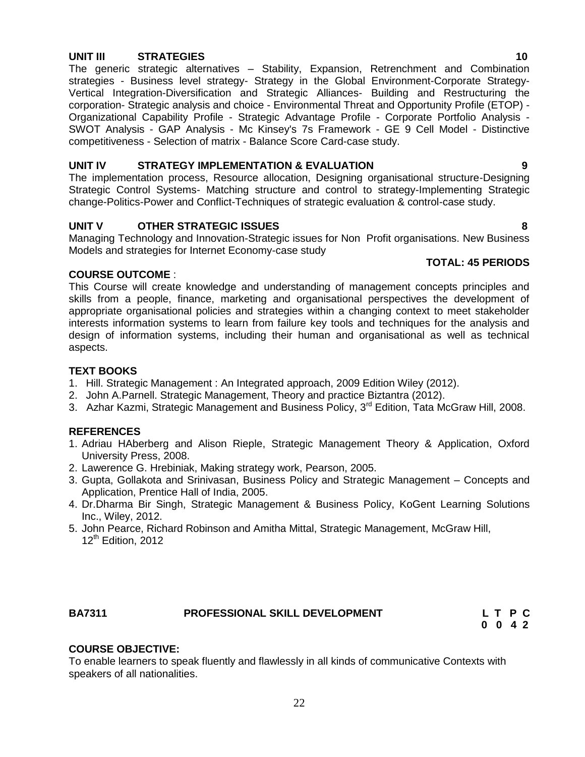**UNIT III STRATEGIES 10**

The generic strategic alternatives – Stability, Expansion, Retrenchment and Combination strategies - Business level strategy- Strategy in the Global Environment-Corporate Strategy-Vertical Integration-Diversification and Strategic Alliances- Building and Restructuring the corporation- Strategic analysis and choice - Environmental Threat and Opportunity Profile (ETOP) - Organizational Capability Profile - Strategic Advantage Profile - Corporate Portfolio Analysis - SWOT Analysis - GAP Analysis - Mc Kinsey's 7s Framework - GE 9 Cell Model - Distinctive competitiveness - Selection of matrix - Balance Score Card-case study.

**UNIT IV STRATEGY IMPLEMENTATION & EVALUATION 9**

The implementation process, Resource allocation, Designing organisational structure-Designing Strategic Control Systems- Matching structure and control to strategy-Implementing Strategic change-Politics-Power and Conflict-Techniques of strategic evaluation & control-case study.

**UNIT V OTHER STRATEGIC ISSUES 8**

Managing Technology and Innovation-Strategic issues for Non Profit organisations. New Business Models and strategies for Internet Economy-case study

**TOTAL: 45 PERIODS**

**COURSE OUTCOME** :

This Course will create knowledge and understanding of management concepts principles and skills from a people, finance, marketing and organisational perspectives the development of appropriate organisational policies and strategies within a changing context to meet stakeholder interests information systems to learn from failure key tools and techniques for the analysis and design of information systems, including their human and organisational as well as technical aspects.

**TEXT BOOKS**

1. Hill. Strategic Management : An Integrated approach, 2009 Edition Wiley (2012).
2. John A.Parnell. Strategic Management, Theory and practice Biztantra (2012).
3. Azhar Kazmi, Strategic Management and Business Policy, 3rd Edition, Tata McGraw Hill, 2008.

**REFERENCES**

1. Adriau HAberberg and Alison Rieple, Strategic Management Theory & Application, Oxford University Press, 2008.
2. Lawerence G. Hrebiniak, Making strategy work, Pearson, 2005.
3. Gupta, Gollakota and Srinivasan, Business Policy and Strategic Management – Concepts and Application, Prentice Hall of India, 2005.
4. Dr.Dharma Bir Singh, Strategic Management & Business Policy, KoGent Learning Solutions Inc., Wiley, 2012.
5. John Pearce, Richard Robinson and Amitha Mittal, Strategic Management, McGraw Hill, 12th Edition, 2012

**BA7311 PROFESSIONAL SKILL DEVELOPMENT**

| L | T | P | C |
|---|---|---|---|
| 0 | 0 | 4 | 2 |

**COURSE OBJECTIVE:**

To enable learners to speak fluently and flawlessly in all kinds of communicative Contexts with speakers of all nationalities.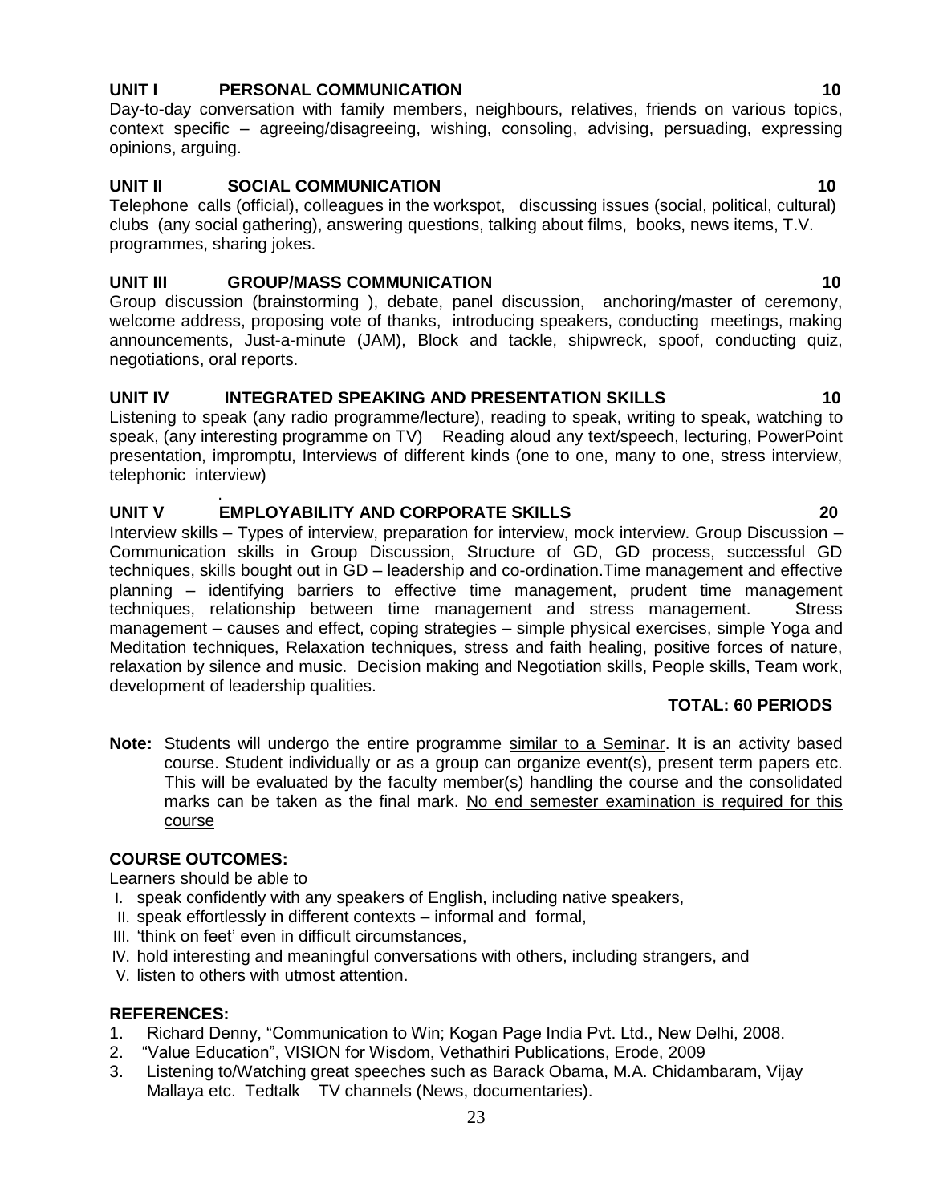**UNIT I PERSONAL COMMUNICATION 10**

Day-to-day conversation with family members, neighbours, relatives, friends on various topics, context specific – agreeing/disagreeing, wishing, consoling, advising, persuading, expressing opinions, arguing.

**UNIT II SOCIAL COMMUNICATION 10**

Telephone calls (official), colleagues in the workspot, discussing issues (social, political, cultural) clubs (any social gathering), answering questions, talking about films, books, news items, T.V. programmes, sharing jokes.

**UNIT III GROUP/MASS COMMUNICATION 10**

Group discussion (brainstorming ), debate, panel discussion, anchoring/master of ceremony, welcome address, proposing vote of thanks, introducing speakers, conducting meetings, making announcements, Just-a-minute (JAM), Block and tackle, shipwreck, spoof, conducting quiz, negotiations, oral reports.

**UNIT IV INTEGRATED SPEAKING AND PRESENTATION SKILLS 10**

Listening to speak (any radio programme/lecture), reading to speak, writing to speak, watching to speak, (any interesting programme on TV) Reading aloud any text/speech, lecturing, PowerPoint presentation, impromptu, Interviews of different kinds (one to one, many to one, stress interview, telephonic interview)

**UNIT V EMPLOYABILITY AND CORPORATE SKILLS 20**

Interview skills – Types of interview, preparation for interview, mock interview. Group Discussion – Communication skills in Group Discussion, Structure of GD, GD process, successful GD techniques, skills bought out in GD – leadership and co-ordination.Time management and effective planning – identifying barriers to effective time management, prudent time management techniques, relationship between time management and stress management. Stress management – causes and effect, coping strategies – simple physical exercises, simple Yoga and Meditation techniques, Relaxation techniques, stress and faith healing, positive forces of nature, relaxation by silence and music. Decision making and Negotiation skills, People skills, Team work, development of leadership qualities.

**TOTAL: 60 PERIODS**

**Note:** Students will undergo the entire programme similar to a Seminar. It is an activity based course. Student individually or as a group can organize event(s), present term papers etc. This will be evaluated by the faculty member(s) handling the course and the consolidated marks can be taken as the final mark. No end semester examination is required for this course

**COURSE OUTCOMES:**

Learners should be able to

I. speak confidently with any speakers of English, including native speakers,
II. speak effortlessly in different contexts – informal and formal,
III. 'think on feet' even in difficult circumstances,
IV. hold interesting and meaningful conversations with others, including strangers, and
V. listen to others with utmost attention.

**REFERENCES:**

1. Richard Denny, "Communication to Win; Kogan Page India Pvt. Ltd., New Delhi, 2008.
2. "Value Education", VISION for Wisdom, Vethathiri Publications, Erode, 2009
3. Listening to/Watching great speeches such as Barack Obama, M.A. Chidambaram, Vijay Mallaya etc. Tedtalk TV channels (News, documentaries).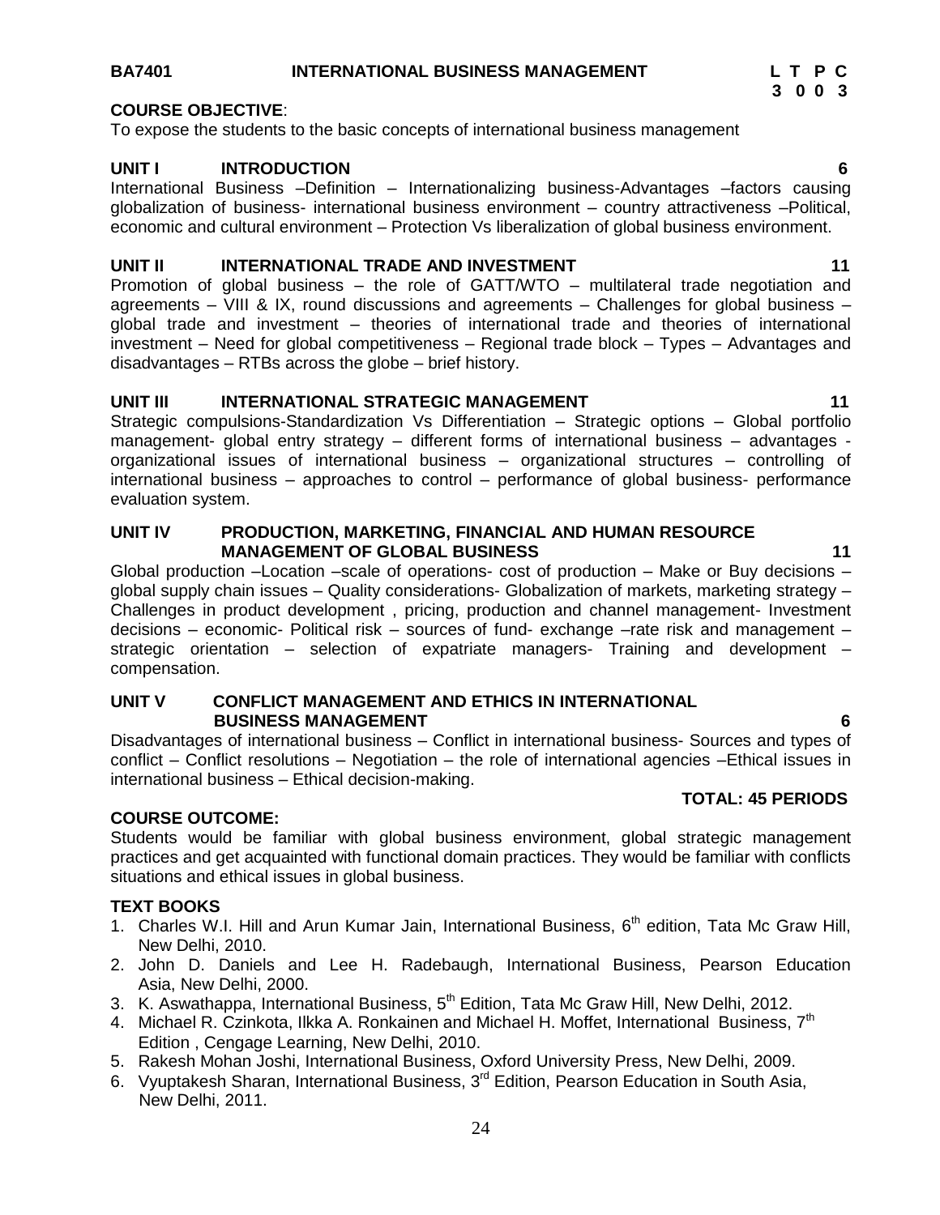**BA7401 INTERNATIONAL BUSINESS MANAGEMENT**

| L | T | P | C |
|---|---|---|---|
| 3 | 0 | 0 | 3 |

**COURSE OBJECTIVE**:
To expose the students to the basic concepts of international business management

**UNIT I INTRODUCTION 6**
International Business –Definition – Internationalizing business-Advantages –factors causing globalization of business- international business environment – country attractiveness –Political, economic and cultural environment – Protection Vs liberalization of global business environment.

**UNIT II INTERNATIONAL TRADE AND INVESTMENT 11**
Promotion of global business – the role of GATT/WTO – multilateral trade negotiation and agreements – VIII & IX, round discussions and agreements – Challenges for global business – global trade and investment – theories of international trade and theories of international investment – Need for global competitiveness – Regional trade block – Types – Advantages and disadvantages – RTBs across the globe – brief history.

**UNIT III INTERNATIONAL STRATEGIC MANAGEMENT 11**
Strategic compulsions-Standardization Vs Differentiation – Strategic options – Global portfolio management- global entry strategy – different forms of international business – advantages - organizational issues of international business – organizational structures – controlling of international business – approaches to control – performance of global business- performance evaluation system.

**UNIT IV PRODUCTION, MARKETING, FINANCIAL AND HUMAN RESOURCE MANAGEMENT OF GLOBAL BUSINESS 11**
Global production –Location –scale of operations- cost of production – Make or Buy decisions – global supply chain issues – Quality considerations- Globalization of markets, marketing strategy – Challenges in product development , pricing, production and channel management- Investment decisions – economic- Political risk – sources of fund- exchange –rate risk and management – strategic orientation – selection of expatriate managers- Training and development – compensation.

**UNIT V CONFLICT MANAGEMENT AND ETHICS IN INTERNATIONAL BUSINESS MANAGEMENT 6**
Disadvantages of international business – Conflict in international business- Sources and types of conflict – Conflict resolutions – Negotiation – the role of international agencies –Ethical issues in international business – Ethical decision-making.

**TOTAL: 45 PERIODS**

**COURSE OUTCOME:**
Students would be familiar with global business environment, global strategic management practices and get acquainted with functional domain practices. They would be familiar with conflicts situations and ethical issues in global business.

**TEXT BOOKS**

1. Charles W.I. Hill and Arun Kumar Jain, International Business, 6th edition, Tata Mc Graw Hill, New Delhi, 2010.
2. John D. Daniels and Lee H. Radebaugh, International Business, Pearson Education Asia, New Delhi, 2000.
3. K. Aswathappa, International Business, 5th Edition, Tata Mc Graw Hill, New Delhi, 2012.
4. Michael R. Czinkota, Ilkka A. Ronkainen and Michael H. Moffet, International Business, 7th Edition , Cengage Learning, New Delhi, 2010.
5. Rakesh Mohan Joshi, International Business, Oxford University Press, New Delhi, 2009.
6. Vyuptakesh Sharan, International Business, 3rd Edition, Pearson Education in South Asia, New Delhi, 2011.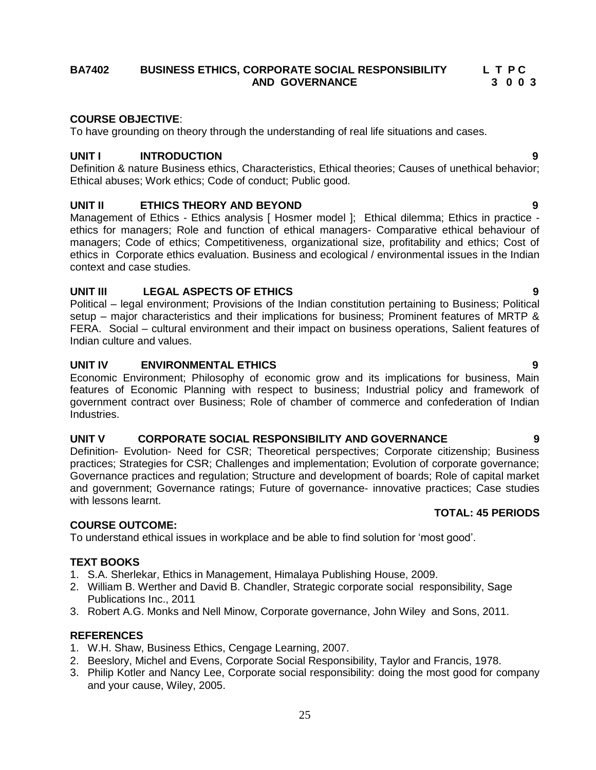**BA7402 BUSINESS ETHICS, CORPORATE SOCIAL RESPONSIBILITY AND GOVERNANCE**

| L | T | P | C |
|---|---|---|---|
| 3 | 0 | 0 | 3 |

**COURSE OBJECTIVE**:

To have grounding on theory through the understanding of real life situations and cases.

**UNIT I INTRODUCTION 9**

Definition & nature Business ethics, Characteristics, Ethical theories; Causes of unethical behavior; Ethical abuses; Work ethics; Code of conduct; Public good.

**UNIT II ETHICS THEORY AND BEYOND 9**

Management of Ethics - Ethics analysis [ Hosmer model ]; Ethical dilemma; Ethics in practice - ethics for managers; Role and function of ethical managers- Comparative ethical behaviour of managers; Code of ethics; Competitiveness, organizational size, profitability and ethics; Cost of ethics in Corporate ethics evaluation. Business and ecological / environmental issues in the Indian context and case studies.

**UNIT III LEGAL ASPECTS OF ETHICS 9**

Political – legal environment; Provisions of the Indian constitution pertaining to Business; Political setup – major characteristics and their implications for business; Prominent features of MRTP & FERA. Social – cultural environment and their impact on business operations, Salient features of Indian culture and values.

**UNIT IV ENVIRONMENTAL ETHICS 9**

Economic Environment; Philosophy of economic grow and its implications for business, Main features of Economic Planning with respect to business; Industrial policy and framework of government contract over Business; Role of chamber of commerce and confederation of Indian Industries.

**UNIT V CORPORATE SOCIAL RESPONSIBILITY AND GOVERNANCE 9**

Definition- Evolution- Need for CSR; Theoretical perspectives; Corporate citizenship; Business practices; Strategies for CSR; Challenges and implementation; Evolution of corporate governance; Governance practices and regulation; Structure and development of boards; Role of capital market and government; Governance ratings; Future of governance- innovative practices; Case studies with lessons learnt.

**TOTAL: 45 PERIODS**

**COURSE OUTCOME:**

To understand ethical issues in workplace and be able to find solution for 'most good'.

**TEXT BOOKS**

1. S.A. Sherlekar, Ethics in Management, Himalaya Publishing House, 2009.
2. William B. Werther and David B. Chandler, Strategic corporate social responsibility, Sage Publications Inc., 2011
3. Robert A.G. Monks and Nell Minow, Corporate governance, John Wiley and Sons, 2011.

**REFERENCES**

1. W.H. Shaw, Business Ethics, Cengage Learning, 2007.
2. Beeslory, Michel and Evens, Corporate Social Responsibility, Taylor and Francis, 1978.
3. Philip Kotler and Nancy Lee, Corporate social responsibility: doing the most good for company and your cause, Wiley, 2005.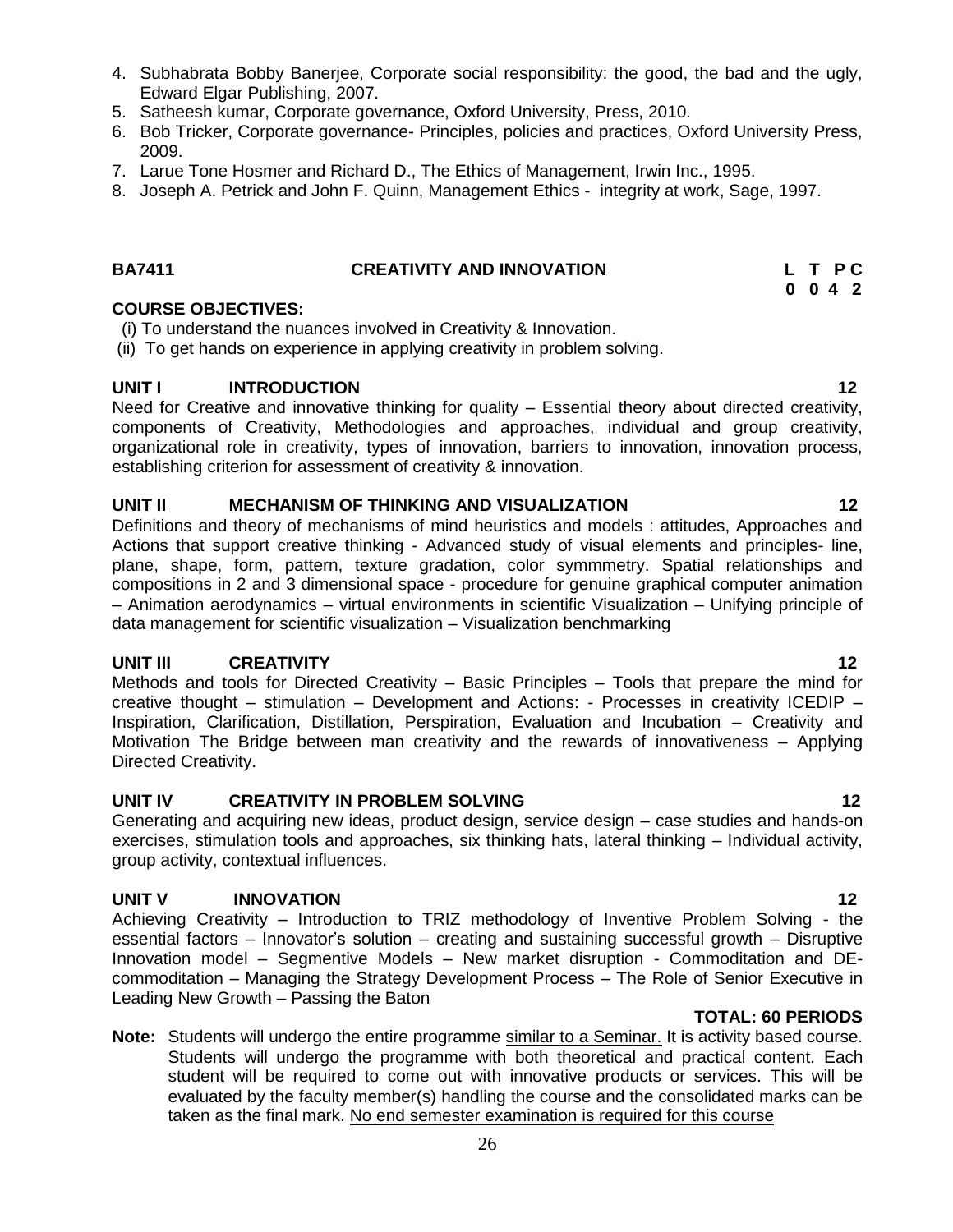4. Subhabrata Bobby Banerjee, Corporate social responsibility: the good, the bad and the ugly, Edward Elgar Publishing, 2007.
5. Satheesh kumar, Corporate governance, Oxford University, Press, 2010.
6. Bob Tricker, Corporate governance- Principles, policies and practices, Oxford University Press, 2009.
7. Larue Tone Hosmer and Richard D., The Ethics of Management, Irwin Inc., 1995.
8. Joseph A. Petrick and John F. Quinn, Management Ethics - integrity at work, Sage, 1997.

## BA7411 CREATIVITY AND INNOVATION

| L | T | P | C |
|---|---|---|---|
| 0 | 0 | 4 | 2 |

**COURSE OBJECTIVES:**

(i) To understand the nuances involved in Creativity & Innovation.
(ii) To get hands on experience in applying creativity in problem solving.

**UNIT I INTRODUCTION 12**

Need for Creative and innovative thinking for quality – Essential theory about directed creativity, components of Creativity, Methodologies and approaches, individual and group creativity, organizational role in creativity, types of innovation, barriers to innovation, innovation process, establishing criterion for assessment of creativity & innovation.

**UNIT II MECHANISM OF THINKING AND VISUALIZATION 12**

Definitions and theory of mechanisms of mind heuristics and models : attitudes, Approaches and Actions that support creative thinking - Advanced study of visual elements and principles- line, plane, shape, form, pattern, texture gradation, color symmmetry. Spatial relationships and compositions in 2 and 3 dimensional space - procedure for genuine graphical computer animation – Animation aerodynamics – virtual environments in scientific Visualization – Unifying principle of data management for scientific visualization – Visualization benchmarking

**UNIT III CREATIVITY 12**

Methods and tools for Directed Creativity – Basic Principles – Tools that prepare the mind for creative thought – stimulation – Development and Actions: - Processes in creativity ICEDIP – Inspiration, Clarification, Distillation, Perspiration, Evaluation and Incubation – Creativity and Motivation The Bridge between man creativity and the rewards of innovativeness – Applying Directed Creativity.

**UNIT IV CREATIVITY IN PROBLEM SOLVING 12**

Generating and acquiring new ideas, product design, service design – case studies and hands-on exercises, stimulation tools and approaches, six thinking hats, lateral thinking – Individual activity, group activity, contextual influences.

**UNIT V INNOVATION 12**

Achieving Creativity – Introduction to TRIZ methodology of Inventive Problem Solving - the essential factors – Innovator's solution – creating and sustaining successful growth – Disruptive Innovation model – Segmentive Models – New market disruption - Commoditation and DE-commoditation – Managing the Strategy Development Process – The Role of Senior Executive in Leading New Growth – Passing the Baton

**TOTAL: 60 PERIODS**

**Note:** Students will undergo the entire programme similar to a Seminar. It is activity based course. Students will undergo the programme with both theoretical and practical content. Each student will be required to come out with innovative products or services. This will be evaluated by the faculty member(s) handling the course and the consolidated marks can be taken as the final mark. No end semester examination is required for this course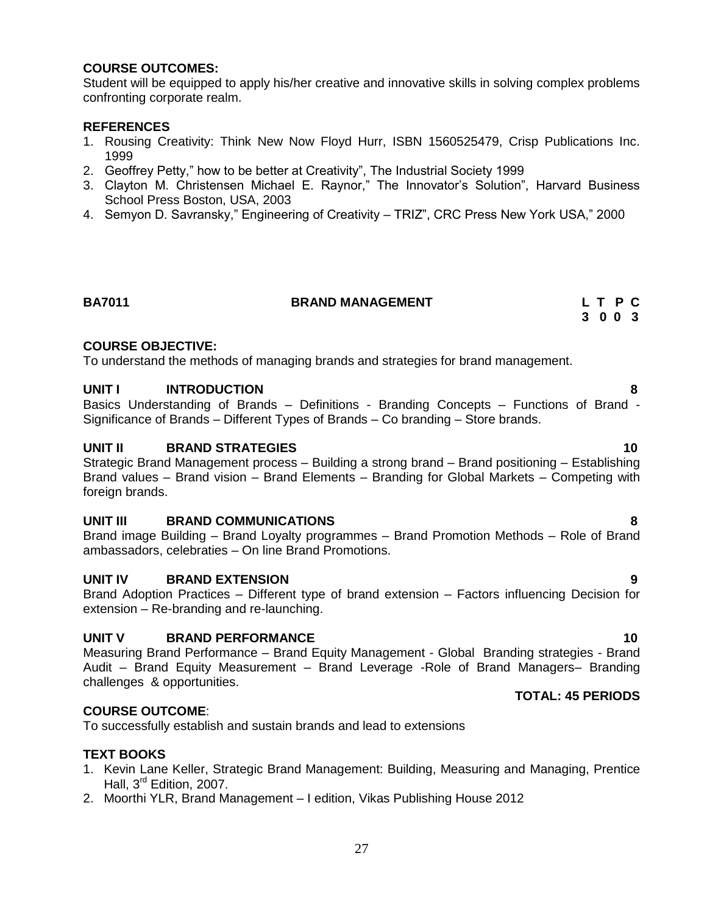**COURSE OUTCOMES:**
Student will be equipped to apply his/her creative and innovative skills in solving complex problems confronting corporate realm.

**REFERENCES**

1. Rousing Creativity: Think New Now Floyd Hurr, ISBN 1560525479, Crisp Publications Inc. 1999
2. Geoffrey Petty," how to be better at Creativity", The Industrial Society 1999
3. Clayton M. Christensen Michael E. Raynor," The Innovator's Solution", Harvard Business School Press Boston, USA, 2003
4. Semyon D. Savransky," Engineering of Creativity – TRIZ", CRC Press New York USA," 2000

## BA7011 BRAND MANAGEMENT

| L | T | P | C |
|---|---|---|---|
| 3 | 0 | 0 | 3 |

**COURSE OBJECTIVE:**
To understand the methods of managing brands and strategies for brand management.

**UNIT I INTRODUCTION** **8**
Basics Understanding of Brands – Definitions - Branding Concepts – Functions of Brand - Significance of Brands – Different Types of Brands – Co branding – Store brands.

**UNIT II BRAND STRATEGIES** **10**
Strategic Brand Management process – Building a strong brand – Brand positioning – Establishing Brand values – Brand vision – Brand Elements – Branding for Global Markets – Competing with foreign brands.

**UNIT III BRAND COMMUNICATIONS** **8**
Brand image Building – Brand Loyalty programmes – Brand Promotion Methods – Role of Brand ambassadors, celebraties – On line Brand Promotions.

**UNIT IV BRAND EXTENSION** **9**
Brand Adoption Practices – Different type of brand extension – Factors influencing Decision for extension – Re-branding and re-launching.

**UNIT V BRAND PERFORMANCE** **10**
Measuring Brand Performance – Brand Equity Management - Global Branding strategies - Brand Audit – Brand Equity Measurement – Brand Leverage -Role of Brand Managers– Branding challenges & opportunities.

**TOTAL: 45 PERIODS**

**COURSE OUTCOME**:
To successfully establish and sustain brands and lead to extensions

**TEXT BOOKS**

1. Kevin Lane Keller, Strategic Brand Management: Building, Measuring and Managing, Prentice Hall, 3rd Edition, 2007.
2. Moorthi YLR, Brand Management – I edition, Vikas Publishing House 2012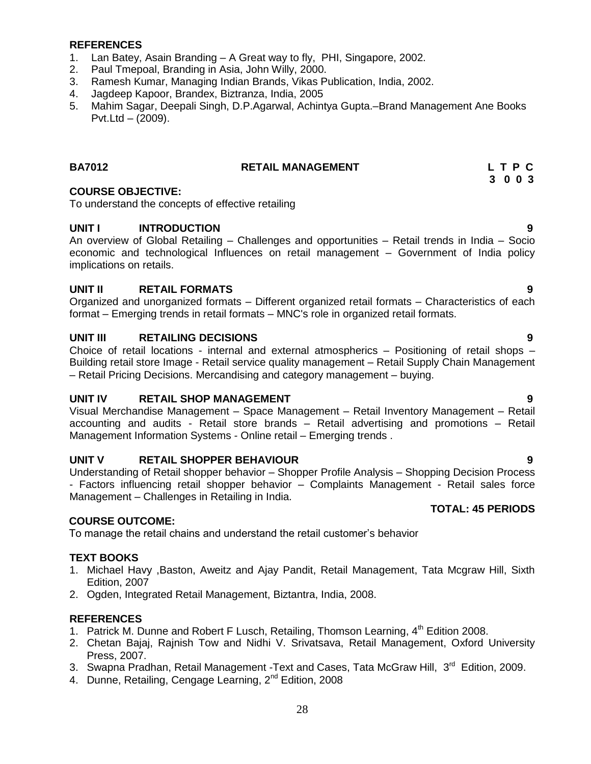**REFERENCES**

1. Lan Batey, Asain Branding – A Great way to fly, PHI, Singapore, 2002.
2. Paul Tmepoal, Branding in Asia, John Willy, 2000.
3. Ramesh Kumar, Managing Indian Brands, Vikas Publication, India, 2002.
4. Jagdeep Kapoor, Brandex, Biztranza, India, 2005
5. Mahim Sagar, Deepali Singh, D.P.Agarwal, Achintya Gupta.–Brand Management Ane Books Pvt.Ltd – (2009).

## BA7012 RETAIL MANAGEMENT

**L T P C**
**3 0 0 3**

**COURSE OBJECTIVE:**

To understand the concepts of effective retailing

### UNIT I INTRODUCTION 9

An overview of Global Retailing – Challenges and opportunities – Retail trends in India – Socio economic and technological Influences on retail management – Government of India policy implications on retails.

### UNIT II RETAIL FORMATS 9

Organized and unorganized formats – Different organized retail formats – Characteristics of each format – Emerging trends in retail formats – MNC's role in organized retail formats.

### UNIT III RETAILING DECISIONS 9

Choice of retail locations - internal and external atmospherics – Positioning of retail shops – Building retail store Image - Retail service quality management – Retail Supply Chain Management – Retail Pricing Decisions. Mercandising and category management – buying.

### UNIT IV RETAIL SHOP MANAGEMENT 9

Visual Merchandise Management – Space Management – Retail Inventory Management – Retail accounting and audits - Retail store brands – Retail advertising and promotions – Retail Management Information Systems - Online retail – Emerging trends .

### UNIT V RETAIL SHOPPER BEHAVIOUR 9

Understanding of Retail shopper behavior – Shopper Profile Analysis – Shopping Decision Process - Factors influencing retail shopper behavior – Complaints Management - Retail sales force Management – Challenges in Retailing in India.

**TOTAL: 45 PERIODS**

**COURSE OUTCOME:**

To manage the retail chains and understand the retail customer's behavior

**TEXT BOOKS**

1. Michael Havy ,Baston, Aweitz and Ajay Pandit, Retail Management, Tata Mcgraw Hill, Sixth Edition, 2007
2. Ogden, Integrated Retail Management, Biztantra, India, 2008.

**REFERENCES**

1. Patrick M. Dunne and Robert F Lusch, Retailing, Thomson Learning, 4th Edition 2008.
2. Chetan Bajaj, Rajnish Tow and Nidhi V. Srivatsava, Retail Management, Oxford University Press, 2007.
3. Swapna Pradhan, Retail Management -Text and Cases, Tata McGraw Hill, 3rd Edition, 2009.
4. Dunne, Retailing, Cengage Learning, 2nd Edition, 2008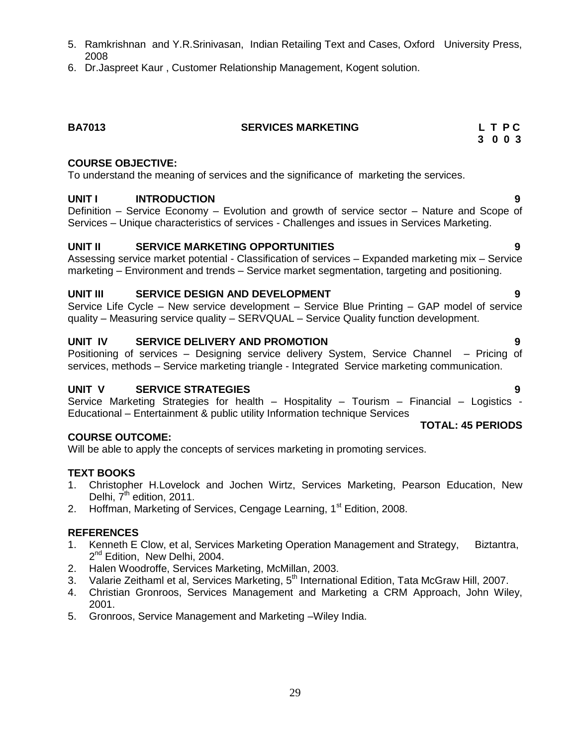5. Ramkrishnan and Y.R.Srinivasan, Indian Retailing Text and Cases, Oxford University Press, 2008
6. Dr.Jaspreet Kaur , Customer Relationship Management, Kogent solution.

**BA7013 SERVICES MARKETING L T P C**
**3 0 0 3**

**COURSE OBJECTIVE:**

To understand the meaning of services and the significance of marketing the services.

**UNIT I INTRODUCTION 9**

Definition – Service Economy – Evolution and growth of service sector – Nature and Scope of Services – Unique characteristics of services - Challenges and issues in Services Marketing.

**UNIT II SERVICE MARKETING OPPORTUNITIES 9**

Assessing service market potential - Classification of services – Expanded marketing mix – Service marketing – Environment and trends – Service market segmentation, targeting and positioning.

**UNIT III SERVICE DESIGN AND DEVELOPMENT 9**

Service Life Cycle – New service development – Service Blue Printing – GAP model of service quality – Measuring service quality – SERVQUAL – Service Quality function development.

**UNIT IV SERVICE DELIVERY AND PROMOTION 9**

Positioning of services – Designing service delivery System, Service Channel – Pricing of services, methods – Service marketing triangle - Integrated Service marketing communication.

**UNIT V SERVICE STRATEGIES 9**

Service Marketing Strategies for health – Hospitality – Tourism – Financial – Logistics - Educational – Entertainment & public utility Information technique Services

**TOTAL: 45 PERIODS**

**COURSE OUTCOME:**

Will be able to apply the concepts of services marketing in promoting services.

**TEXT BOOKS**

1. Christopher H.Lovelock and Jochen Wirtz, Services Marketing, Pearson Education, New Delhi, 7th edition, 2011.
2. Hoffman, Marketing of Services, Cengage Learning, 1st Edition, 2008.

**REFERENCES**

1. Kenneth E Clow, et al, Services Marketing Operation Management and Strategy, Biztantra, 2nd Edition, New Delhi, 2004.
2. Halen Woodroffe, Services Marketing, McMillan, 2003.
3. Valarie Zeithaml et al, Services Marketing, 5th International Edition, Tata McGraw Hill, 2007.
4. Christian Gronroos, Services Management and Marketing a CRM Approach, John Wiley, 2001.
5. Gronroos, Service Management and Marketing –Wiley India.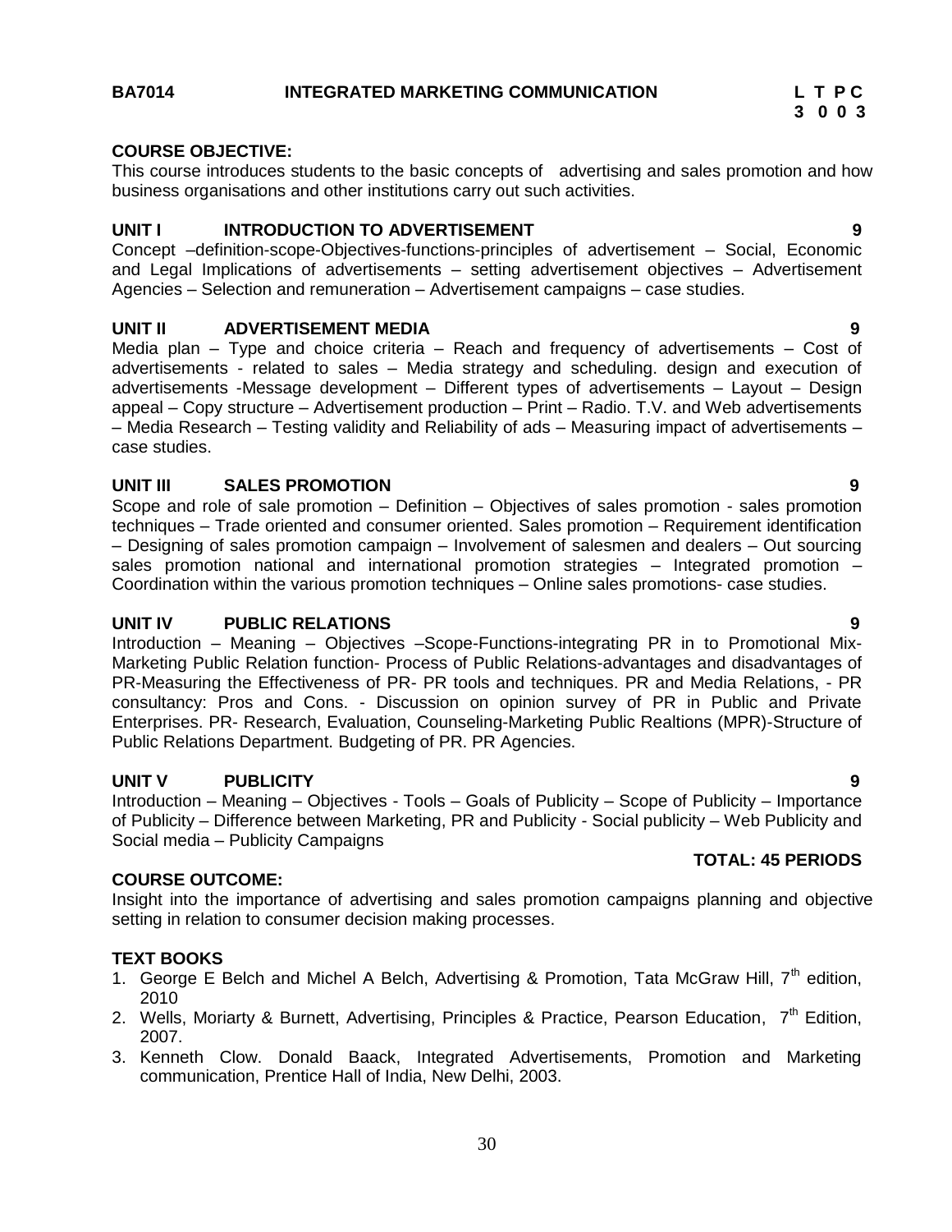**BA7014 INTEGRATED MARKETING COMMUNICATION**

| L | T | P | C |
|---|---|---|---|
| 3 | 0 | 0 | 3 |

**COURSE OBJECTIVE:**

This course introduces students to the basic concepts of advertising and sales promotion and how business organisations and other institutions carry out such activities.

**UNIT I INTRODUCTION TO ADVERTISEMENT 9**

Concept –definition-scope-Objectives-functions-principles of advertisement – Social, Economic and Legal Implications of advertisements – setting advertisement objectives – Advertisement Agencies – Selection and remuneration – Advertisement campaigns – case studies.

**UNIT II ADVERTISEMENT MEDIA 9**

Media plan – Type and choice criteria – Reach and frequency of advertisements – Cost of advertisements - related to sales – Media strategy and scheduling. design and execution of advertisements -Message development – Different types of advertisements – Layout – Design appeal – Copy structure – Advertisement production – Print – Radio. T.V. and Web advertisements – Media Research – Testing validity and Reliability of ads – Measuring impact of advertisements – case studies.

**UNIT III SALES PROMOTION 9**

Scope and role of sale promotion – Definition – Objectives of sales promotion - sales promotion techniques – Trade oriented and consumer oriented. Sales promotion – Requirement identification – Designing of sales promotion campaign – Involvement of salesmen and dealers – Out sourcing sales promotion national and international promotion strategies – Integrated promotion – Coordination within the various promotion techniques – Online sales promotions- case studies.

**UNIT IV PUBLIC RELATIONS 9**

Introduction – Meaning – Objectives –Scope-Functions-integrating PR in to Promotional Mix-Marketing Public Relation function- Process of Public Relations-advantages and disadvantages of PR-Measuring the Effectiveness of PR- PR tools and techniques. PR and Media Relations, - PR consultancy: Pros and Cons. - Discussion on opinion survey of PR in Public and Private Enterprises. PR- Research, Evaluation, Counseling-Marketing Public Realtions (MPR)-Structure of Public Relations Department. Budgeting of PR. PR Agencies.

**UNIT V PUBLICITY 9**

Introduction – Meaning – Objectives - Tools – Goals of Publicity – Scope of Publicity – Importance of Publicity – Difference between Marketing, PR and Publicity - Social publicity – Web Publicity and Social media – Publicity Campaigns

**TOTAL: 45 PERIODS**

**COURSE OUTCOME:**

Insight into the importance of advertising and sales promotion campaigns planning and objective setting in relation to consumer decision making processes.

**TEXT BOOKS**

1. George E Belch and Michel A Belch, Advertising & Promotion, Tata McGraw Hill, 7th edition, 2010
2. Wells, Moriarty & Burnett, Advertising, Principles & Practice, Pearson Education, 7th Edition, 2007.
3. Kenneth Clow. Donald Baack, Integrated Advertisements, Promotion and Marketing communication, Prentice Hall of India, New Delhi, 2003.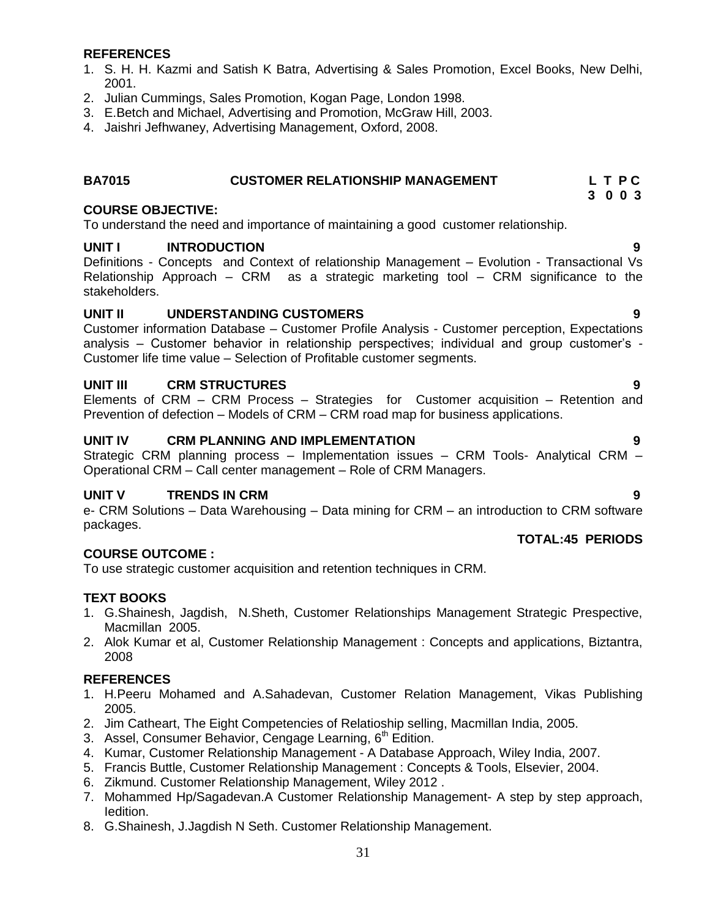**REFERENCES**

1. S. H. H. Kazmi and Satish K Batra, Advertising & Sales Promotion, Excel Books, New Delhi, 2001.
2. Julian Cummings, Sales Promotion, Kogan Page, London 1998.
3. E.Betch and Michael, Advertising and Promotion, McGraw Hill, 2003.
4. Jaishri Jefhwaney, Advertising Management, Oxford, 2008.

## BA7015 CUSTOMER RELATIONSHIP MANAGEMENT

| L | T | P | C |
|---|---|---|---|
| 3 | 0 | 0 | 3 |

**COURSE OBJECTIVE:**

To understand the need and importance of maintaining a good customer relationship.

**UNIT I INTRODUCTION** **9**

Definitions - Concepts and Context of relationship Management – Evolution - Transactional Vs Relationship Approach – CRM as a strategic marketing tool – CRM significance to the stakeholders.

**UNIT II UNDERSTANDING CUSTOMERS** **9**

Customer information Database – Customer Profile Analysis - Customer perception, Expectations analysis – Customer behavior in relationship perspectives; individual and group customer's - Customer life time value – Selection of Profitable customer segments.

**UNIT III CRM STRUCTURES** **9**

Elements of CRM – CRM Process – Strategies for Customer acquisition – Retention and Prevention of defection – Models of CRM – CRM road map for business applications.

**UNIT IV CRM PLANNING AND IMPLEMENTATION** **9**

Strategic CRM planning process – Implementation issues – CRM Tools- Analytical CRM – Operational CRM – Call center management – Role of CRM Managers.

**UNIT V TRENDS IN CRM** **9**

e- CRM Solutions – Data Warehousing – Data mining for CRM – an introduction to CRM software packages.

**TOTAL:45 PERIODS**

**COURSE OUTCOME :**

To use strategic customer acquisition and retention techniques in CRM.

**TEXT BOOKS**

1. G.Shainesh, Jagdish, N.Sheth, Customer Relationships Management Strategic Prespective, Macmillan 2005.
2. Alok Kumar et al, Customer Relationship Management : Concepts and applications, Biztantra, 2008

**REFERENCES**

1. H.Peeru Mohamed and A.Sahadevan, Customer Relation Management, Vikas Publishing 2005.
2. Jim Catheart, The Eight Competencies of Relatioship selling, Macmillan India, 2005.
3. Assel, Consumer Behavior, Cengage Learning, 6th Edition.
4. Kumar, Customer Relationship Management - A Database Approach, Wiley India, 2007.
5. Francis Buttle, Customer Relationship Management : Concepts & Tools, Elsevier, 2004.
6. Zikmund. Customer Relationship Management, Wiley 2012 .
7. Mohammed Hp/Sagadevan.A Customer Relationship Management- A step by step approach, Iedition.
8. G.Shainesh, J.Jagdish N Seth. Customer Relationship Management.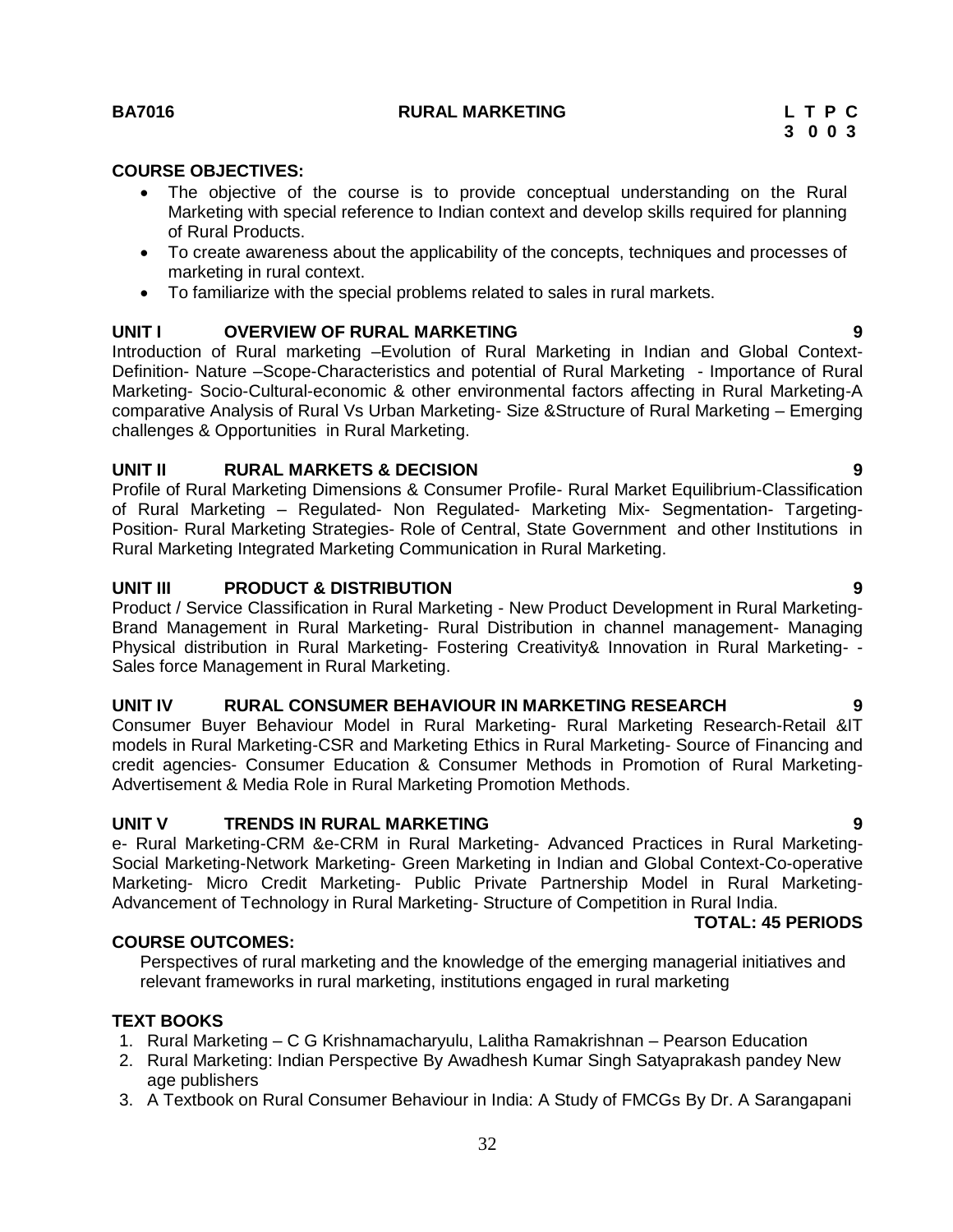**BA7016 RURAL MARKETING**

| L | T | P | C |
|---|---|---|---|
| 3 | 0 | 0 | 3 |

**COURSE OBJECTIVES:**

- The objective of the course is to provide conceptual understanding on the Rural Marketing with special reference to Indian context and develop skills required for planning of Rural Products.
- To create awareness about the applicability of the concepts, techniques and processes of marketing in rural context.
- To familiarize with the special problems related to sales in rural markets.

**UNIT I OVERVIEW OF RURAL MARKETING 9**

Introduction of Rural marketing –Evolution of Rural Marketing in Indian and Global Context- Definition- Nature –Scope-Characteristics and potential of Rural Marketing - Importance of Rural Marketing- Socio-Cultural-economic & other environmental factors affecting in Rural Marketing-A comparative Analysis of Rural Vs Urban Marketing- Size &Structure of Rural Marketing – Emerging challenges & Opportunities in Rural Marketing.

**UNIT II RURAL MARKETS & DECISION 9**

Profile of Rural Marketing Dimensions & Consumer Profile- Rural Market Equilibrium-Classification of Rural Marketing – Regulated- Non Regulated- Marketing Mix- Segmentation- Targeting- Position- Rural Marketing Strategies- Role of Central, State Government and other Institutions in Rural Marketing Integrated Marketing Communication in Rural Marketing.

**UNIT III PRODUCT & DISTRIBUTION 9**

Product / Service Classification in Rural Marketing - New Product Development in Rural Marketing- Brand Management in Rural Marketing- Rural Distribution in channel management- Managing Physical distribution in Rural Marketing- Fostering Creativity& Innovation in Rural Marketing- - Sales force Management in Rural Marketing.

**UNIT IV RURAL CONSUMER BEHAVIOUR IN MARKETING RESEARCH 9**

Consumer Buyer Behaviour Model in Rural Marketing- Rural Marketing Research-Retail &IT models in Rural Marketing-CSR and Marketing Ethics in Rural Marketing- Source of Financing and credit agencies- Consumer Education & Consumer Methods in Promotion of Rural Marketing- Advertisement & Media Role in Rural Marketing Promotion Methods.

**UNIT V TRENDS IN RURAL MARKETING 9**

e- Rural Marketing-CRM &e-CRM in Rural Marketing- Advanced Practices in Rural Marketing- Social Marketing-Network Marketing- Green Marketing in Indian and Global Context-Co-operative Marketing- Micro Credit Marketing- Public Private Partnership Model in Rural Marketing- Advancement of Technology in Rural Marketing- Structure of Competition in Rural India.

**TOTAL: 45 PERIODS**

**COURSE OUTCOMES:**

Perspectives of rural marketing and the knowledge of the emerging managerial initiatives and relevant frameworks in rural marketing, institutions engaged in rural marketing

**TEXT BOOKS**

1. Rural Marketing – C G Krishnamacharyulu, Lalitha Ramakrishnan – Pearson Education
2. Rural Marketing: Indian Perspective By Awadhesh Kumar Singh Satyaprakash pandey New age publishers
3. A Textbook on Rural Consumer Behaviour in India: A Study of FMCGs By Dr. A Sarangapani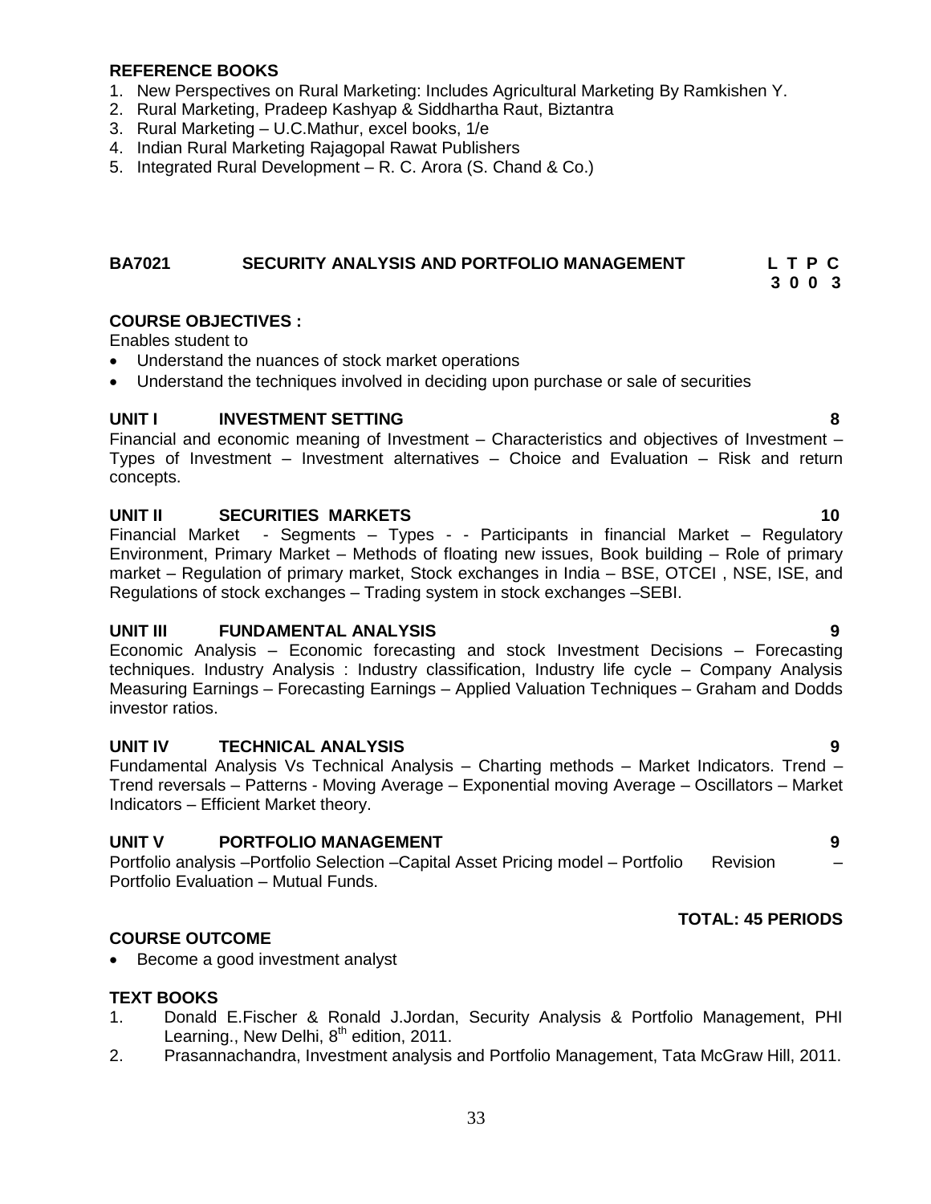**REFERENCE BOOKS**

1. New Perspectives on Rural Marketing: Includes Agricultural Marketing By Ramkishen Y.
2. Rural Marketing, Pradeep Kashyap & Siddhartha Raut, Biztantra
3. Rural Marketing – U.C.Mathur, excel books, 1/e
4. Indian Rural Marketing Rajagopal Rawat Publishers
5. Integrated Rural Development – R. C. Arora (S. Chand & Co.)

## BA7021 SECURITY ANALYSIS AND PORTFOLIO MANAGEMENT

| L | T | P | C |
|---|---|---|---|
| 3 | 0 | 0 | 3 |

**COURSE OBJECTIVES :**

Enables student to

- Understand the nuances of stock market operations
- Understand the techniques involved in deciding upon purchase or sale of securities

**UNIT I INVESTMENT SETTING 8**

Financial and economic meaning of Investment – Characteristics and objectives of Investment – Types of Investment – Investment alternatives – Choice and Evaluation – Risk and return concepts.

**UNIT II SECURITIES MARKETS 10**

Financial Market - Segments – Types - - Participants in financial Market – Regulatory Environment, Primary Market – Methods of floating new issues, Book building – Role of primary market – Regulation of primary market, Stock exchanges in India – BSE, OTCEI , NSE, ISE, and Regulations of stock exchanges – Trading system in stock exchanges –SEBI.

**UNIT III FUNDAMENTAL ANALYSIS 9**

Economic Analysis – Economic forecasting and stock Investment Decisions – Forecasting techniques. Industry Analysis : Industry classification, Industry life cycle – Company Analysis Measuring Earnings – Forecasting Earnings – Applied Valuation Techniques – Graham and Dodds investor ratios.

**UNIT IV TECHNICAL ANALYSIS 9**

Fundamental Analysis Vs Technical Analysis – Charting methods – Market Indicators. Trend – Trend reversals – Patterns - Moving Average – Exponential moving Average – Oscillators – Market Indicators – Efficient Market theory.

**UNIT V PORTFOLIO MANAGEMENT 9**

Portfolio analysis –Portfolio Selection –Capital Asset Pricing model – Portfolio Revision – Portfolio Evaluation – Mutual Funds.

**TOTAL: 45 PERIODS**

**COURSE OUTCOME**

- Become a good investment analyst

**TEXT BOOKS**

1. Donald E.Fischer & Ronald J.Jordan, Security Analysis & Portfolio Management, PHI Learning., New Delhi, 8th edition, 2011.
2. Prasannachandra, Investment analysis and Portfolio Management, Tata McGraw Hill, 2011.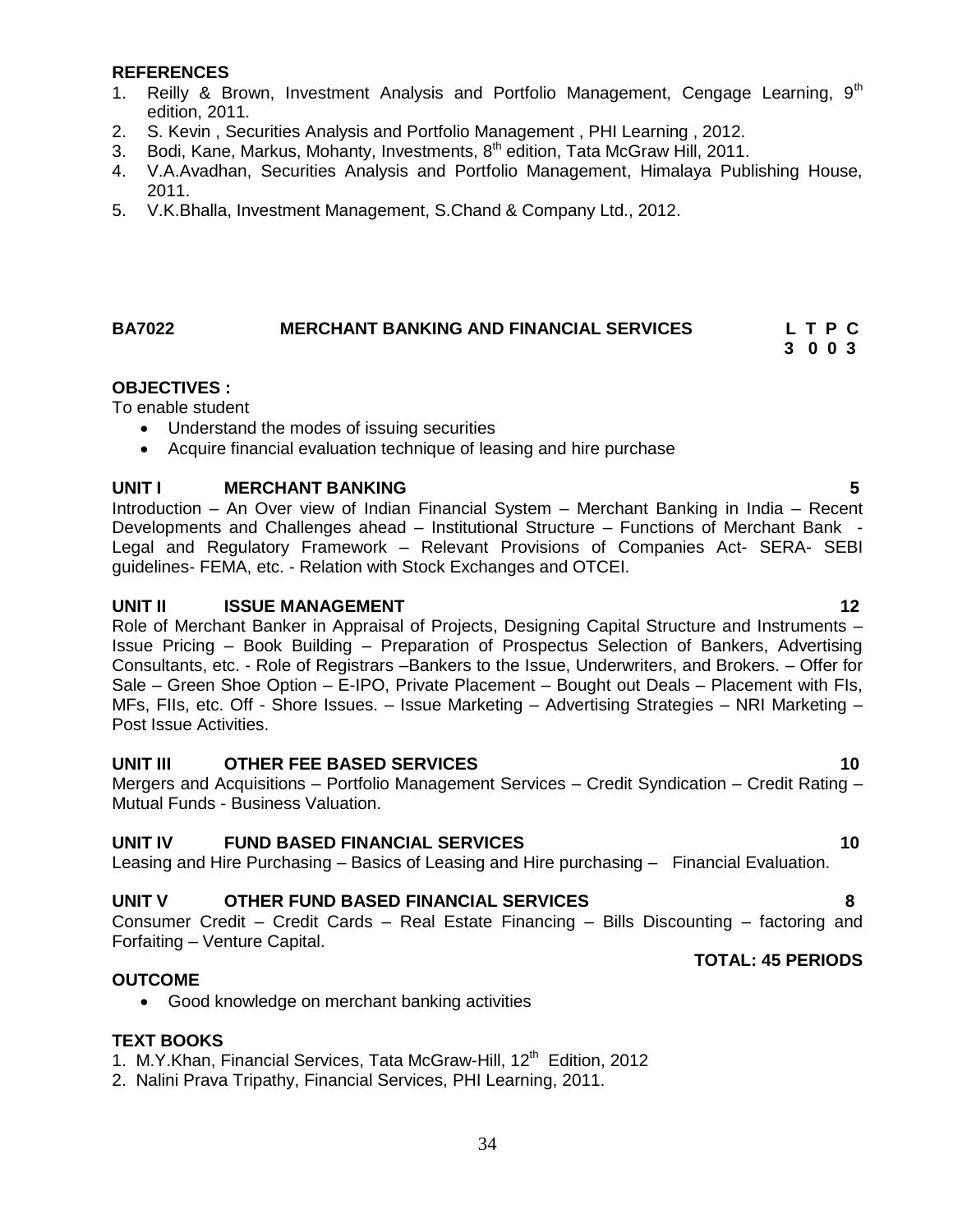**REFERENCES**

1. Reilly & Brown, Investment Analysis and Portfolio Management, Cengage Learning, 9th edition, 2011.
2. S. Kevin , Securities Analysis and Portfolio Management , PHI Learning , 2012.
3. Bodi, Kane, Markus, Mohanty, Investments, 8th edition, Tata McGraw Hill, 2011.
4. V.A.Avadhan, Securities Analysis and Portfolio Management, Himalaya Publishing House, 2011.
5. V.K.Bhalla, Investment Management, S.Chand & Company Ltd., 2012.

## BA7022 MERCHANT BANKING AND FINANCIAL SERVICES

| L | T | P | C |
|---|---|---|---|
| 3 | 0 | 0 | 3 |

**OBJECTIVES :**

To enable student

- Understand the modes of issuing securities
- Acquire financial evaluation technique of leasing and hire purchase

### UNIT I MERCHANT BANKING 5

Introduction – An Over view of Indian Financial System – Merchant Banking in India – Recent Developments and Challenges ahead – Institutional Structure – Functions of Merchant Bank - Legal and Regulatory Framework – Relevant Provisions of Companies Act- SERA- SEBI guidelines- FEMA, etc. - Relation with Stock Exchanges and OTCEI.

### UNIT II ISSUE MANAGEMENT 12

Role of Merchant Banker in Appraisal of Projects, Designing Capital Structure and Instruments – Issue Pricing – Book Building – Preparation of Prospectus Selection of Bankers, Advertising Consultants, etc. - Role of Registrars –Bankers to the Issue, Underwriters, and Brokers. – Offer for Sale – Green Shoe Option – E-IPO, Private Placement – Bought out Deals – Placement with FIs, MFs, FIIs, etc. Off - Shore Issues. – Issue Marketing – Advertising Strategies – NRI Marketing – Post Issue Activities.

### UNIT III OTHER FEE BASED SERVICES 10

Mergers and Acquisitions – Portfolio Management Services – Credit Syndication – Credit Rating – Mutual Funds - Business Valuation.

### UNIT IV FUND BASED FINANCIAL SERVICES 10

Leasing and Hire Purchasing – Basics of Leasing and Hire purchasing – Financial Evaluation.

### UNIT V OTHER FUND BASED FINANCIAL SERVICES 8

Consumer Credit – Credit Cards – Real Estate Financing – Bills Discounting – factoring and Forfaiting – Venture Capital.

**TOTAL: 45 PERIODS**

**OUTCOME**

- Good knowledge on merchant banking activities

**TEXT BOOKS**

1. M.Y.Khan, Financial Services, Tata McGraw-Hill, 12th Edition, 2012
2. Nalini Prava Tripathy, Financial Services, PHI Learning, 2011.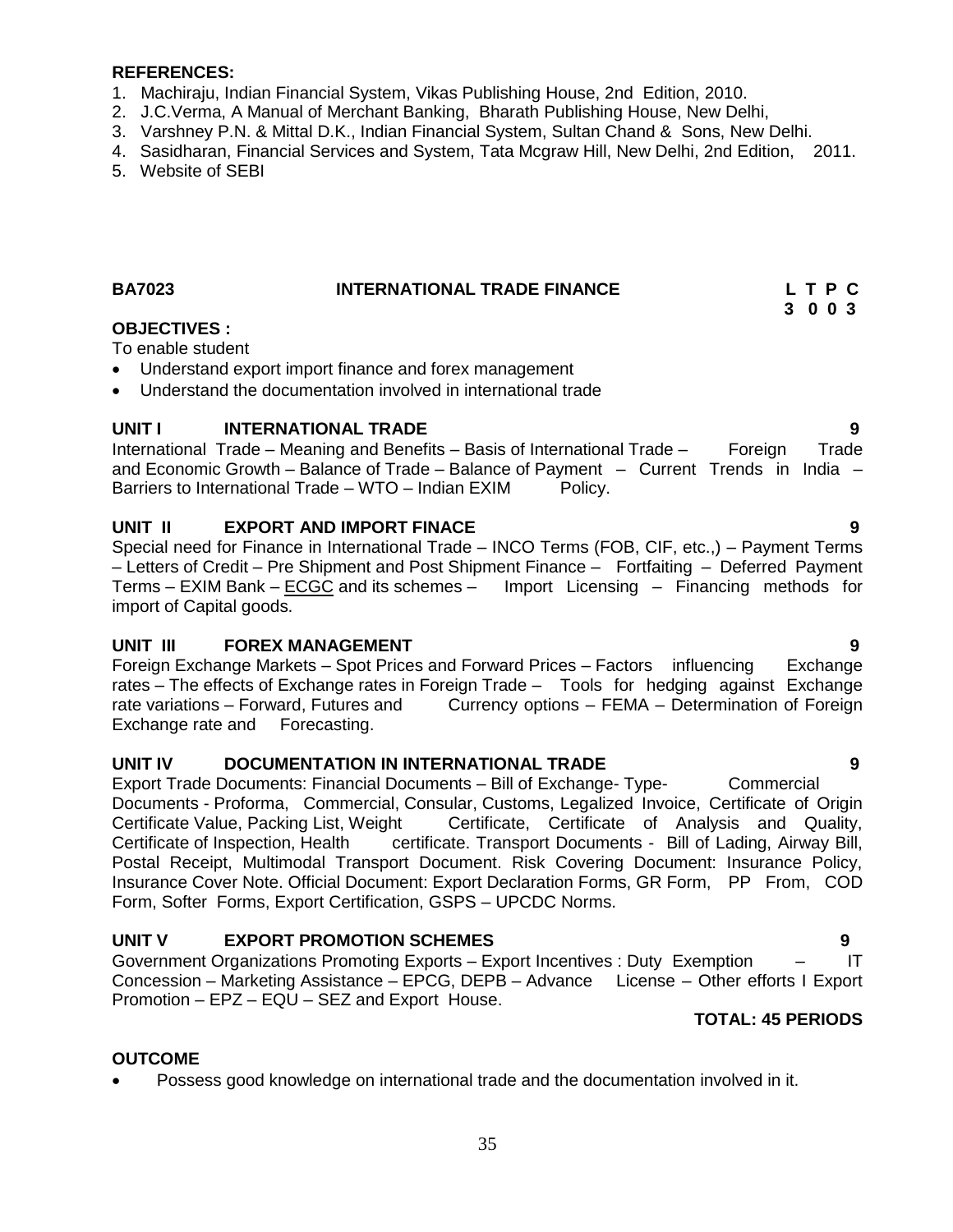**REFERENCES:**

1. Machiraju, Indian Financial System, Vikas Publishing House, 2nd Edition, 2010.
2. J.C.Verma, A Manual of Merchant Banking, Bharath Publishing House, New Delhi,
3. Varshney P.N. & Mittal D.K., Indian Financial System, Sultan Chand & Sons, New Delhi.
4. Sasidharan, Financial Services and System, Tata Mcgraw Hill, New Delhi, 2nd Edition, 2011.
5. Website of SEBI

**BA7023 INTERNATIONAL TRADE FINANCE**

| L | T | P | C |
|---|---|---|---|
| 3 | 0 | 0 | 3 |

**OBJECTIVES :**

To enable student

- Understand export import finance and forex management
- Understand the documentation involved in international trade

**UNIT I INTERNATIONAL TRADE 9**

International Trade – Meaning and Benefits – Basis of International Trade – Foreign Trade and Economic Growth – Balance of Trade – Balance of Payment – Current Trends in India – Barriers to International Trade – WTO – Indian EXIM Policy.

**UNIT II EXPORT AND IMPORT FINACE 9**

Special need for Finance in International Trade – INCO Terms (FOB, CIF, etc.,) – Payment Terms – Letters of Credit – Pre Shipment and Post Shipment Finance – Fortfaiting – Deferred Payment Terms – EXIM Bank – ECGC and its schemes – Import Licensing – Financing methods for import of Capital goods.

**UNIT III FOREX MANAGEMENT 9**

Foreign Exchange Markets – Spot Prices and Forward Prices – Factors influencing Exchange rates – The effects of Exchange rates in Foreign Trade – Tools for hedging against Exchange rate variations – Forward, Futures and Currency options – FEMA – Determination of Foreign Exchange rate and Forecasting.

**UNIT IV DOCUMENTATION IN INTERNATIONAL TRADE 9**

Export Trade Documents: Financial Documents – Bill of Exchange- Type- Commercial Documents - Proforma, Commercial, Consular, Customs, Legalized Invoice, Certificate of Origin Certificate Value, Packing List, Weight Certificate, Certificate of Analysis and Quality, Certificate of Inspection, Health certificate. Transport Documents - Bill of Lading, Airway Bill, Postal Receipt, Multimodal Transport Document. Risk Covering Document: Insurance Policy, Insurance Cover Note. Official Document: Export Declaration Forms, GR Form, PP From, COD Form, Softer Forms, Export Certification, GSPS – UPCDC Norms.

**UNIT V EXPORT PROMOTION SCHEMES 9**

Government Organizations Promoting Exports – Export Incentives : Duty Exemption – IT Concession – Marketing Assistance – EPCG, DEPB – Advance License – Other efforts I Export Promotion – EPZ – EQU – SEZ and Export House.

**TOTAL: 45 PERIODS**

**OUTCOME**

- Possess good knowledge on international trade and the documentation involved in it.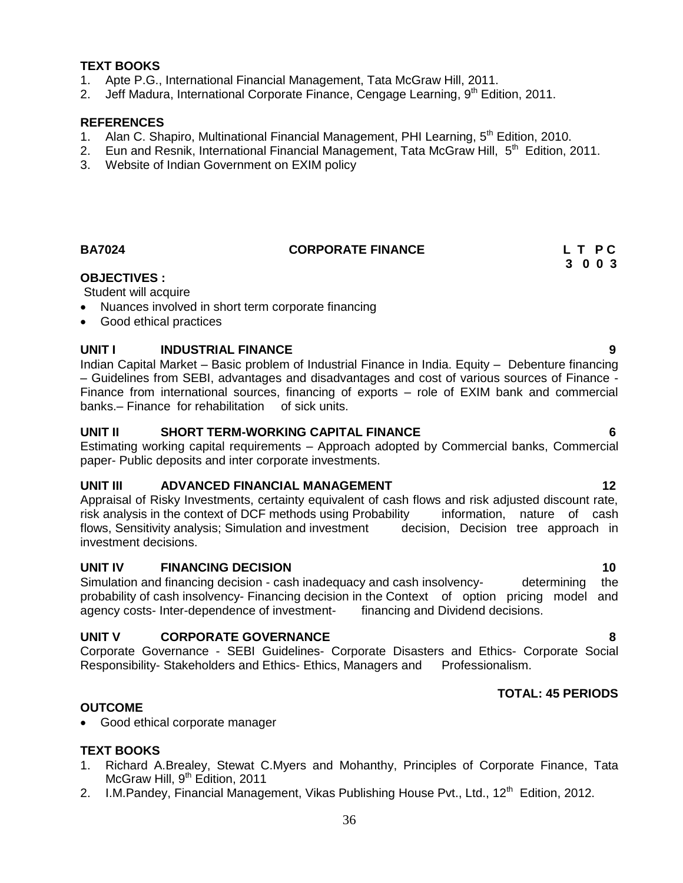**TEXT BOOKS**

1. Apte P.G., International Financial Management, Tata McGraw Hill, 2011.
2. Jeff Madura, International Corporate Finance, Cengage Learning, 9th Edition, 2011.

**REFERENCES**

1. Alan C. Shapiro, Multinational Financial Management, PHI Learning, 5th Edition, 2010.
2. Eun and Resnik, International Financial Management, Tata McGraw Hill, 5th Edition, 2011.
3. Website of Indian Government on EXIM policy

## BA7024 CORPORATE FINANCE

| L | T | P | C |
|---|---|---|---|
| 3 | 0 | 0 | 3 |

**OBJECTIVES :**

Student will acquire

- Nuances involved in short term corporate financing
- Good ethical practices

**UNIT I INDUSTRIAL FINANCE** **9**

Indian Capital Market – Basic problem of Industrial Finance in India. Equity – Debenture financing – Guidelines from SEBI, advantages and disadvantages and cost of various sources of Finance - Finance from international sources, financing of exports – role of EXIM bank and commercial banks.– Finance for rehabilitation of sick units.

**UNIT II SHORT TERM-WORKING CAPITAL FINANCE** **6**

Estimating working capital requirements – Approach adopted by Commercial banks, Commercial paper- Public deposits and inter corporate investments.

**UNIT III ADVANCED FINANCIAL MANAGEMENT** **12**

Appraisal of Risky Investments, certainty equivalent of cash flows and risk adjusted discount rate, risk analysis in the context of DCF methods using Probability information, nature of cash flows, Sensitivity analysis; Simulation and investment decision, Decision tree approach in investment decisions.

**UNIT IV FINANCING DECISION** **10**

Simulation and financing decision - cash inadequacy and cash insolvency- determining the probability of cash insolvency- Financing decision in the Context of option pricing model and agency costs- Inter-dependence of investment- financing and Dividend decisions.

**UNIT V CORPORATE GOVERNANCE** **8**

Corporate Governance - SEBI Guidelines- Corporate Disasters and Ethics- Corporate Social Responsibility- Stakeholders and Ethics- Ethics, Managers and Professionalism.

**TOTAL: 45 PERIODS**

**OUTCOME**

- Good ethical corporate manager

**TEXT BOOKS**

1. Richard A.Brealey, Stewat C.Myers and Mohanthy, Principles of Corporate Finance, Tata McGraw Hill, 9th Edition, 2011
2. I.M.Pandey, Financial Management, Vikas Publishing House Pvt., Ltd., 12th Edition, 2012.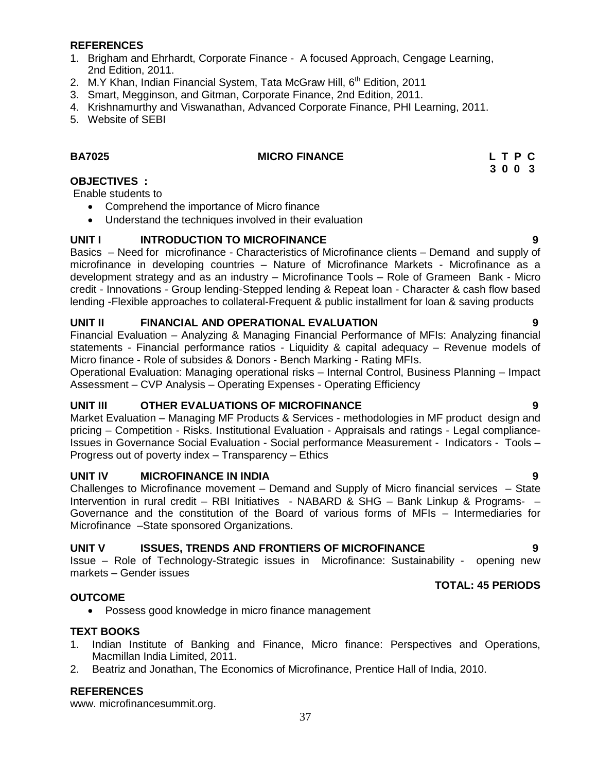**REFERENCES**

1. Brigham and Ehrhardt, Corporate Finance - A focused Approach, Cengage Learning, 2nd Edition, 2011.
2. M.Y Khan, Indian Financial System, Tata McGraw Hill, 6th Edition, 2011
3. Smart, Megginson, and Gitman, Corporate Finance, 2nd Edition, 2011.
4. Krishnamurthy and Viswanathan, Advanced Corporate Finance, PHI Learning, 2011.
5. Website of SEBI

**BA7025 MICRO FINANCE L T P C**
**3 0 0 3**

**OBJECTIVES :**

Enable students to

- Comprehend the importance of Micro finance
- Understand the techniques involved in their evaluation

**UNIT I INTRODUCTION TO MICROFINANCE 9**

Basics – Need for microfinance - Characteristics of Microfinance clients – Demand and supply of microfinance in developing countries – Nature of Microfinance Markets - Microfinance as a development strategy and as an industry – Microfinance Tools – Role of Grameen Bank - Micro credit - Innovations - Group lending-Stepped lending & Repeat loan - Character & cash flow based lending -Flexible approaches to collateral-Frequent & public installment for loan & saving products

**UNIT II FINANCIAL AND OPERATIONAL EVALUATION 9**

Financial Evaluation – Analyzing & Managing Financial Performance of MFIs: Analyzing financial statements - Financial performance ratios - Liquidity & capital adequacy – Revenue models of Micro finance - Role of subsides & Donors - Bench Marking - Rating MFIs.

Operational Evaluation: Managing operational risks – Internal Control, Business Planning – Impact Assessment – CVP Analysis – Operating Expenses - Operating Efficiency

**UNIT III OTHER EVALUATIONS OF MICROFINANCE 9**

Market Evaluation – Managing MF Products & Services - methodologies in MF product design and pricing – Competition - Risks. Institutional Evaluation - Appraisals and ratings - Legal compliance-Issues in Governance Social Evaluation - Social performance Measurement - Indicators - Tools – Progress out of poverty index – Transparency – Ethics

**UNIT IV MICROFINANCE IN INDIA 9**

Challenges to Microfinance movement – Demand and Supply of Micro financial services – State Intervention in rural credit – RBI Initiatives - NABARD & SHG – Bank Linkup & Programs- – Governance and the constitution of the Board of various forms of MFIs – Intermediaries for Microfinance –State sponsored Organizations.

**UNIT V ISSUES, TRENDS AND FRONTIERS OF MICROFINANCE 9**

Issue – Role of Technology-Strategic issues in Microfinance: Sustainability - opening new markets – Gender issues

**TOTAL: 45 PERIODS**

**OUTCOME**

- Possess good knowledge in micro finance management

**TEXT BOOKS**

1. Indian Institute of Banking and Finance, Micro finance: Perspectives and Operations, Macmillan India Limited, 2011.
2. Beatriz and Jonathan, The Economics of Microfinance, Prentice Hall of India, 2010.

**REFERENCES**

www. microfinancesummit.org.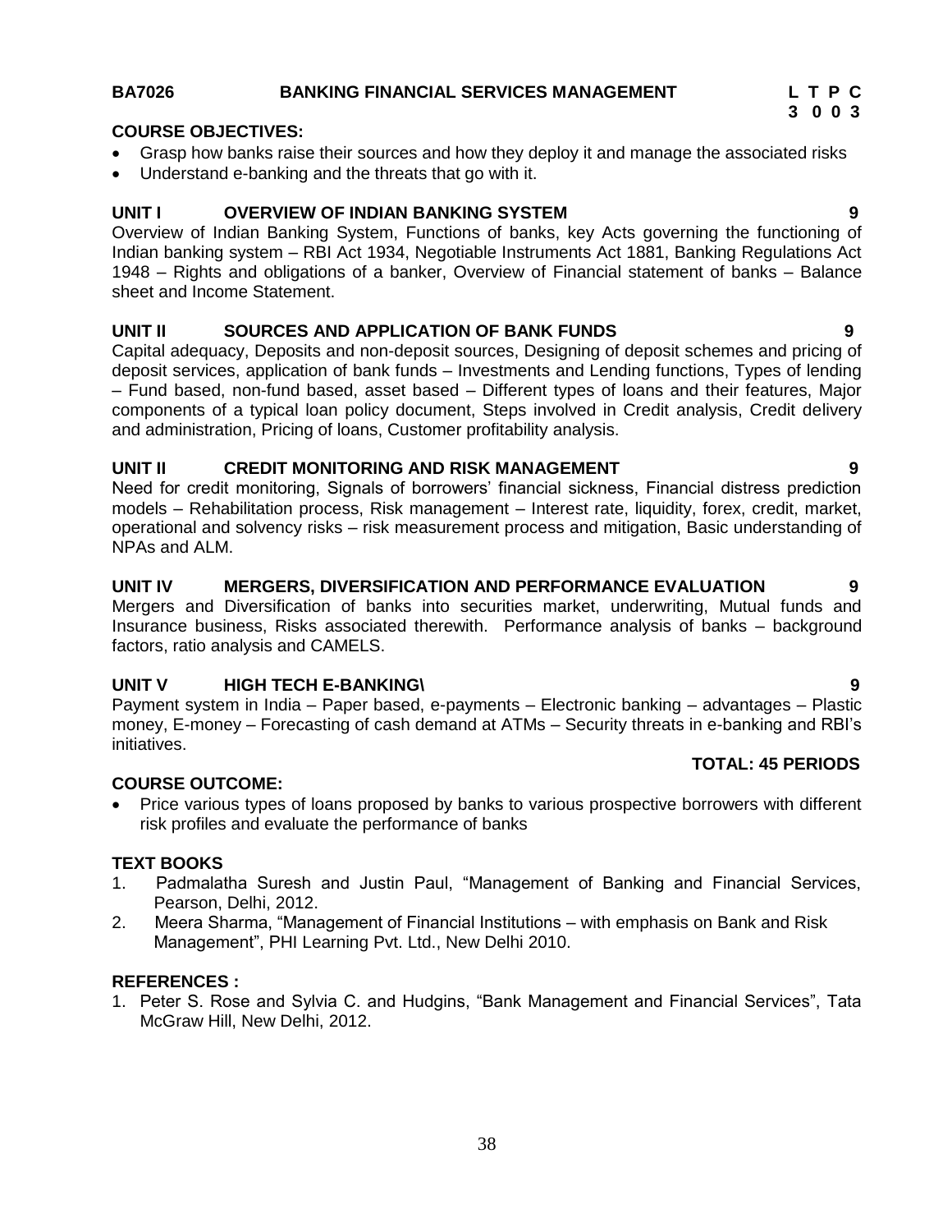## BA7026 BANKING FINANCIAL SERVICES MANAGEMENT

| L | T | P | C |
|---|---|---|---|
| 3 | 0 | 0 | 3 |

**COURSE OBJECTIVES:**

- Grasp how banks raise their sources and how they deploy it and manage the associated risks
- Understand e-banking and the threats that go with it.

**UNIT I OVERVIEW OF INDIAN BANKING SYSTEM 9**

Overview of Indian Banking System, Functions of banks, key Acts governing the functioning of Indian banking system – RBI Act 1934, Negotiable Instruments Act 1881, Banking Regulations Act 1948 – Rights and obligations of a banker, Overview of Financial statement of banks – Balance sheet and Income Statement.

**UNIT II SOURCES AND APPLICATION OF BANK FUNDS 9**

Capital adequacy, Deposits and non-deposit sources, Designing of deposit schemes and pricing of deposit services, application of bank funds – Investments and Lending functions, Types of lending – Fund based, non-fund based, asset based – Different types of loans and their features, Major components of a typical loan policy document, Steps involved in Credit analysis, Credit delivery and administration, Pricing of loans, Customer profitability analysis.

**UNIT II CREDIT MONITORING AND RISK MANAGEMENT 9**

Need for credit monitoring, Signals of borrowers' financial sickness, Financial distress prediction models – Rehabilitation process, Risk management – Interest rate, liquidity, forex, credit, market, operational and solvency risks – risk measurement process and mitigation, Basic understanding of NPAs and ALM.

**UNIT IV MERGERS, DIVERSIFICATION AND PERFORMANCE EVALUATION 9**

Mergers and Diversification of banks into securities market, underwriting, Mutual funds and Insurance business, Risks associated therewith. Performance analysis of banks – background factors, ratio analysis and CAMELS.

**UNIT V HIGH TECH E-BANKING\ 9**

Payment system in India – Paper based, e-payments – Electronic banking – advantages – Plastic money, E-money – Forecasting of cash demand at ATMs – Security threats in e-banking and RBI's initiatives.

**TOTAL: 45 PERIODS**

**COURSE OUTCOME:**

- Price various types of loans proposed by banks to various prospective borrowers with different risk profiles and evaluate the performance of banks

**TEXT BOOKS**

1. Padmalatha Suresh and Justin Paul, "Management of Banking and Financial Services, Pearson, Delhi, 2012.
2. Meera Sharma, "Management of Financial Institutions – with emphasis on Bank and Risk Management", PHI Learning Pvt. Ltd., New Delhi 2010.

**REFERENCES :**

1. Peter S. Rose and Sylvia C. and Hudgins, "Bank Management and Financial Services", Tata McGraw Hill, New Delhi, 2012.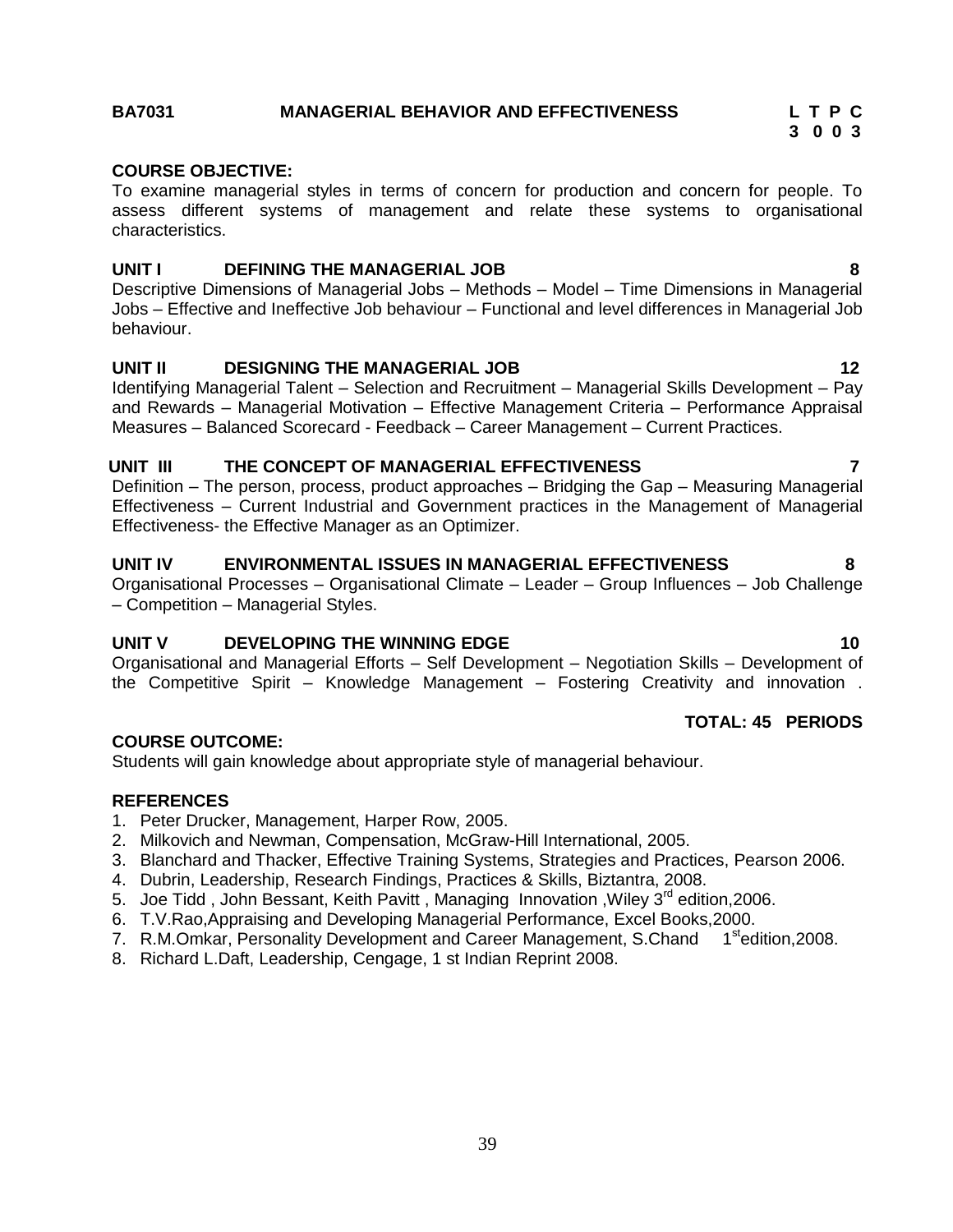## BA7031 MANAGERIAL BEHAVIOR AND EFFECTIVENESS

| L | T | P | C |
|---|---|---|---|
| 3 | 0 | 0 | 3 |

**COURSE OBJECTIVE:**

To examine managerial styles in terms of concern for production and concern for people. To assess different systems of management and relate these systems to organisational characteristics.

**UNIT I DEFINING THE MANAGERIAL JOB 8**

Descriptive Dimensions of Managerial Jobs – Methods – Model – Time Dimensions in Managerial Jobs – Effective and Ineffective Job behaviour – Functional and level differences in Managerial Job behaviour.

**UNIT II DESIGNING THE MANAGERIAL JOB 12**

Identifying Managerial Talent – Selection and Recruitment – Managerial Skills Development – Pay and Rewards – Managerial Motivation – Effective Management Criteria – Performance Appraisal Measures – Balanced Scorecard - Feedback – Career Management – Current Practices.

**UNIT III THE CONCEPT OF MANAGERIAL EFFECTIVENESS 7**

Definition – The person, process, product approaches – Bridging the Gap – Measuring Managerial Effectiveness – Current Industrial and Government practices in the Management of Managerial Effectiveness- the Effective Manager as an Optimizer.

**UNIT IV ENVIRONMENTAL ISSUES IN MANAGERIAL EFFECTIVENESS 8**

Organisational Processes – Organisational Climate – Leader – Group Influences – Job Challenge – Competition – Managerial Styles.

**UNIT V DEVELOPING THE WINNING EDGE 10**

Organisational and Managerial Efforts – Self Development – Negotiation Skills – Development of the Competitive Spirit – Knowledge Management – Fostering Creativity and innovation .

**TOTAL: 45 PERIODS**

**COURSE OUTCOME:**

Students will gain knowledge about appropriate style of managerial behaviour.

**REFERENCES**

1. Peter Drucker, Management, Harper Row, 2005.
2. Milkovich and Newman, Compensation, McGraw-Hill International, 2005.
3. Blanchard and Thacker, Effective Training Systems, Strategies and Practices, Pearson 2006.
4. Dubrin, Leadership, Research Findings, Practices & Skills, Biztantra, 2008.
5. Joe Tidd , John Bessant, Keith Pavitt , Managing Innovation ,Wiley 3rd edition,2006.
6. T.V.Rao,Appraising and Developing Managerial Performance, Excel Books,2000.
7. R.M.Omkar, Personality Development and Career Management, S.Chand 1st edition,2008.
8. Richard L.Daft, Leadership, Cengage, 1 st Indian Reprint 2008.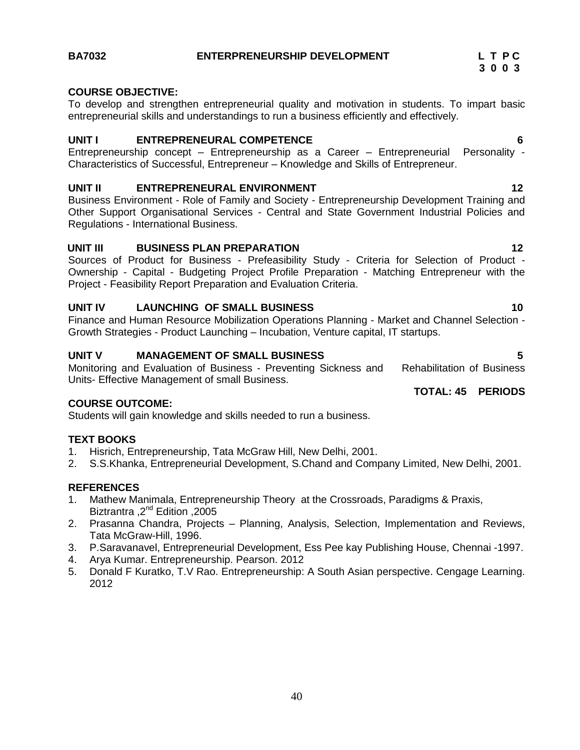**BA7032 ENTREPRENEURSHIP DEVELOPMENT**

| L | T | P | C |
|---|---|---|---|
| 3 | 0 | 0 | 3 |

**COURSE OBJECTIVE:**

To develop and strengthen entrepreneurial quality and motivation in students. To impart basic entrepreneurial skills and understandings to run a business efficiently and effectively.

**UNIT I ENTREPRENEURAL COMPETENCE 6**

Entrepreneurship concept – Entrepreneurship as a Career – Entrepreneurial Personality - Characteristics of Successful, Entrepreneur – Knowledge and Skills of Entrepreneur.

**UNIT II ENTREPRENEURAL ENVIRONMENT 12**

Business Environment - Role of Family and Society - Entrepreneurship Development Training and Other Support Organisational Services - Central and State Government Industrial Policies and Regulations - International Business.

**UNIT III BUSINESS PLAN PREPARATION 12**

Sources of Product for Business - Prefeasibility Study - Criteria for Selection of Product - Ownership - Capital - Budgeting Project Profile Preparation - Matching Entrepreneur with the Project - Feasibility Report Preparation and Evaluation Criteria.

**UNIT IV LAUNCHING OF SMALL BUSINESS 10**

Finance and Human Resource Mobilization Operations Planning - Market and Channel Selection - Growth Strategies - Product Launching – Incubation, Venture capital, IT startups.

**UNIT V MANAGEMENT OF SMALL BUSINESS 5**

Monitoring and Evaluation of Business - Preventing Sickness and Rehabilitation of Business Units- Effective Management of small Business.

**TOTAL: 45 PERIODS**

**COURSE OUTCOME:**

Students will gain knowledge and skills needed to run a business.

**TEXT BOOKS**

1. Hisrich, Entrepreneurship, Tata McGraw Hill, New Delhi, 2001.
2. S.S.Khanka, Entrepreneurial Development, S.Chand and Company Limited, New Delhi, 2001.

**REFERENCES**

1. Mathew Manimala, Entrepreneurship Theory at the Crossroads, Paradigms & Praxis, Biztrantra ,2nd Edition ,2005
2. Prasanna Chandra, Projects – Planning, Analysis, Selection, Implementation and Reviews, Tata McGraw-Hill, 1996.
3. P.Saravanavel, Entrepreneurial Development, Ess Pee kay Publishing House, Chennai -1997.
4. Arya Kumar. Entrepreneurship. Pearson. 2012
5. Donald F Kuratko, T.V Rao. Entrepreneurship: A South Asian perspective. Cengage Learning. 2012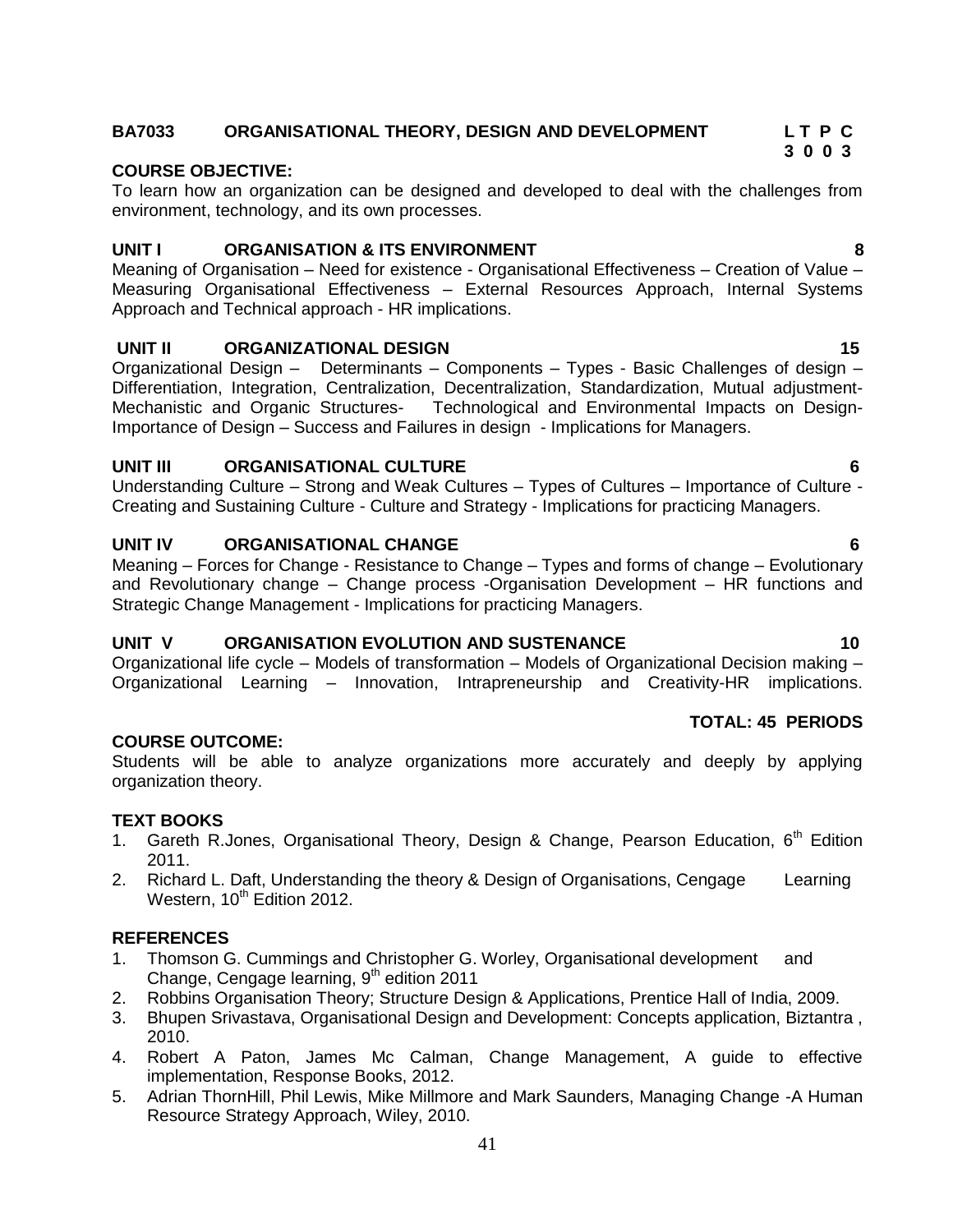## BA7033 ORGANISATIONAL THEORY, DESIGN AND DEVELOPMENT

**L T P C**
**3 0 0 3**

**COURSE OBJECTIVE:**

To learn how an organization can be designed and developed to deal with the challenges from environment, technology, and its own processes.

**UNIT I ORGANISATION & ITS ENVIRONMENT** **8**

Meaning of Organisation – Need for existence - Organisational Effectiveness – Creation of Value – Measuring Organisational Effectiveness – External Resources Approach, Internal Systems Approach and Technical approach - HR implications.

**UNIT II ORGANIZATIONAL DESIGN** **15**

Organizational Design – Determinants – Components – Types - Basic Challenges of design – Differentiation, Integration, Centralization, Decentralization, Standardization, Mutual adjustment-Mechanistic and Organic Structures- Technological and Environmental Impacts on Design-Importance of Design – Success and Failures in design - Implications for Managers.

**UNIT III ORGANISATIONAL CULTURE** **6**

Understanding Culture – Strong and Weak Cultures – Types of Cultures – Importance of Culture - Creating and Sustaining Culture - Culture and Strategy - Implications for practicing Managers.

**UNIT IV ORGANISATIONAL CHANGE** **6**

Meaning – Forces for Change - Resistance to Change – Types and forms of change – Evolutionary and Revolutionary change – Change process -Organisation Development – HR functions and Strategic Change Management - Implications for practicing Managers.

**UNIT V ORGANISATION EVOLUTION AND SUSTENANCE** **10**

Organizational life cycle – Models of transformation – Models of Organizational Decision making – Organizational Learning – Innovation, Intrapreneurship and Creativity-HR implications.

**TOTAL: 45 PERIODS**

**COURSE OUTCOME:**

Students will be able to analyze organizations more accurately and deeply by applying organization theory.

**TEXT BOOKS**

1. Gareth R.Jones, Organisational Theory, Design & Change, Pearson Education, 6th Edition 2011.
2. Richard L. Daft, Understanding the theory & Design of Organisations, Cengage Learning Western, 10th Edition 2012.

**REFERENCES**

1. Thomson G. Cummings and Christopher G. Worley, Organisational development and Change, Cengage learning, 9th edition 2011
2. Robbins Organisation Theory; Structure Design & Applications, Prentice Hall of India, 2009.
3. Bhupen Srivastava, Organisational Design and Development: Concepts application, Biztantra , 2010.
4. Robert A Paton, James Mc Calman, Change Management, A guide to effective implementation, Response Books, 2012.
5. Adrian ThornHill, Phil Lewis, Mike Millmore and Mark Saunders, Managing Change -A Human Resource Strategy Approach, Wiley, 2010.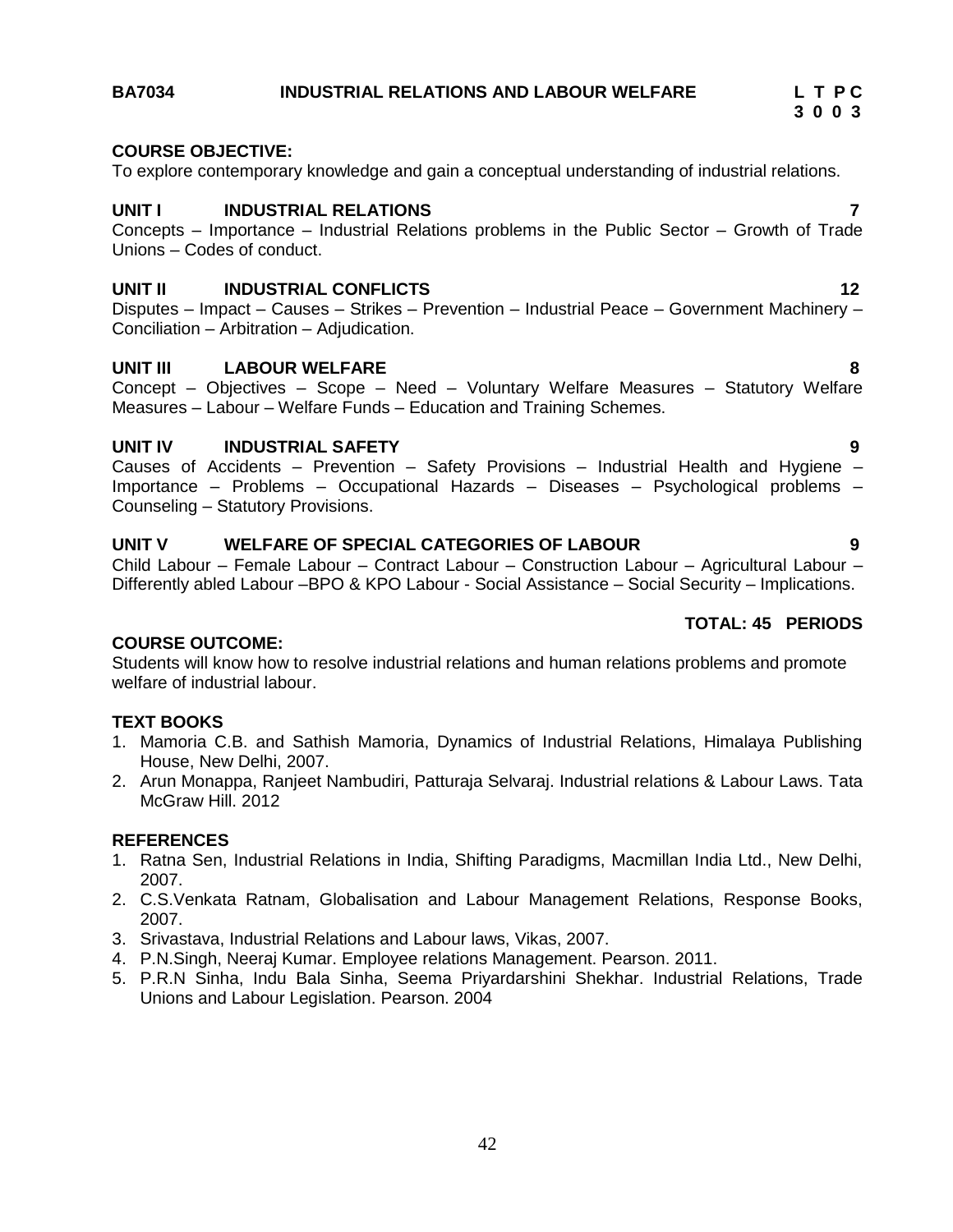## BA7034 INDUSTRIAL RELATIONS AND LABOUR WELFARE

| L | T | P | C |
|---|---|---|---|
| 3 | 0 | 0 | 3 |

**COURSE OBJECTIVE:**

To explore contemporary knowledge and gain a conceptual understanding of industrial relations.

**UNIT I INDUSTRIAL RELATIONS** **7**

Concepts – Importance – Industrial Relations problems in the Public Sector – Growth of Trade Unions – Codes of conduct.

**UNIT II INDUSTRIAL CONFLICTS** **12**

Disputes – Impact – Causes – Strikes – Prevention – Industrial Peace – Government Machinery – Conciliation – Arbitration – Adjudication.

**UNIT III LABOUR WELFARE** **8**

Concept – Objectives – Scope – Need – Voluntary Welfare Measures – Statutory Welfare Measures – Labour – Welfare Funds – Education and Training Schemes.

**UNIT IV INDUSTRIAL SAFETY** **9**

Causes of Accidents – Prevention – Safety Provisions – Industrial Health and Hygiene – Importance – Problems – Occupational Hazards – Diseases – Psychological problems – Counseling – Statutory Provisions.

**UNIT V WELFARE OF SPECIAL CATEGORIES OF LABOUR** **9**

Child Labour – Female Labour – Contract Labour – Construction Labour – Agricultural Labour – Differently abled Labour –BPO & KPO Labour - Social Assistance – Social Security – Implications.

**TOTAL: 45 PERIODS**

**COURSE OUTCOME:**

Students will know how to resolve industrial relations and human relations problems and promote welfare of industrial labour.

**TEXT BOOKS**

1. Mamoria C.B. and Sathish Mamoria, Dynamics of Industrial Relations, Himalaya Publishing House, New Delhi, 2007.
2. Arun Monappa, Ranjeet Nambudiri, Patturaja Selvaraj. Industrial relations & Labour Laws. Tata McGraw Hill. 2012

**REFERENCES**

1. Ratna Sen, Industrial Relations in India, Shifting Paradigms, Macmillan India Ltd., New Delhi, 2007.
2. C.S.Venkata Ratnam, Globalisation and Labour Management Relations, Response Books, 2007.
3. Srivastava, Industrial Relations and Labour laws, Vikas, 2007.
4. P.N.Singh, Neeraj Kumar. Employee relations Management. Pearson. 2011.
5. P.R.N Sinha, Indu Bala Sinha, Seema Priyardarshini Shekhar. Industrial Relations, Trade Unions and Labour Legislation. Pearson. 2004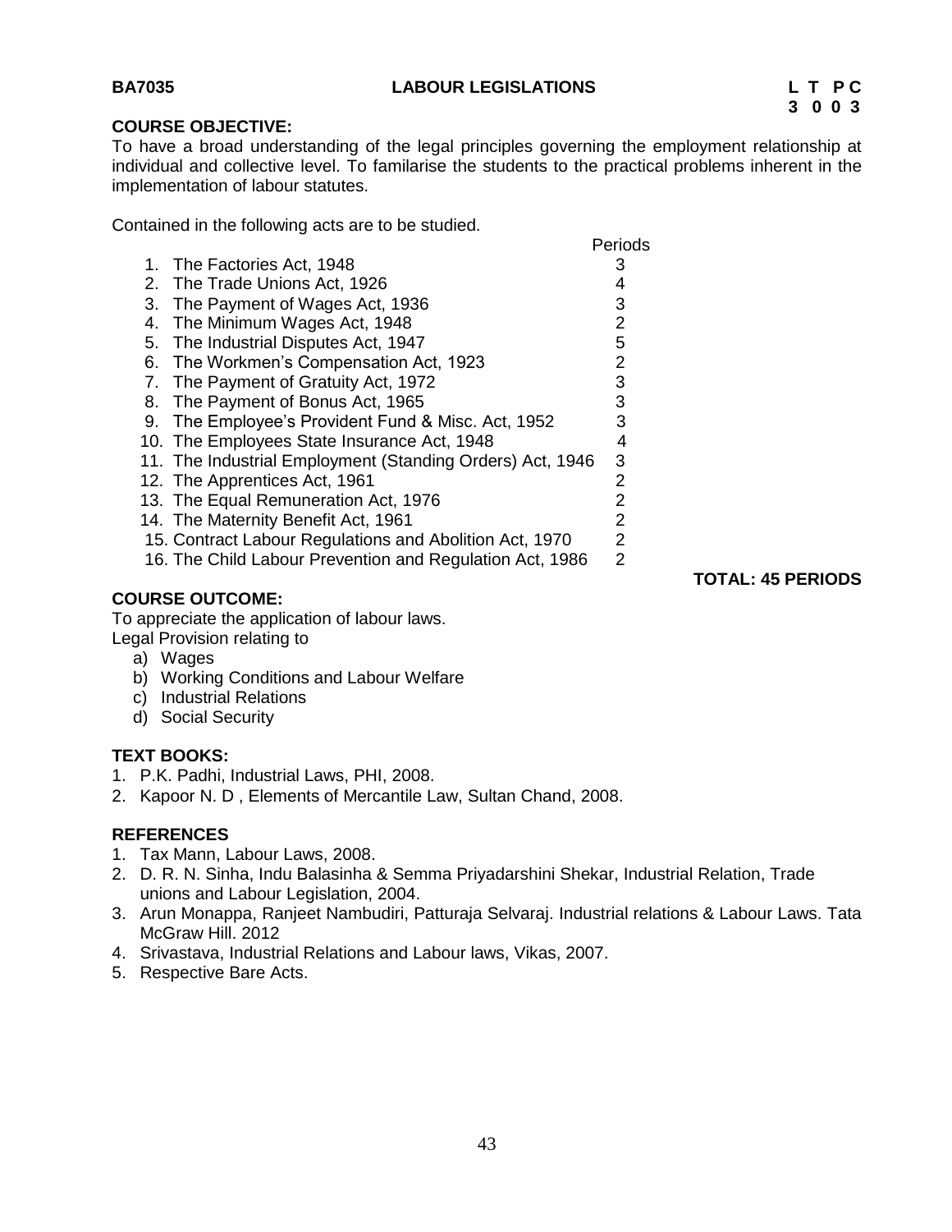**BA7035** **LABOUR LEGISLATIONS** **L T P C**
**3 0 0 3**

**COURSE OBJECTIVE:**

To have a broad understanding of the legal principles governing the employment relationship at individual and collective level. To familiarise the students to the practical problems inherent in the implementation of labour statutes.

Contained in the following acts are to be studied.

| | Periods |
|---|---|
| 1. The Factories Act, 1948 | 3 |
| 2. The Trade Unions Act, 1926 | 4 |
| 3. The Payment of Wages Act, 1936 | 3 |
| 4. The Minimum Wages Act, 1948 | 2 |
| 5. The Industrial Disputes Act, 1947 | 5 |
| 6. The Workmen's Compensation Act, 1923 | 2 |
| 7. The Payment of Gratuity Act, 1972 | 3 |
| 8. The Payment of Bonus Act, 1965 | 3 |
| 9. The Employee's Provident Fund & Misc. Act, 1952 | 3 |
| 10. The Employees State Insurance Act, 1948 | 4 |
| 11. The Industrial Employment (Standing Orders) Act, 1946 | 3 |
| 12. The Apprentices Act, 1961 | 2 |
| 13. The Equal Remuneration Act, 1976 | 2 |
| 14. The Maternity Benefit Act, 1961 | 2 |
| 15. Contract Labour Regulations and Abolition Act, 1970 | 2 |
| 16. The Child Labour Prevention and Regulation Act, 1986 | 2 |

**TOTAL: 45 PERIODS**

**COURSE OUTCOME:**

To appreciate the application of labour laws.
Legal Provision relating to

a) Wages
b) Working Conditions and Labour Welfare
c) Industrial Relations
d) Social Security

**TEXT BOOKS:**

1. P.K. Padhi, Industrial Laws, PHI, 2008.
2. Kapoor N. D , Elements of Mercantile Law, Sultan Chand, 2008.

**REFERENCES**

1. Tax Mann, Labour Laws, 2008.
2. D. R. N. Sinha, Indu Balasinha & Semma Priyadarshini Shekar, Industrial Relation, Trade unions and Labour Legislation, 2004.
3. Arun Monappa, Ranjeet Nambudiri, Patturaja Selvaraj. Industrial relations & Labour Laws. Tata McGraw Hill. 2012
4. Srivastava, Industrial Relations and Labour laws, Vikas, 2007.
5. Respective Bare Acts.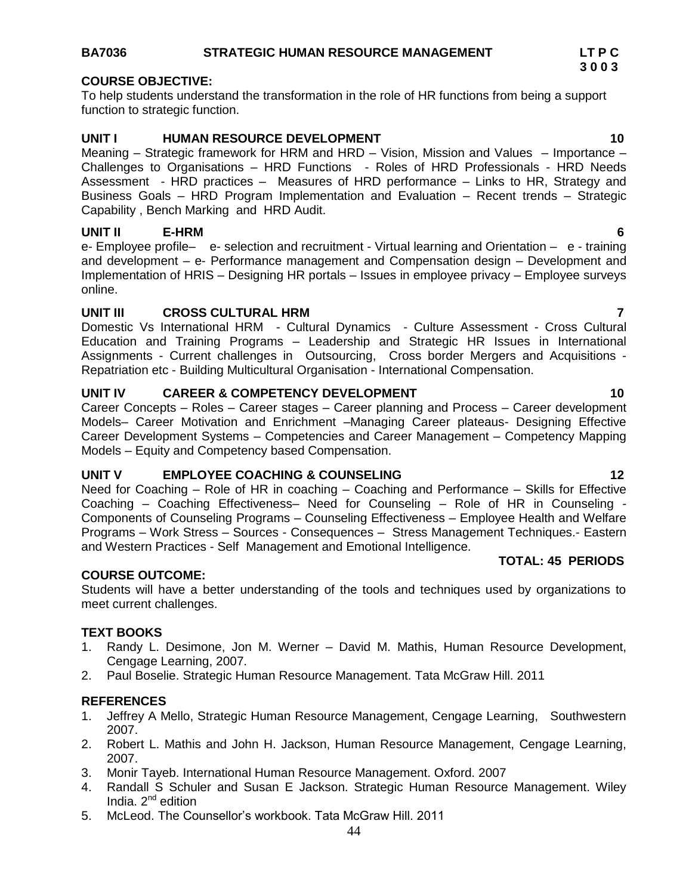**BA7036 STRATEGIC HUMAN RESOURCE MANAGEMENT** **LT P C 3 0 0 3**

**COURSE OBJECTIVE:**

To help students understand the transformation in the role of HR functions from being a support function to strategic function.

**UNIT I HUMAN RESOURCE DEVELOPMENT 10**

Meaning – Strategic framework for HRM and HRD – Vision, Mission and Values – Importance – Challenges to Organisations – HRD Functions - Roles of HRD Professionals - HRD Needs Assessment - HRD practices – Measures of HRD performance – Links to HR, Strategy and Business Goals – HRD Program Implementation and Evaluation – Recent trends – Strategic Capability , Bench Marking and HRD Audit.

**UNIT II E-HRM 6**

e- Employee profile– e- selection and recruitment - Virtual learning and Orientation – e - training and development – e- Performance management and Compensation design – Development and Implementation of HRIS – Designing HR portals – Issues in employee privacy – Employee surveys online.

**UNIT III CROSS CULTURAL HRM 7**

Domestic Vs International HRM - Cultural Dynamics - Culture Assessment - Cross Cultural Education and Training Programs – Leadership and Strategic HR Issues in International Assignments - Current challenges in Outsourcing, Cross border Mergers and Acquisitions - Repatriation etc - Building Multicultural Organisation - International Compensation.

**UNIT IV CAREER & COMPETENCY DEVELOPMENT 10**

Career Concepts – Roles – Career stages – Career planning and Process – Career development Models– Career Motivation and Enrichment –Managing Career plateaus- Designing Effective Career Development Systems – Competencies and Career Management – Competency Mapping Models – Equity and Competency based Compensation.

**UNIT V EMPLOYEE COACHING & COUNSELING 12**

Need for Coaching – Role of HR in coaching – Coaching and Performance – Skills for Effective Coaching – Coaching Effectiveness– Need for Counseling – Role of HR in Counseling - Components of Counseling Programs – Counseling Effectiveness – Employee Health and Welfare Programs – Work Stress – Sources - Consequences – Stress Management Techniques.- Eastern and Western Practices - Self Management and Emotional Intelligence.

**TOTAL: 45 PERIODS**

**COURSE OUTCOME:**

Students will have a better understanding of the tools and techniques used by organizations to meet current challenges.

**TEXT BOOKS**

1. Randy L. Desimone, Jon M. Werner – David M. Mathis, Human Resource Development, Cengage Learning, 2007.
2. Paul Boselie. Strategic Human Resource Management. Tata McGraw Hill. 2011

**REFERENCES**

1. Jeffrey A Mello, Strategic Human Resource Management, Cengage Learning, Southwestern 2007.
2. Robert L. Mathis and John H. Jackson, Human Resource Management, Cengage Learning, 2007.
3. Monir Tayeb. International Human Resource Management. Oxford. 2007
4. Randall S Schuler and Susan E Jackson. Strategic Human Resource Management. Wiley India. 2nd edition
5. McLeod. The Counsellor's workbook. Tata McGraw Hill. 2011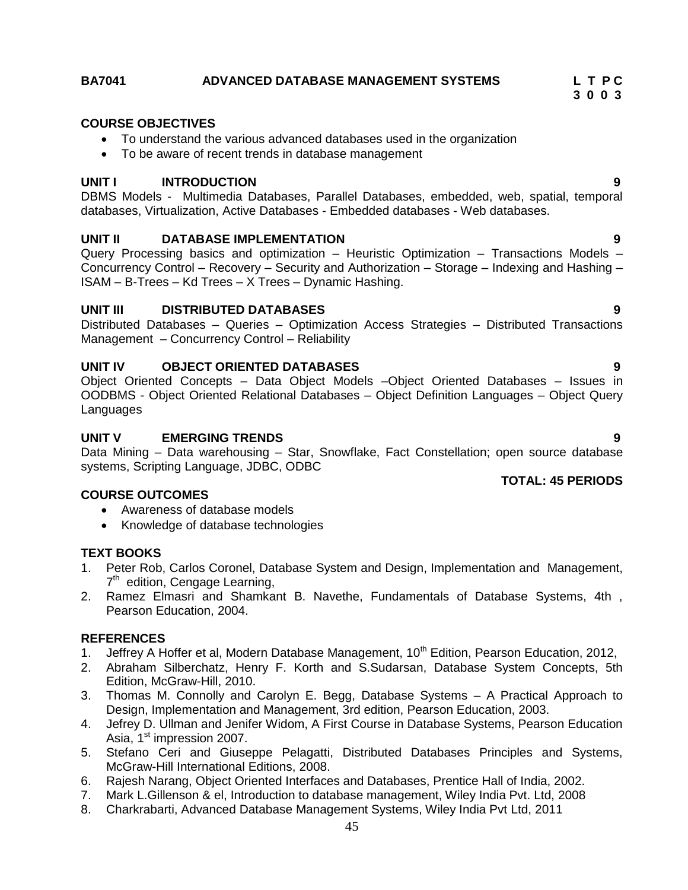**BA7041 ADVANCED DATABASE MANAGEMENT SYSTEMS** **L T P C**
**3 0 0 3**

**COURSE OBJECTIVES**

- To understand the various advanced databases used in the organization
- To be aware of recent trends in database management

**UNIT I INTRODUCTION 9**

DBMS Models - Multimedia Databases, Parallel Databases, embedded, web, spatial, temporal databases, Virtualization, Active Databases - Embedded databases - Web databases.

**UNIT II DATABASE IMPLEMENTATION 9**

Query Processing basics and optimization – Heuristic Optimization – Transactions Models – Concurrency Control – Recovery – Security and Authorization – Storage – Indexing and Hashing – ISAM – B-Trees – Kd Trees – X Trees – Dynamic Hashing.

**UNIT III DISTRIBUTED DATABASES 9**

Distributed Databases – Queries – Optimization Access Strategies – Distributed Transactions Management – Concurrency Control – Reliability

**UNIT IV OBJECT ORIENTED DATABASES 9**

Object Oriented Concepts – Data Object Models –Object Oriented Databases – Issues in OODBMS - Object Oriented Relational Databases – Object Definition Languages – Object Query Languages

**UNIT V EMERGING TRENDS 9**

Data Mining – Data warehousing – Star, Snowflake, Fact Constellation; open source database systems, Scripting Language, JDBC, ODBC

**TOTAL: 45 PERIODS**

**COURSE OUTCOMES**

- Awareness of database models
- Knowledge of database technologies

**TEXT BOOKS**

1. Peter Rob, Carlos Coronel, Database System and Design, Implementation and Management, 7th edition, Cengage Learning,
2. Ramez Elmasri and Shamkant B. Navethe, Fundamentals of Database Systems, 4th , Pearson Education, 2004.

**REFERENCES**

1. Jeffrey A Hoffer et al, Modern Database Management, 10th Edition, Pearson Education, 2012,
2. Abraham Silberchatz, Henry F. Korth and S.Sudarsan, Database System Concepts, 5th Edition, McGraw-Hill, 2010.
3. Thomas M. Connolly and Carolyn E. Begg, Database Systems – A Practical Approach to Design, Implementation and Management, 3rd edition, Pearson Education, 2003.
4. Jefrey D. Ullman and Jenifer Widom, A First Course in Database Systems, Pearson Education Asia, 1st impression 2007.
5. Stefano Ceri and Giuseppe Pelagatti, Distributed Databases Principles and Systems, McGraw-Hill International Editions, 2008.
6. Rajesh Narang, Object Oriented Interfaces and Databases, Prentice Hall of India, 2002.
7. Mark L.Gillenson & el, Introduction to database management, Wiley India Pvt. Ltd, 2008
8. Charkrabarti, Advanced Database Management Systems, Wiley India Pvt Ltd, 2011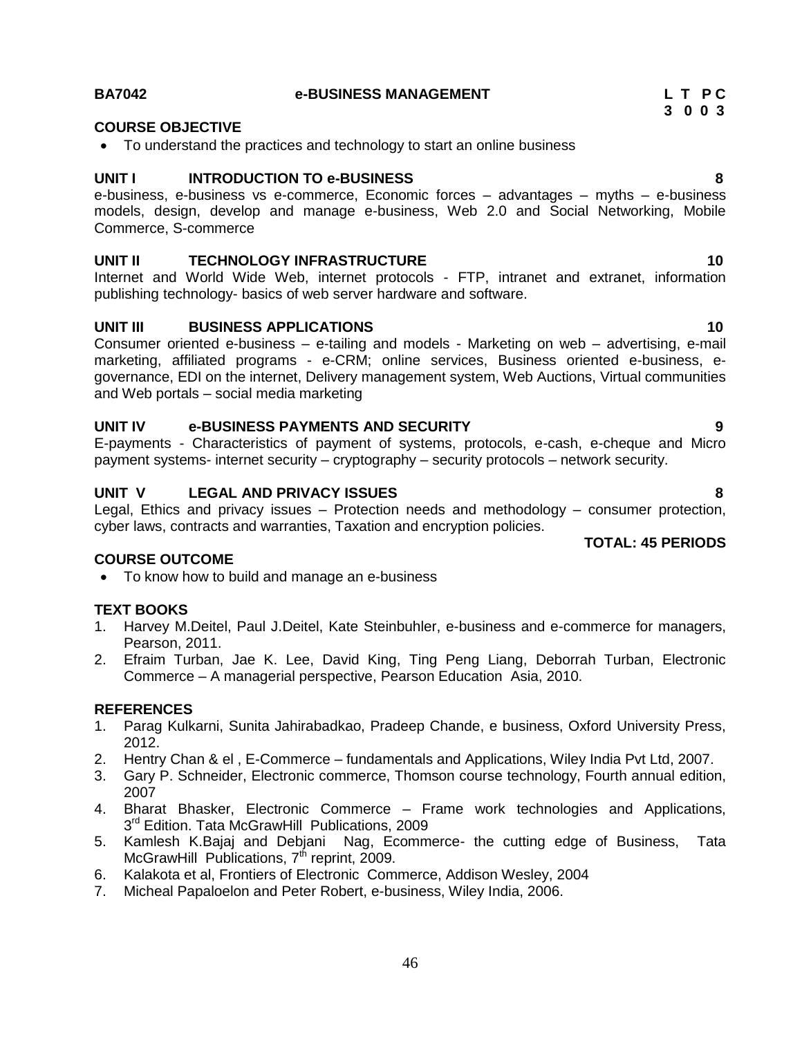**BA7042 e-BUSINESS MANAGEMENT L T P C**
**3 0 0 3**

**COURSE OBJECTIVE**

- To understand the practices and technology to start an online business

**UNIT I INTRODUCTION TO e-BUSINESS 8**

e-business, e-business vs e-commerce, Economic forces – advantages – myths – e-business models, design, develop and manage e-business, Web 2.0 and Social Networking, Mobile Commerce, S-commerce

**UNIT II TECHNOLOGY INFRASTRUCTURE 10**

Internet and World Wide Web, internet protocols - FTP, intranet and extranet, information publishing technology- basics of web server hardware and software.

**UNIT III BUSINESS APPLICATIONS 10**

Consumer oriented e-business – e-tailing and models - Marketing on web – advertising, e-mail marketing, affiliated programs - e-CRM; online services, Business oriented e-business, e-governance, EDI on the internet, Delivery management system, Web Auctions, Virtual communities and Web portals – social media marketing

**UNIT IV e-BUSINESS PAYMENTS AND SECURITY 9**

E-payments - Characteristics of payment of systems, protocols, e-cash, e-cheque and Micro payment systems- internet security – cryptography – security protocols – network security.

**UNIT V LEGAL AND PRIVACY ISSUES 8**

Legal, Ethics and privacy issues – Protection needs and methodology – consumer protection, cyber laws, contracts and warranties, Taxation and encryption policies.

**TOTAL: 45 PERIODS**

**COURSE OUTCOME**

- To know how to build and manage an e-business

**TEXT BOOKS**

1. Harvey M.Deitel, Paul J.Deitel, Kate Steinbuhler, e-business and e-commerce for managers, Pearson, 2011.
2. Efraim Turban, Jae K. Lee, David King, Ting Peng Liang, Deborrah Turban, Electronic Commerce – A managerial perspective, Pearson Education Asia, 2010.

**REFERENCES**

1. Parag Kulkarni, Sunita Jahirabadkao, Pradeep Chande, e business, Oxford University Press, 2012.
2. Hentry Chan & el , E-Commerce – fundamentals and Applications, Wiley India Pvt Ltd, 2007.
3. Gary P. Schneider, Electronic commerce, Thomson course technology, Fourth annual edition, 2007
4. Bharat Bhasker, Electronic Commerce – Frame work technologies and Applications, 3rd Edition. Tata McGrawHill Publications, 2009
5. Kamlesh K.Bajaj and Debjani Nag, Ecommerce- the cutting edge of Business, Tata McGrawHill Publications, 7th reprint, 2009.
6. Kalakota et al, Frontiers of Electronic Commerce, Addison Wesley, 2004
7. Micheal Papaloelon and Peter Robert, e-business, Wiley India, 2006.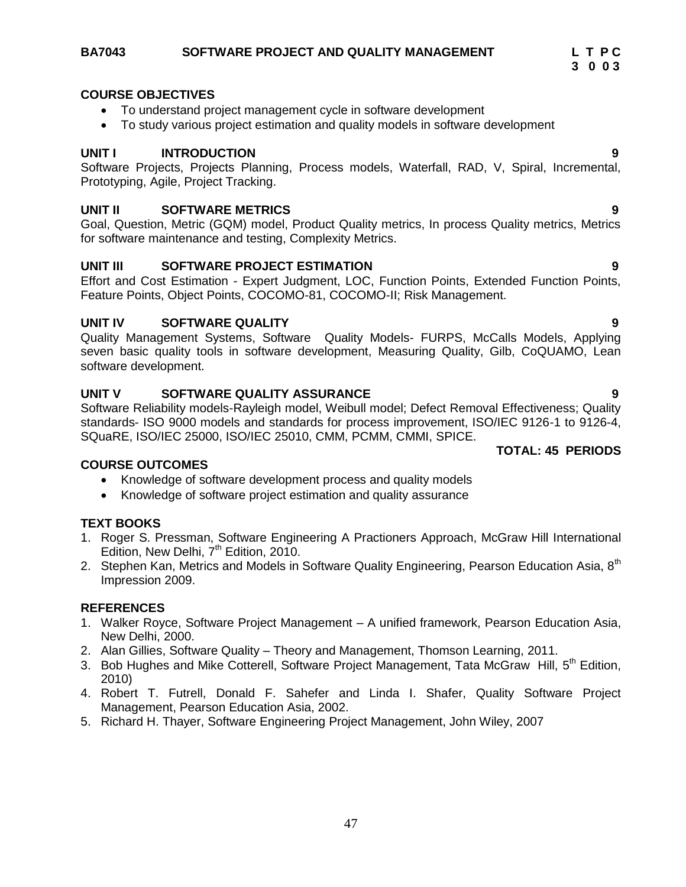**BA7043 SOFTWARE PROJECT AND QUALITY MANAGEMENT**

| L | T | P | C |
|---|---|---|---|
| 3 | 0 | 0 | 3 |

**COURSE OBJECTIVES**

- To understand project management cycle in software development
- To study various project estimation and quality models in software development

**UNIT I INTRODUCTION** **9**

Software Projects, Projects Planning, Process models, Waterfall, RAD, V, Spiral, Incremental, Prototyping, Agile, Project Tracking.

**UNIT II SOFTWARE METRICS** **9**

Goal, Question, Metric (GQM) model, Product Quality metrics, In process Quality metrics, Metrics for software maintenance and testing, Complexity Metrics.

**UNIT III SOFTWARE PROJECT ESTIMATION** **9**

Effort and Cost Estimation - Expert Judgment, LOC, Function Points, Extended Function Points, Feature Points, Object Points, COCOMO-81, COCOMO-II; Risk Management.

**UNIT IV SOFTWARE QUALITY** **9**

Quality Management Systems, Software Quality Models- FURPS, McCalls Models, Applying seven basic quality tools in software development, Measuring Quality, Gilb, CoQUAMO, Lean software development.

**UNIT V SOFTWARE QUALITY ASSURANCE** **9**

Software Reliability models-Rayleigh model, Weibull model; Defect Removal Effectiveness; Quality standards- ISO 9000 models and standards for process improvement, ISO/IEC 9126-1 to 9126-4, SQuaRE, ISO/IEC 25000, ISO/IEC 25010, CMM, PCMM, CMMI, SPICE.

**TOTAL: 45 PERIODS**

**COURSE OUTCOMES**

- Knowledge of software development process and quality models
- Knowledge of software project estimation and quality assurance

**TEXT BOOKS**

1. Roger S. Pressman, Software Engineering A Practioners Approach, McGraw Hill International Edition, New Delhi, 7th Edition, 2010.
2. Stephen Kan, Metrics and Models in Software Quality Engineering, Pearson Education Asia, 8th Impression 2009.

**REFERENCES**

1. Walker Royce, Software Project Management – A unified framework, Pearson Education Asia, New Delhi, 2000.
2. Alan Gillies, Software Quality – Theory and Management, Thomson Learning, 2011.
3. Bob Hughes and Mike Cotterell, Software Project Management, Tata McGraw Hill, 5th Edition, 2010)
4. Robert T. Futrell, Donald F. Sahefer and Linda I. Shafer, Quality Software Project Management, Pearson Education Asia, 2002.
5. Richard H. Thayer, Software Engineering Project Management, John Wiley, 2007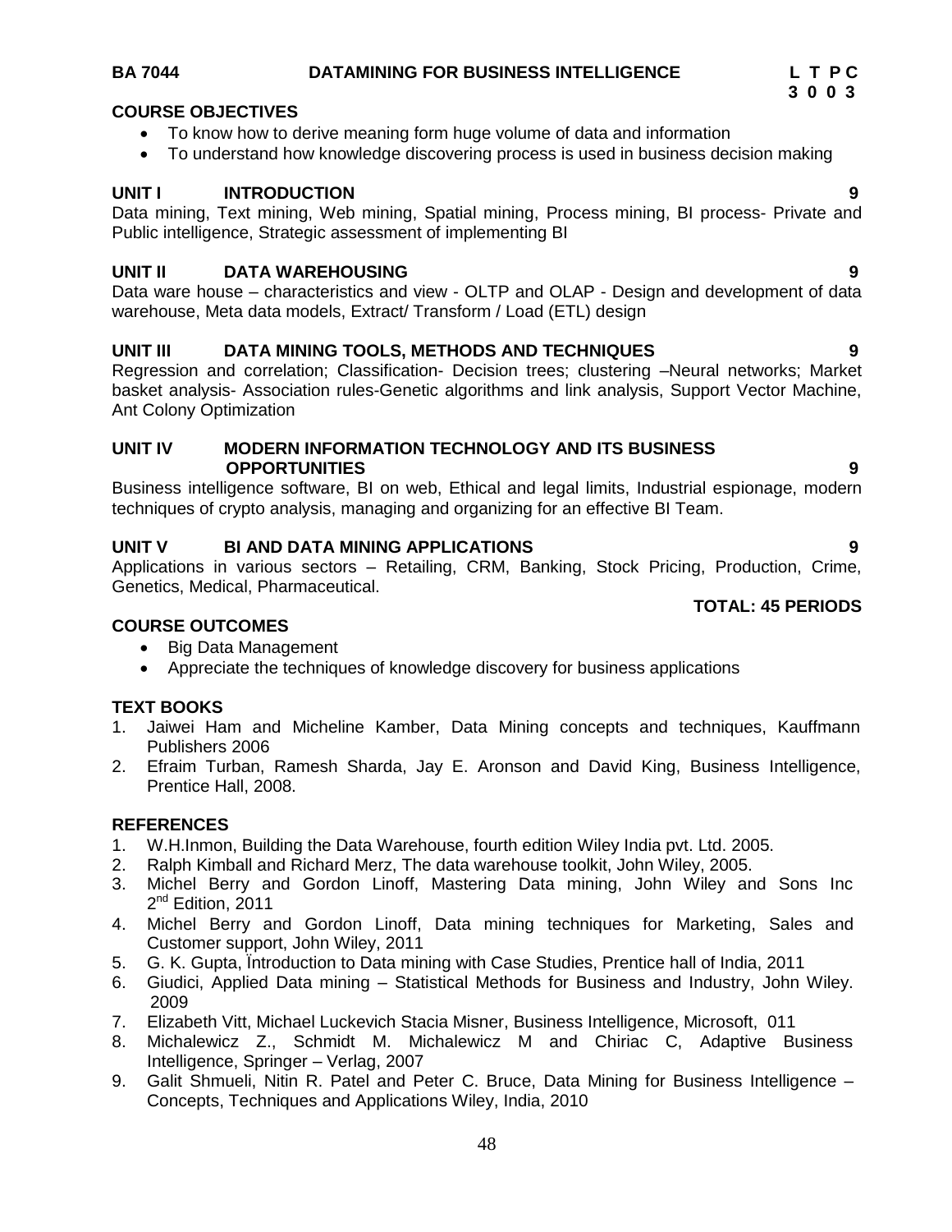**BA 7044 DATAMINING FOR BUSINESS INTELLIGENCE** **L T P C**
**3 0 0 3**

**COURSE OBJECTIVES**

- To know how to derive meaning form huge volume of data and information
- To understand how knowledge discovering process is used in business decision making

**UNIT I INTRODUCTION 9**

Data mining, Text mining, Web mining, Spatial mining, Process mining, BI process- Private and Public intelligence, Strategic assessment of implementing BI

**UNIT II DATA WAREHOUSING 9**

Data ware house – characteristics and view - OLTP and OLAP - Design and development of data warehouse, Meta data models, Extract/ Transform / Load (ETL) design

**UNIT III DATA MINING TOOLS, METHODS AND TECHNIQUES 9**

Regression and correlation; Classification- Decision trees; clustering –Neural networks; Market basket analysis- Association rules-Genetic algorithms and link analysis, Support Vector Machine, Ant Colony Optimization

**UNIT IV MODERN INFORMATION TECHNOLOGY AND ITS BUSINESS OPPORTUNITIES 9**

Business intelligence software, BI on web, Ethical and legal limits, Industrial espionage, modern techniques of crypto analysis, managing and organizing for an effective BI Team.

**UNIT V BI AND DATA MINING APPLICATIONS 9**

Applications in various sectors – Retailing, CRM, Banking, Stock Pricing, Production, Crime, Genetics, Medical, Pharmaceutical.

**TOTAL: 45 PERIODS**

**COURSE OUTCOMES**

- Big Data Management
- Appreciate the techniques of knowledge discovery for business applications

**TEXT BOOKS**

1. Jaiwei Ham and Micheline Kamber, Data Mining concepts and techniques, Kauffmann Publishers 2006
2. Efraim Turban, Ramesh Sharda, Jay E. Aronson and David King, Business Intelligence, Prentice Hall, 2008.

**REFERENCES**

1. W.H.Inmon, Building the Data Warehouse, fourth edition Wiley India pvt. Ltd. 2005.
2. Ralph Kimball and Richard Merz, The data warehouse toolkit, John Wiley, 2005.
3. Michel Berry and Gordon Linoff, Mastering Data mining, John Wiley and Sons Inc 2nd Edition, 2011
4. Michel Berry and Gordon Linoff, Data mining techniques for Marketing, Sales and Customer support, John Wiley, 2011
5. G. K. Gupta, Ìntroduction to Data mining with Case Studies, Prentice hall of India, 2011
6. Giudici, Applied Data mining – Statistical Methods for Business and Industry, John Wiley. 2009
7. Elizabeth Vitt, Michael Luckevich Stacia Misner, Business Intelligence, Microsoft, 011
8. Michalewicz Z., Schmidt M. Michalewicz M and Chiriac C, Adaptive Business Intelligence, Springer – Verlag, 2007
9. Galit Shmueli, Nitin R. Patel and Peter C. Bruce, Data Mining for Business Intelligence – Concepts, Techniques and Applications Wiley, India, 2010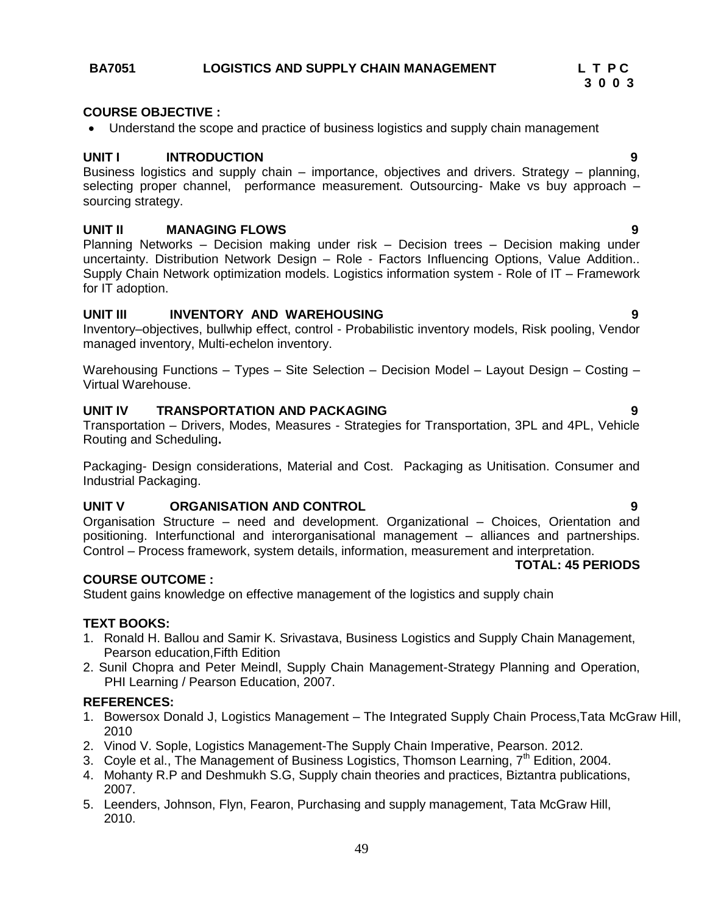**BA7051 LOGISTICS AND SUPPLY CHAIN MANAGEMENT** **L T P C**
**3 0 0 3**

**COURSE OBJECTIVE :**

- Understand the scope and practice of business logistics and supply chain management

**UNIT I INTRODUCTION 9**

Business logistics and supply chain – importance, objectives and drivers. Strategy – planning, selecting proper channel, performance measurement. Outsourcing- Make vs buy approach – sourcing strategy.

**UNIT II MANAGING FLOWS 9**

Planning Networks – Decision making under risk – Decision trees – Decision making under uncertainty. Distribution Network Design – Role - Factors Influencing Options, Value Addition.. Supply Chain Network optimization models. Logistics information system - Role of IT – Framework for IT adoption.

**UNIT III INVENTORY AND WAREHOUSING 9**

Inventory–objectives, bullwhip effect, control - Probabilistic inventory models, Risk pooling, Vendor managed inventory, Multi-echelon inventory.

Warehousing Functions – Types – Site Selection – Decision Model – Layout Design – Costing – Virtual Warehouse.

**UNIT IV TRANSPORTATION AND PACKAGING 9**

Transportation – Drivers, Modes, Measures - Strategies for Transportation, 3PL and 4PL, Vehicle Routing and Scheduling**.**

Packaging- Design considerations, Material and Cost. Packaging as Unitisation. Consumer and Industrial Packaging.

**UNIT V ORGANISATION AND CONTROL 9**

Organisation Structure – need and development. Organizational – Choices, Orientation and positioning. Interfunctional and interorganisational management – alliances and partnerships. Control – Process framework, system details, information, measurement and interpretation.

**TOTAL: 45 PERIODS**

**COURSE OUTCOME :**

Student gains knowledge on effective management of the logistics and supply chain

**TEXT BOOKS:**

1. Ronald H. Ballou and Samir K. Srivastava, Business Logistics and Supply Chain Management, Pearson education,Fifth Edition
2. Sunil Chopra and Peter Meindl, Supply Chain Management-Strategy Planning and Operation, PHI Learning / Pearson Education, 2007.

**REFERENCES:**

1. Bowersox Donald J, Logistics Management – The Integrated Supply Chain Process,Tata McGraw Hill, 2010
2. Vinod V. Sople, Logistics Management-The Supply Chain Imperative, Pearson. 2012.
3. Coyle et al., The Management of Business Logistics, Thomson Learning, 7th Edition, 2004.
4. Mohanty R.P and Deshmukh S.G, Supply chain theories and practices, Biztantra publications, 2007.
5. Leenders, Johnson, Flyn, Fearon, Purchasing and supply management, Tata McGraw Hill, 2010.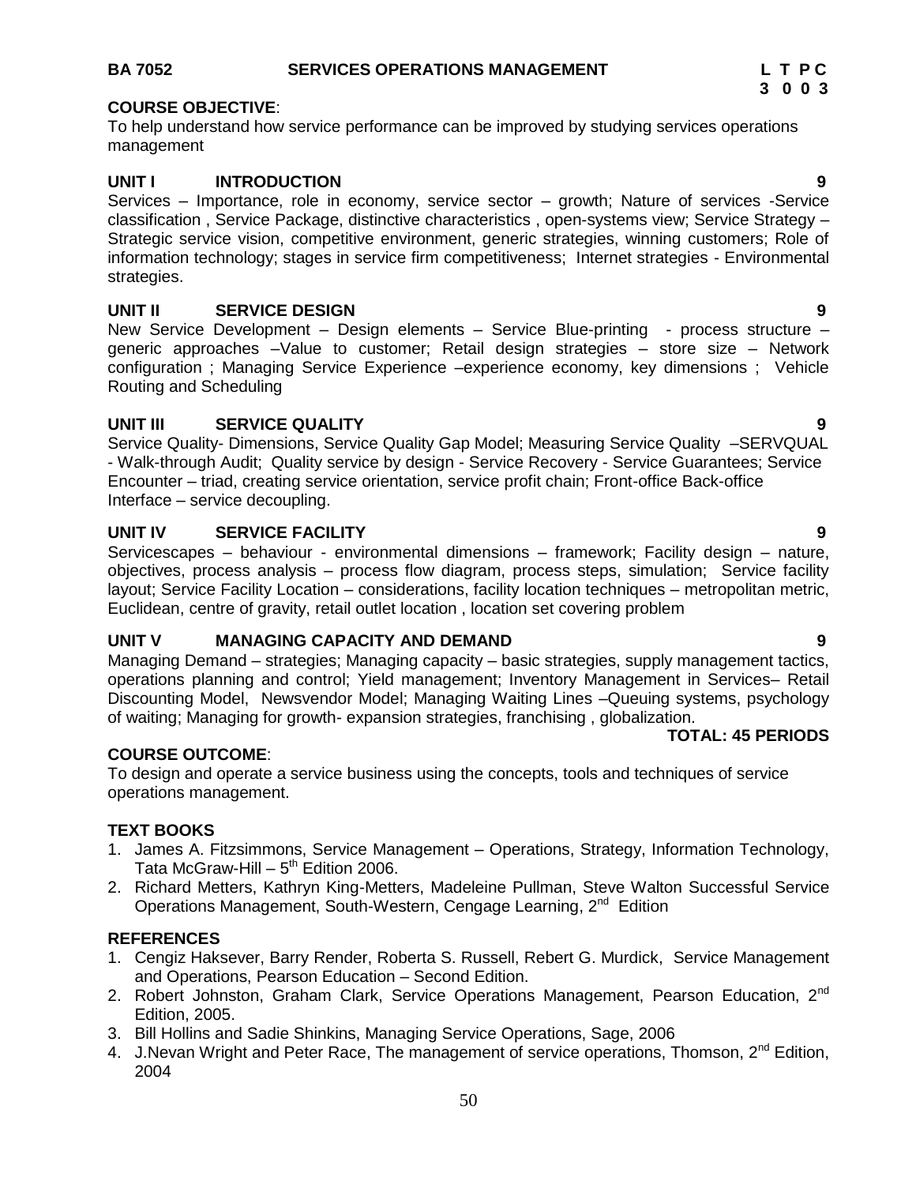**BA 7052　　　　SERVICES OPERATIONS MANAGEMENT　　　　L T P C**
**3 0 0 3**

**COURSE OBJECTIVE**:
To help understand how service performance can be improved by studying services operations management

**UNIT I　　INTRODUCTION　　9**
Services – Importance, role in economy, service sector – growth; Nature of services -Service classification , Service Package, distinctive characteristics , open-systems view; Service Strategy – Strategic service vision, competitive environment, generic strategies, winning customers; Role of information technology; stages in service firm competitiveness; Internet strategies - Environmental strategies.

**UNIT II　　SERVICE DESIGN　　9**
New Service Development – Design elements – Service Blue-printing - process structure – generic approaches –Value to customer; Retail design strategies – store size – Network configuration ; Managing Service Experience –experience economy, key dimensions ; Vehicle Routing and Scheduling

**UNIT III　　SERVICE QUALITY　　9**
Service Quality- Dimensions, Service Quality Gap Model; Measuring Service Quality –SERVQUAL - Walk-through Audit; Quality service by design - Service Recovery - Service Guarantees; Service Encounter – triad, creating service orientation, service profit chain; Front-office Back-office Interface – service decoupling.

**UNIT IV　　SERVICE FACILITY　　9**
Servicescapes – behaviour - environmental dimensions – framework; Facility design – nature, objectives, process analysis – process flow diagram, process steps, simulation; Service facility layout; Service Facility Location – considerations, facility location techniques – metropolitan metric, Euclidean, centre of gravity, retail outlet location , location set covering problem

**UNIT V　　MANAGING CAPACITY AND DEMAND　　9**
Managing Demand – strategies; Managing capacity – basic strategies, supply management tactics, operations planning and control; Yield management; Inventory Management in Services– Retail Discounting Model, Newsvendor Model; Managing Waiting Lines –Queuing systems, psychology of waiting; Managing for growth- expansion strategies, franchising , globalization.

**TOTAL: 45 PERIODS**

**COURSE OUTCOME**:
To design and operate a service business using the concepts, tools and techniques of service operations management.

**TEXT BOOKS**

1. James A. Fitzsimmons, Service Management – Operations, Strategy, Information Technology, Tata McGraw-Hill – 5th Edition 2006.
2. Richard Metters, Kathryn King-Metters, Madeleine Pullman, Steve Walton Successful Service Operations Management, South-Western, Cengage Learning, 2nd Edition

**REFERENCES**

1. Cengiz Haksever, Barry Render, Roberta S. Russell, Robert G. Murdick, Service Management and Operations, Pearson Education – Second Edition.
2. Robert Johnston, Graham Clark, Service Operations Management, Pearson Education, 2nd Edition, 2005.
3. Bill Hollins and Sadie Shinkins, Managing Service Operations, Sage, 2006
4. J.Nevan Wright and Peter Race, The management of service operations, Thomson, 2nd Edition, 2004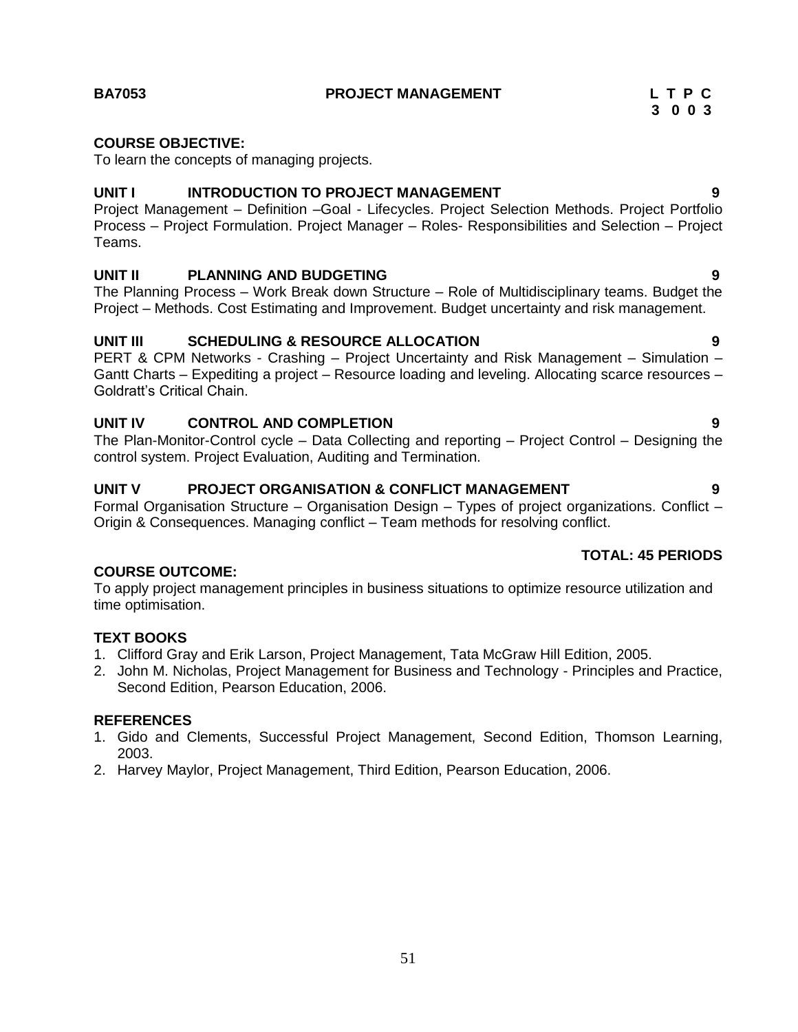**BA7053 PROJECT MANAGEMENT**

| L | T | P | C |
|---|---|---|---|
| 3 | 0 | 0 | 3 |

**COURSE OBJECTIVE:**

To learn the concepts of managing projects.

**UNIT I INTRODUCTION TO PROJECT MANAGEMENT 9**

Project Management – Definition –Goal - Lifecycles. Project Selection Methods. Project Portfolio Process – Project Formulation. Project Manager – Roles- Responsibilities and Selection – Project Teams.

**UNIT II PLANNING AND BUDGETING 9**

The Planning Process – Work Break down Structure – Role of Multidisciplinary teams. Budget the Project – Methods. Cost Estimating and Improvement. Budget uncertainty and risk management.

**UNIT III SCHEDULING & RESOURCE ALLOCATION 9**

PERT & CPM Networks - Crashing – Project Uncertainty and Risk Management – Simulation – Gantt Charts – Expediting a project – Resource loading and leveling. Allocating scarce resources – Goldratt's Critical Chain.

**UNIT IV CONTROL AND COMPLETION 9**

The Plan-Monitor-Control cycle – Data Collecting and reporting – Project Control – Designing the control system. Project Evaluation, Auditing and Termination.

**UNIT V PROJECT ORGANISATION & CONFLICT MANAGEMENT 9**

Formal Organisation Structure – Organisation Design – Types of project organizations. Conflict – Origin & Consequences. Managing conflict – Team methods for resolving conflict.

**TOTAL: 45 PERIODS**

**COURSE OUTCOME:**

To apply project management principles in business situations to optimize resource utilization and time optimisation.

**TEXT BOOKS**

1. Clifford Gray and Erik Larson, Project Management, Tata McGraw Hill Edition, 2005.
2. John M. Nicholas, Project Management for Business and Technology - Principles and Practice, Second Edition, Pearson Education, 2006.

**REFERENCES**

1. Gido and Clements, Successful Project Management, Second Edition, Thomson Learning, 2003.
2. Harvey Maylor, Project Management, Third Edition, Pearson Education, 2006.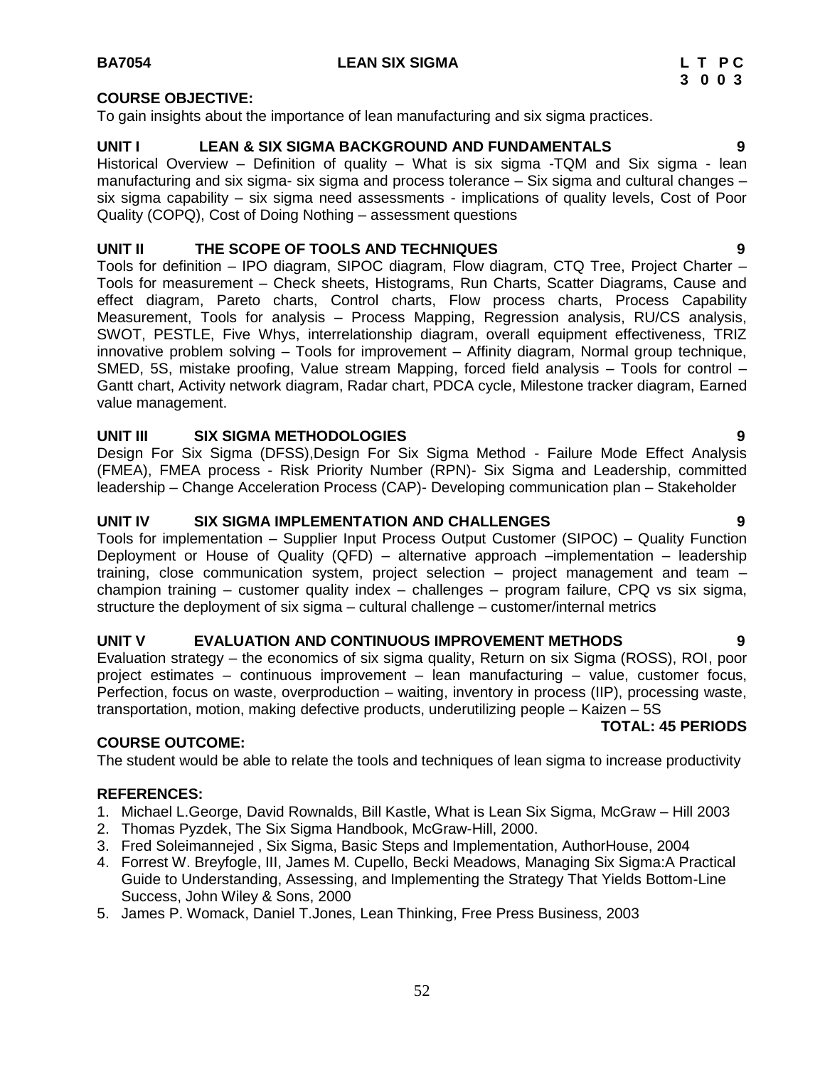**BA7054 LEAN SIX SIGMA**

**L T P C**
**3 0 0 3**

**COURSE OBJECTIVE:**

To gain insights about the importance of lean manufacturing and six sigma practices.

**UNIT I LEAN & SIX SIGMA BACKGROUND AND FUNDAMENTALS 9**

Historical Overview – Definition of quality – What is six sigma -TQM and Six sigma - lean manufacturing and six sigma- six sigma and process tolerance – Six sigma and cultural changes – six sigma capability – six sigma need assessments - implications of quality levels, Cost of Poor Quality (COPQ), Cost of Doing Nothing – assessment questions

**UNIT II THE SCOPE OF TOOLS AND TECHNIQUES 9**

Tools for definition – IPO diagram, SIPOC diagram, Flow diagram, CTQ Tree, Project Charter – Tools for measurement – Check sheets, Histograms, Run Charts, Scatter Diagrams, Cause and effect diagram, Pareto charts, Control charts, Flow process charts, Process Capability Measurement, Tools for analysis – Process Mapping, Regression analysis, RU/CS analysis, SWOT, PESTLE, Five Whys, interrelationship diagram, overall equipment effectiveness, TRIZ innovative problem solving – Tools for improvement – Affinity diagram, Normal group technique, SMED, 5S, mistake proofing, Value stream Mapping, forced field analysis – Tools for control – Gantt chart, Activity network diagram, Radar chart, PDCA cycle, Milestone tracker diagram, Earned value management.

**UNIT III SIX SIGMA METHODOLOGIES 9**

Design For Six Sigma (DFSS),Design For Six Sigma Method - Failure Mode Effect Analysis (FMEA), FMEA process - Risk Priority Number (RPN)- Six Sigma and Leadership, committed leadership – Change Acceleration Process (CAP)- Developing communication plan – Stakeholder

**UNIT IV SIX SIGMA IMPLEMENTATION AND CHALLENGES 9**

Tools for implementation – Supplier Input Process Output Customer (SIPOC) – Quality Function Deployment or House of Quality (QFD) – alternative approach –implementation – leadership training, close communication system, project selection – project management and team – champion training – customer quality index – challenges – program failure, CPQ vs six sigma, structure the deployment of six sigma – cultural challenge – customer/internal metrics

**UNIT V EVALUATION AND CONTINUOUS IMPROVEMENT METHODS 9**

Evaluation strategy – the economics of six sigma quality, Return on six Sigma (ROSS), ROI, poor project estimates – continuous improvement – lean manufacturing – value, customer focus, Perfection, focus on waste, overproduction – waiting, inventory in process (IIP), processing waste, transportation, motion, making defective products, underutilizing people – Kaizen – 5S

**TOTAL: 45 PERIODS**

**COURSE OUTCOME:**

The student would be able to relate the tools and techniques of lean sigma to increase productivity

**REFERENCES:**

1. Michael L.George, David Rownalds, Bill Kastle, What is Lean Six Sigma, McGraw – Hill 2003
2. Thomas Pyzdek, The Six Sigma Handbook, McGraw-Hill, 2000.
3. Fred Soleimannejed , Six Sigma, Basic Steps and Implementation, AuthorHouse, 2004
4. Forrest W. Breyfogle, III, James M. Cupello, Becki Meadows, Managing Six Sigma:A Practical Guide to Understanding, Assessing, and Implementing the Strategy That Yields Bottom-Line Success, John Wiley & Sons, 2000
5. James P. Womack, Daniel T.Jones, Lean Thinking, Free Press Business, 2003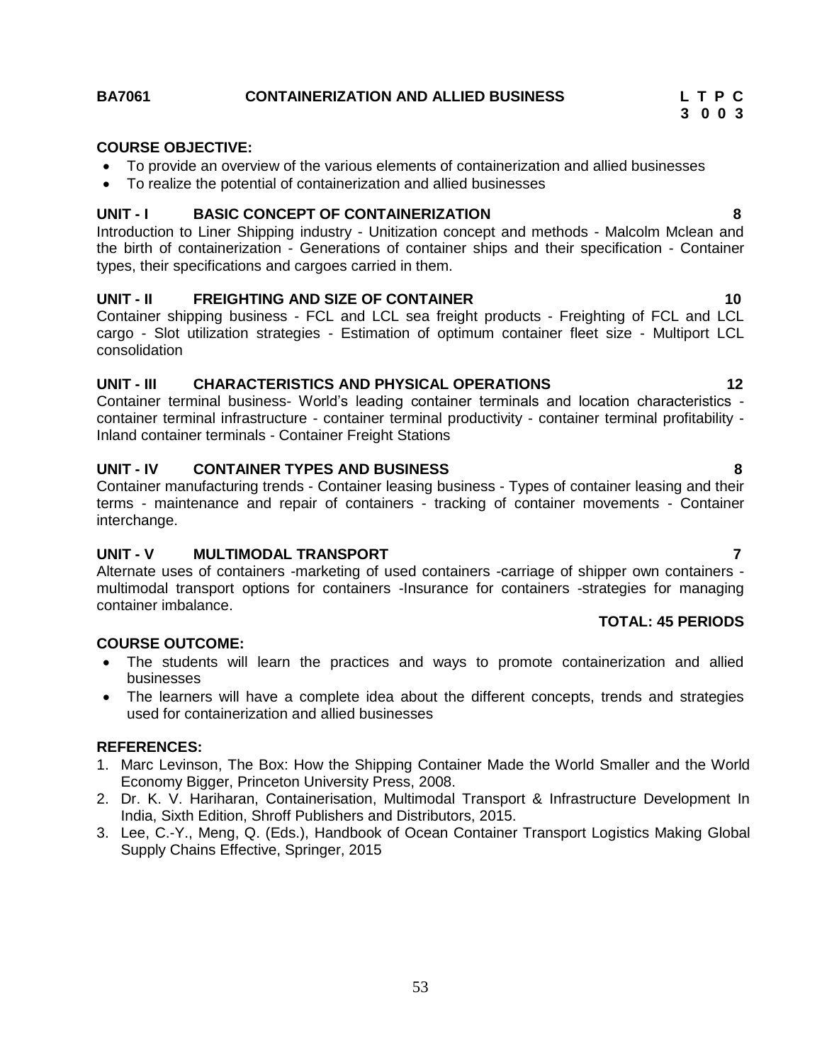## BA7061 CONTAINERIZATION AND ALLIED BUSINESS

| L | T | P | C |
|---|---|---|---|
| 3 | 0 | 0 | 3 |

**COURSE OBJECTIVE:**

- To provide an overview of the various elements of containerization and allied businesses
- To realize the potential of containerization and allied businesses

**UNIT - I BASIC CONCEPT OF CONTAINERIZATION 8**

Introduction to Liner Shipping industry - Unitization concept and methods - Malcolm Mclean and the birth of containerization - Generations of container ships and their specification - Container types, their specifications and cargoes carried in them.

**UNIT - II FREIGHTING AND SIZE OF CONTAINER 10**

Container shipping business - FCL and LCL sea freight products - Freighting of FCL and LCL cargo - Slot utilization strategies - Estimation of optimum container fleet size - Multiport LCL consolidation

**UNIT - III CHARACTERISTICS AND PHYSICAL OPERATIONS 12**

Container terminal business- World's leading container terminals and location characteristics - container terminal infrastructure - container terminal productivity - container terminal profitability - Inland container terminals - Container Freight Stations

**UNIT - IV CONTAINER TYPES AND BUSINESS 8**

Container manufacturing trends - Container leasing business - Types of container leasing and their terms - maintenance and repair of containers - tracking of container movements - Container interchange.

**UNIT - V MULTIMODAL TRANSPORT 7**

Alternate uses of containers -marketing of used containers -carriage of shipper own containers - multimodal transport options for containers -Insurance for containers -strategies for managing container imbalance.

**TOTAL: 45 PERIODS**

**COURSE OUTCOME:**

- The students will learn the practices and ways to promote containerization and allied businesses
- The learners will have a complete idea about the different concepts, trends and strategies used for containerization and allied businesses

**REFERENCES:**

1. Marc Levinson, The Box: How the Shipping Container Made the World Smaller and the World Economy Bigger, Princeton University Press, 2008.
2. Dr. K. V. Hariharan, Containerisation, Multimodal Transport & Infrastructure Development In India, Sixth Edition, Shroff Publishers and Distributors, 2015.
3. Lee, C.-Y., Meng, Q. (Eds.), Handbook of Ocean Container Transport Logistics Making Global Supply Chains Effective, Springer, 2015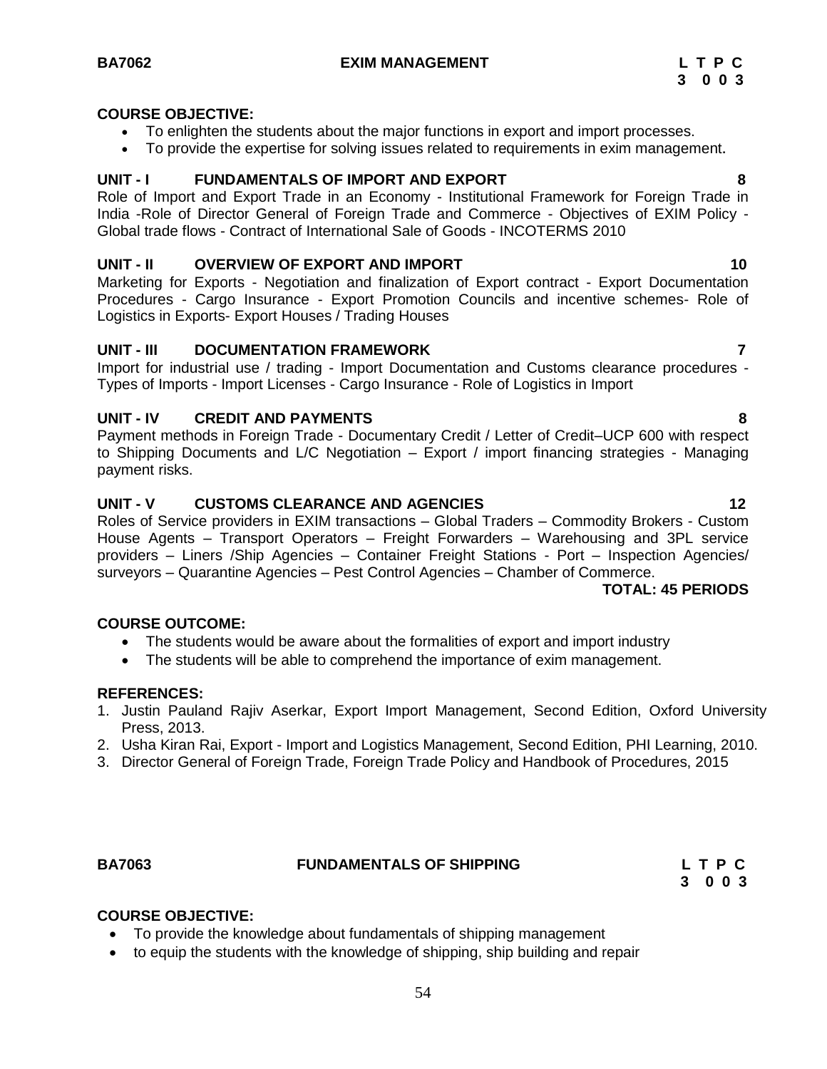**BA7062 EXIM MANAGEMENT L T P C**
**3 0 0 3**

**COURSE OBJECTIVE:**

- To enlighten the students about the major functions in export and import processes.
- To provide the expertise for solving issues related to requirements in exim management.

**UNIT - I FUNDAMENTALS OF IMPORT AND EXPORT 8**

Role of Import and Export Trade in an Economy - Institutional Framework for Foreign Trade in India -Role of Director General of Foreign Trade and Commerce - Objectives of EXIM Policy - Global trade flows - Contract of International Sale of Goods - INCOTERMS 2010

**UNIT - II OVERVIEW OF EXPORT AND IMPORT 10**

Marketing for Exports - Negotiation and finalization of Export contract - Export Documentation Procedures - Cargo Insurance - Export Promotion Councils and incentive schemes- Role of Logistics in Exports- Export Houses / Trading Houses

**UNIT - III DOCUMENTATION FRAMEWORK 7**

Import for industrial use / trading - Import Documentation and Customs clearance procedures - Types of Imports - Import Licenses - Cargo Insurance - Role of Logistics in Import

**UNIT - IV CREDIT AND PAYMENTS 8**

Payment methods in Foreign Trade - Documentary Credit / Letter of Credit–UCP 600 with respect to Shipping Documents and L/C Negotiation – Export / import financing strategies - Managing payment risks.

**UNIT - V CUSTOMS CLEARANCE AND AGENCIES 12**

Roles of Service providers in EXIM transactions – Global Traders – Commodity Brokers - Custom House Agents – Transport Operators – Freight Forwarders – Warehousing and 3PL service providers – Liners /Ship Agencies – Container Freight Stations - Port – Inspection Agencies/ surveyors – Quarantine Agencies – Pest Control Agencies – Chamber of Commerce.

**TOTAL: 45 PERIODS**

**COURSE OUTCOME:**

- The students would be aware about the formalities of export and import industry
- The students will be able to comprehend the importance of exim management.

**REFERENCES:**

1. Justin Pauland Rajiv Aserkar, Export Import Management, Second Edition, Oxford University Press, 2013.
2. Usha Kiran Rai, Export - Import and Logistics Management, Second Edition, PHI Learning, 2010.
3. Director General of Foreign Trade, Foreign Trade Policy and Handbook of Procedures, 2015

**BA7063 FUNDAMENTALS OF SHIPPING L T P C**
**3 0 0 3**

**COURSE OBJECTIVE:**

- To provide the knowledge about fundamentals of shipping management
- to equip the students with the knowledge of shipping, ship building and repair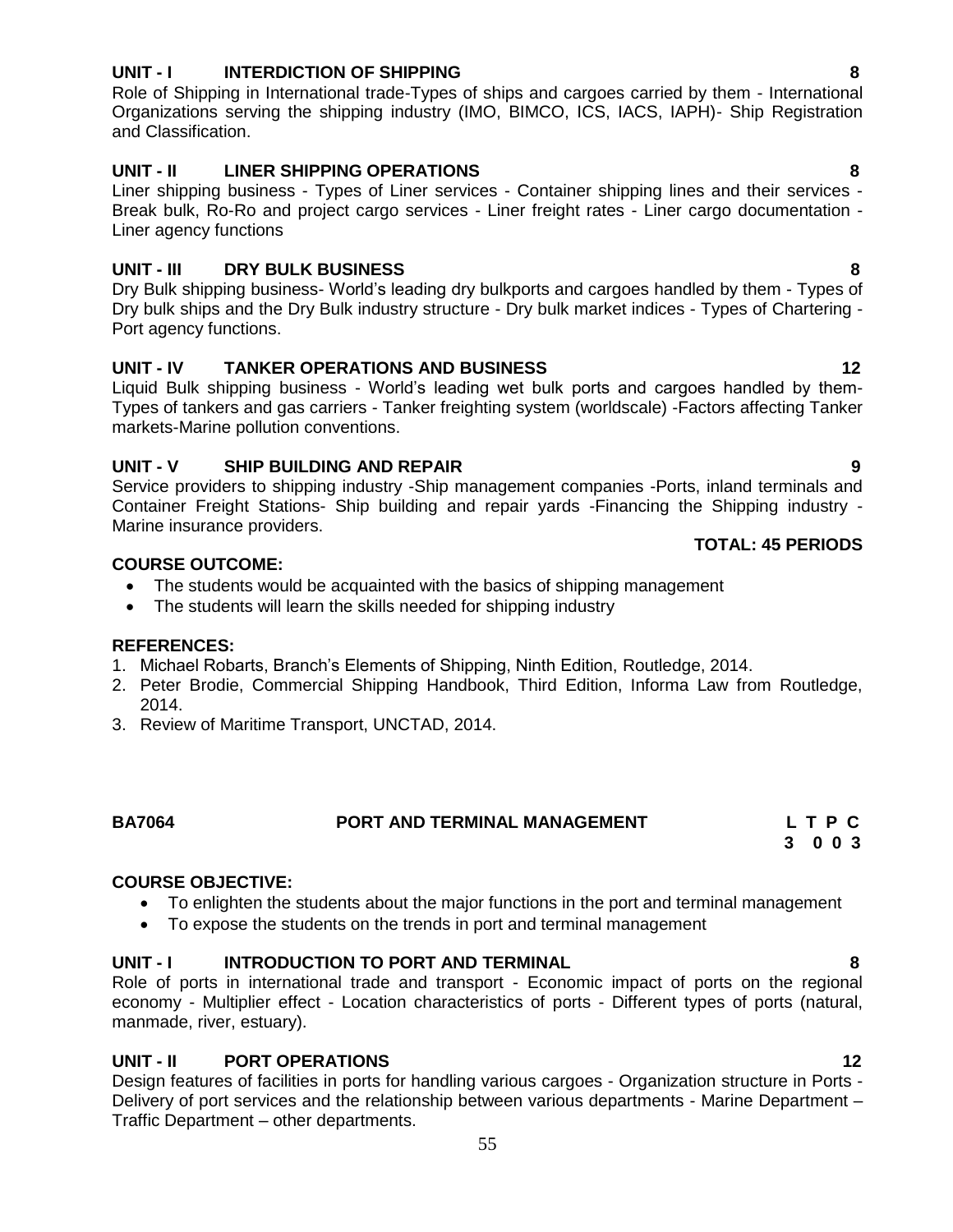**UNIT - I INTERDICTION OF SHIPPING 8**

Role of Shipping in International trade-Types of ships and cargoes carried by them - International Organizations serving the shipping industry (IMO, BIMCO, ICS, IACS, IAPH)- Ship Registration and Classification.

**UNIT - II LINER SHIPPING OPERATIONS 8**

Liner shipping business - Types of Liner services - Container shipping lines and their services - Break bulk, Ro-Ro and project cargo services - Liner freight rates - Liner cargo documentation - Liner agency functions

**UNIT - III DRY BULK BUSINESS 8**

Dry Bulk shipping business- World's leading dry bulkports and cargoes handled by them - Types of Dry bulk ships and the Dry Bulk industry structure - Dry bulk market indices - Types of Chartering - Port agency functions.

**UNIT - IV TANKER OPERATIONS AND BUSINESS 12**

Liquid Bulk shipping business - World's leading wet bulk ports and cargoes handled by them- Types of tankers and gas carriers - Tanker freighting system (worldscale) -Factors affecting Tanker markets-Marine pollution conventions.

**UNIT - V SHIP BUILDING AND REPAIR 9**

Service providers to shipping industry -Ship management companies -Ports, inland terminals and Container Freight Stations- Ship building and repair yards -Financing the Shipping industry - Marine insurance providers.

**TOTAL: 45 PERIODS**

**COURSE OUTCOME:**

- The students would be acquainted with the basics of shipping management
- The students will learn the skills needed for shipping industry

**REFERENCES:**

1. Michael Robarts, Branch's Elements of Shipping, Ninth Edition, Routledge, 2014.
2. Peter Brodie, Commercial Shipping Handbook, Third Edition, Informa Law from Routledge, 2014.
3. Review of Maritime Transport, UNCTAD, 2014.

**BA7064 PORT AND TERMINAL MANAGEMENT**

| L | T | P | C |
|---|---|---|---|
| 3 | 0 | 0 | 3 |

**COURSE OBJECTIVE:**

- To enlighten the students about the major functions in the port and terminal management
- To expose the students on the trends in port and terminal management

**UNIT - I INTRODUCTION TO PORT AND TERMINAL 8**

Role of ports in international trade and transport - Economic impact of ports on the regional economy - Multiplier effect - Location characteristics of ports - Different types of ports (natural, manmade, river, estuary).

**UNIT - II PORT OPERATIONS 12**

Design features of facilities in ports for handling various cargoes - Organization structure in Ports - Delivery of port services and the relationship between various departments - Marine Department – Traffic Department – other departments.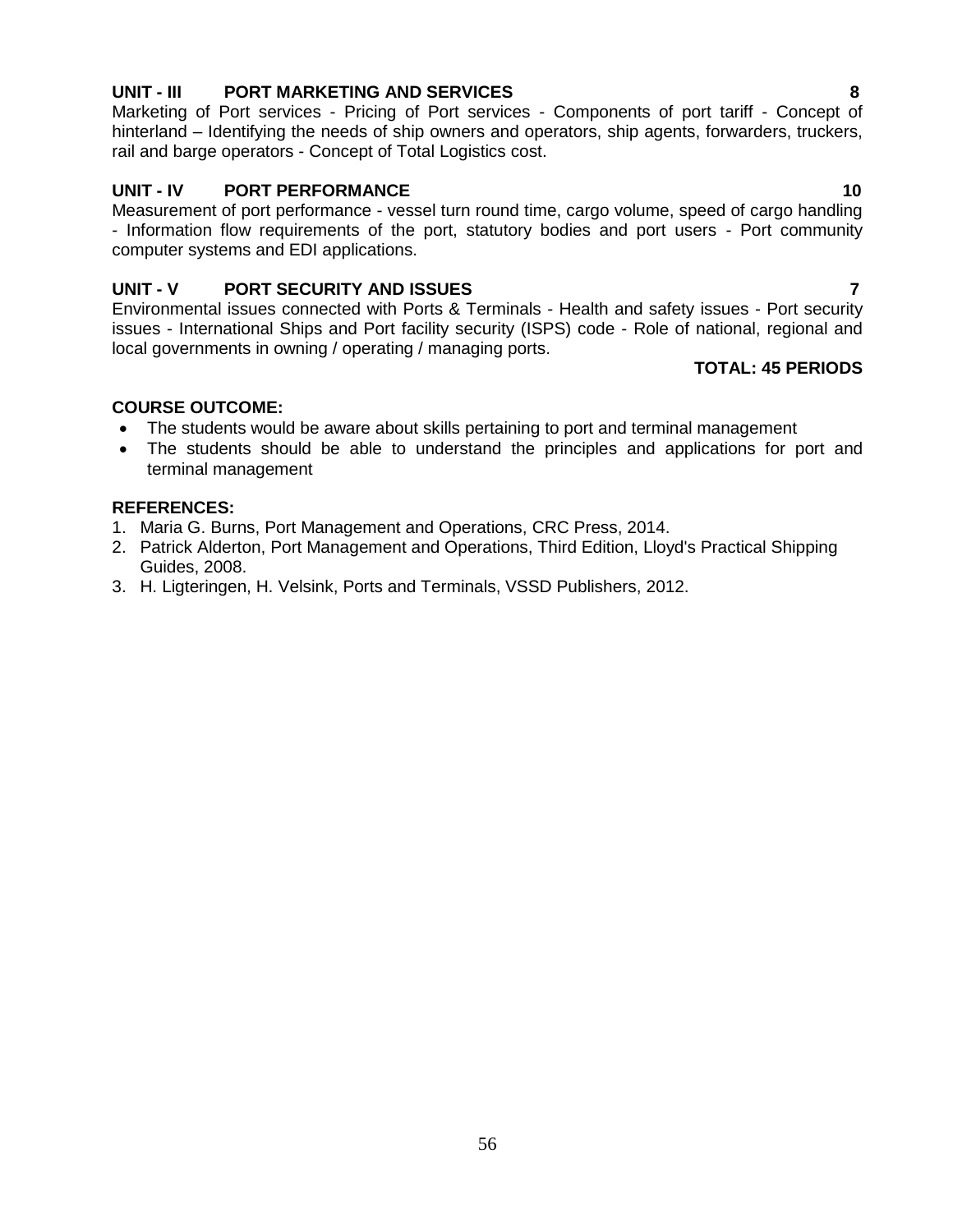**UNIT - III PORT MARKETING AND SERVICES 8**

Marketing of Port services - Pricing of Port services - Components of port tariff - Concept of hinterland – Identifying the needs of ship owners and operators, ship agents, forwarders, truckers, rail and barge operators - Concept of Total Logistics cost.

**UNIT - IV PORT PERFORMANCE 10**

Measurement of port performance - vessel turn round time, cargo volume, speed of cargo handling - Information flow requirements of the port, statutory bodies and port users - Port community computer systems and EDI applications.

**UNIT - V PORT SECURITY AND ISSUES 7**

Environmental issues connected with Ports & Terminals - Health and safety issues - Port security issues - International Ships and Port facility security (ISPS) code - Role of national, regional and local governments in owning / operating / managing ports.

**TOTAL: 45 PERIODS**

**COURSE OUTCOME:**

- The students would be aware about skills pertaining to port and terminal management
- The students should be able to understand the principles and applications for port and terminal management

**REFERENCES:**

1. Maria G. Burns, Port Management and Operations, CRC Press, 2014.
2. Patrick Alderton, Port Management and Operations, Third Edition, Lloyd's Practical Shipping Guides, 2008.
3. H. Ligteringen, H. Velsink, Ports and Terminals, VSSD Publishers, 2012.